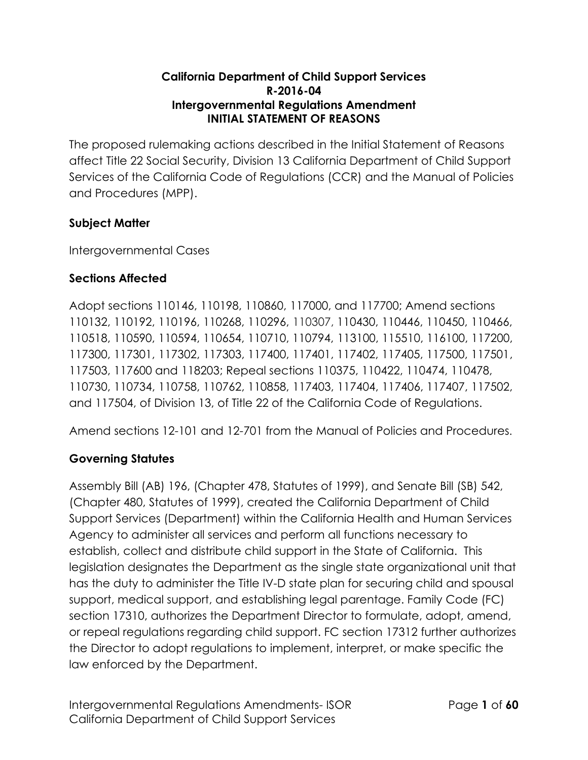**California Department of Child Support Services**
**R-2016-04**
**Intergovernmental Regulations Amendment**
**INITIAL STATEMENT OF REASONS**

The proposed rulemaking actions described in the Initial Statement of Reasons affect Title 22 Social Security, Division 13 California Department of Child Support Services of the California Code of Regulations (CCR) and the Manual of Policies and Procedures (MPP).

## Subject Matter

Intergovernmental Cases

## Sections Affected

Adopt sections 110146, 110198, 110860, 117000, and 117700; Amend sections 110132, 110192, 110196, 110268, 110296, 110307, 110430, 110446, 110450, 110466, 110518, 110590, 110594, 110654, 110710, 110794, 113100, 115510, 116100, 117200, 117300, 117301, 117302, 117303, 117400, 117401, 117402, 117405, 117500, 117501, 117503, 117600 and 118203; Repeal sections 110375, 110422, 110474, 110478, 110730, 110734, 110758, 110762, 110858, 117403, 117404, 117406, 117407, 117502, and 117504, of Division 13, of Title 22 of the California Code of Regulations.

Amend sections 12-101 and 12-701 from the Manual of Policies and Procedures.

## Governing Statutes

Assembly Bill (AB) 196, (Chapter 478, Statutes of 1999), and Senate Bill (SB) 542, (Chapter 480, Statutes of 1999), created the California Department of Child Support Services (Department) within the California Health and Human Services Agency to administer all services and perform all functions necessary to establish, collect and distribute child support in the State of California. This legislation designates the Department as the single state organizational unit that has the duty to administer the Title IV-D state plan for securing child and spousal support, medical support, and establishing legal parentage. Family Code (FC) section 17310, authorizes the Department Director to formulate, adopt, amend, or repeal regulations regarding child support. FC section 17312 further authorizes the Director to adopt regulations to implement, interpret, or make specific the law enforced by the Department.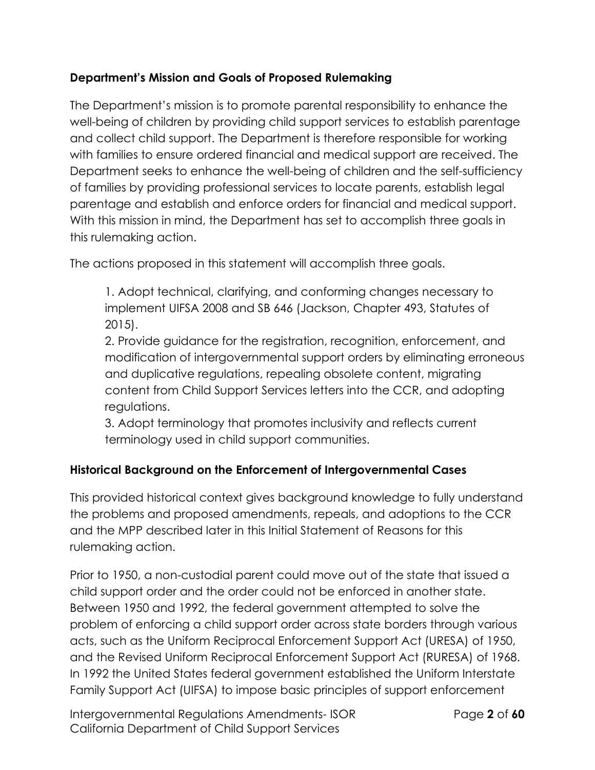**Department's Mission and Goals of Proposed Rulemaking**

The Department's mission is to promote parental responsibility to enhance the well-being of children by providing child support services to establish parentage and collect child support. The Department is therefore responsible for working with families to ensure ordered financial and medical support are received. The Department seeks to enhance the well-being of children and the self-sufficiency of families by providing professional services to locate parents, establish legal parentage and establish and enforce orders for financial and medical support. With this mission in mind, the Department has set to accomplish three goals in this rulemaking action.

The actions proposed in this statement will accomplish three goals.

1. Adopt technical, clarifying, and conforming changes necessary to implement UIFSA 2008 and SB 646 (Jackson, Chapter 493, Statutes of 2015).
2. Provide guidance for the registration, recognition, enforcement, and modification of intergovernmental support orders by eliminating erroneous and duplicative regulations, repealing obsolete content, migrating content from Child Support Services letters into the CCR, and adopting regulations.
3. Adopt terminology that promotes inclusivity and reflects current terminology used in child support communities.

**Historical Background on the Enforcement of Intergovernmental Cases**

This provided historical context gives background knowledge to fully understand the problems and proposed amendments, repeals, and adoptions to the CCR and the MPP described later in this Initial Statement of Reasons for this rulemaking action.

Prior to 1950, a non-custodial parent could move out of the state that issued a child support order and the order could not be enforced in another state. Between 1950 and 1992, the federal government attempted to solve the problem of enforcing a child support order across state borders through various acts, such as the Uniform Reciprocal Enforcement Support Act (URESA) of 1950, and the Revised Uniform Reciprocal Enforcement Support Act (RURESA) of 1968. In 1992 the United States federal government established the Uniform Interstate Family Support Act (UIFSA) to impose basic principles of support enforcement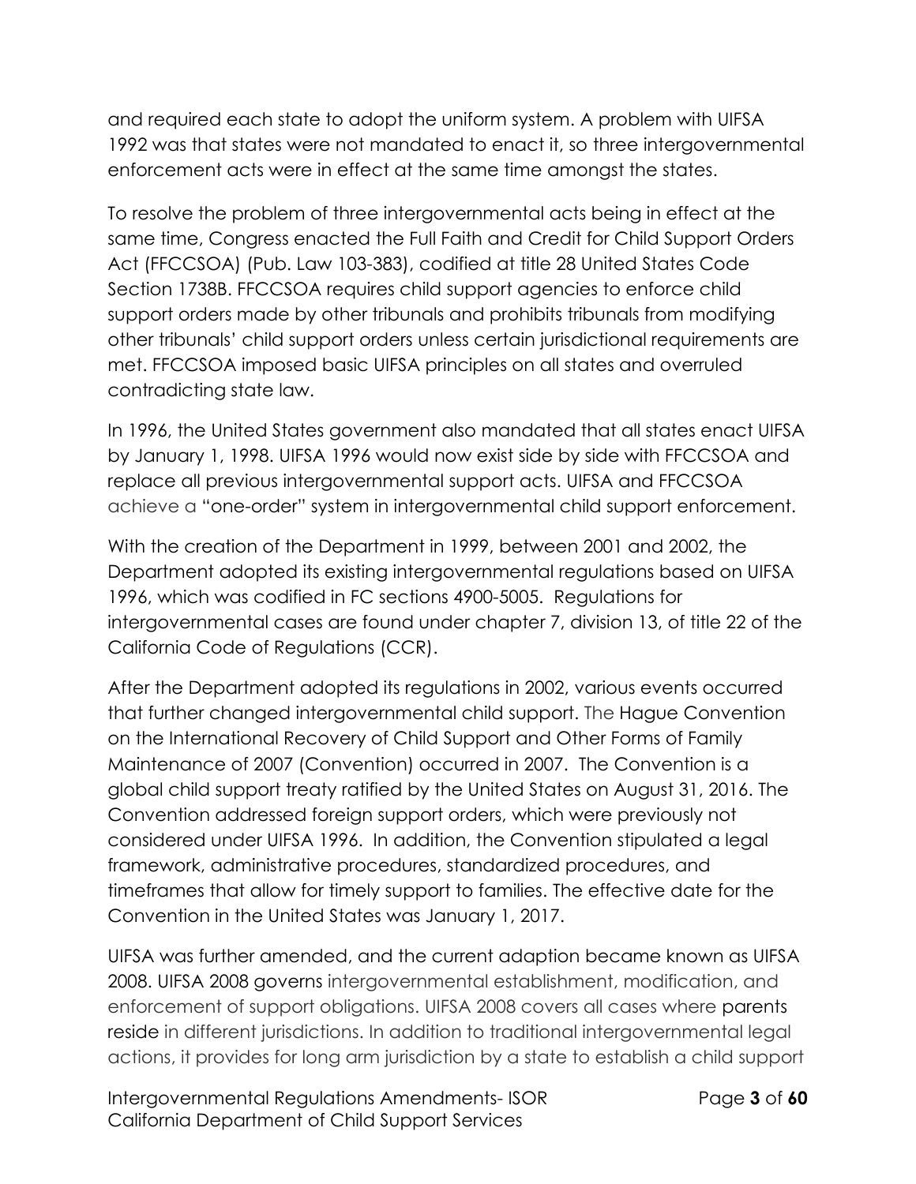and required each state to adopt the uniform system. A problem with UIFSA 1992 was that states were not mandated to enact it, so three intergovernmental enforcement acts were in effect at the same time amongst the states.

To resolve the problem of three intergovernmental acts being in effect at the same time, Congress enacted the Full Faith and Credit for Child Support Orders Act (FFCCSOA) (Pub. Law 103-383), codified at title 28 United States Code Section 1738B. FFCCSOA requires child support agencies to enforce child support orders made by other tribunals and prohibits tribunals from modifying other tribunals' child support orders unless certain jurisdictional requirements are met. FFCCSOA imposed basic UIFSA principles on all states and overruled contradicting state law.

In 1996, the United States government also mandated that all states enact UIFSA by January 1, 1998. UIFSA 1996 would now exist side by side with FFCCSOA and replace all previous intergovernmental support acts. UIFSA and FFCCSOA achieve a "one-order" system in intergovernmental child support enforcement.

With the creation of the Department in 1999, between 2001 and 2002, the Department adopted its existing intergovernmental regulations based on UIFSA 1996, which was codified in FC sections 4900-5005. Regulations for intergovernmental cases are found under chapter 7, division 13, of title 22 of the California Code of Regulations (CCR).

After the Department adopted its regulations in 2002, various events occurred that further changed intergovernmental child support. The Hague Convention on the International Recovery of Child Support and Other Forms of Family Maintenance of 2007 (Convention) occurred in 2007. The Convention is a global child support treaty ratified by the United States on August 31, 2016. The Convention addressed foreign support orders, which were previously not considered under UIFSA 1996. In addition, the Convention stipulated a legal framework, administrative procedures, standardized procedures, and timeframes that allow for timely support to families. The effective date for the Convention in the United States was January 1, 2017.

UIFSA was further amended, and the current adaption became known as UIFSA 2008. UIFSA 2008 governs intergovernmental establishment, modification, and enforcement of support obligations. UIFSA 2008 covers all cases where parents reside in different jurisdictions. In addition to traditional intergovernmental legal actions, it provides for long arm jurisdiction by a state to establish a child support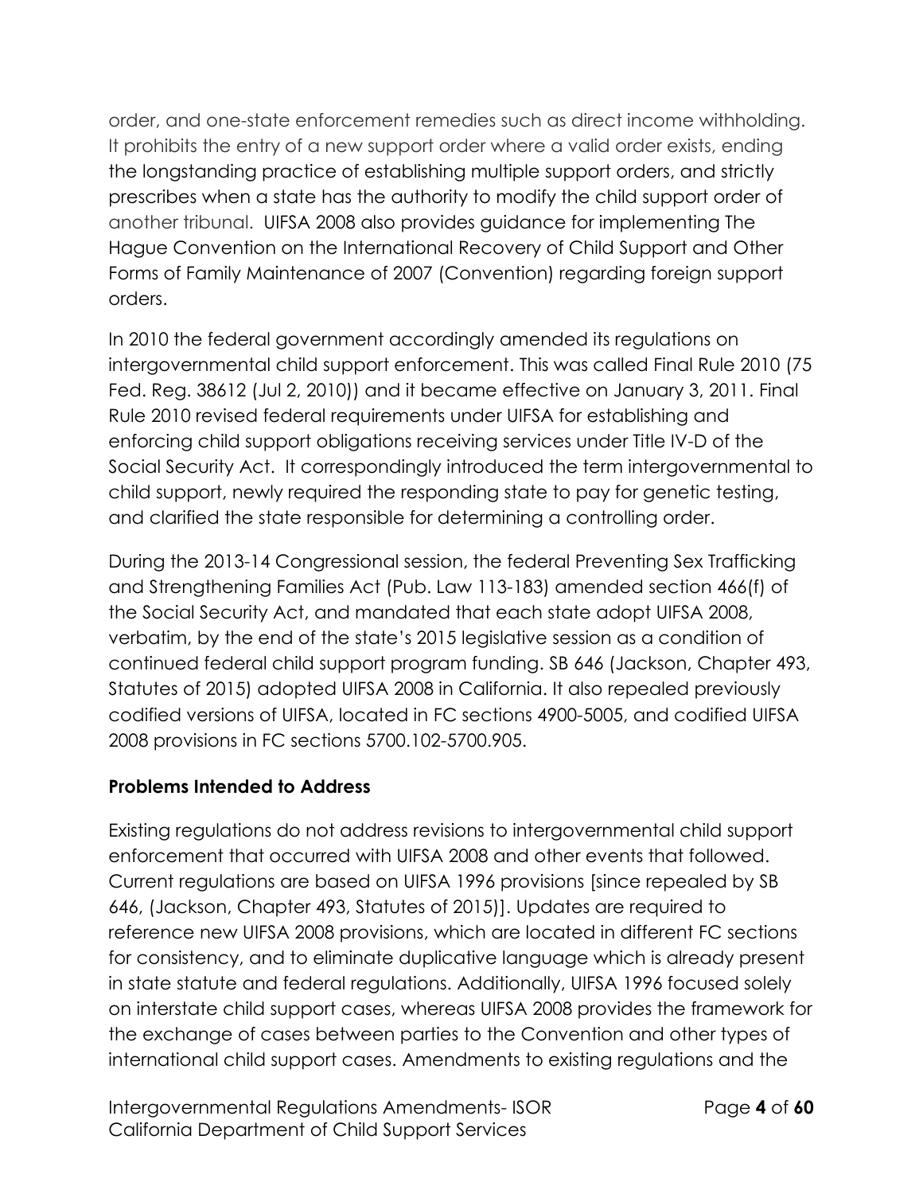order, and one-state enforcement remedies such as direct income withholding. It prohibits the entry of a new support order where a valid order exists, ending the longstanding practice of establishing multiple support orders, and strictly prescribes when a state has the authority to modify the child support order of another tribunal. UIFSA 2008 also provides guidance for implementing The Hague Convention on the International Recovery of Child Support and Other Forms of Family Maintenance of 2007 (Convention) regarding foreign support orders.

In 2010 the federal government accordingly amended its regulations on intergovernmental child support enforcement. This was called Final Rule 2010 (75 Fed. Reg. 38612 (Jul 2, 2010)) and it became effective on January 3, 2011. Final Rule 2010 revised federal requirements under UIFSA for establishing and enforcing child support obligations receiving services under Title IV-D of the Social Security Act. It correspondingly introduced the term intergovernmental to child support, newly required the responding state to pay for genetic testing, and clarified the state responsible for determining a controlling order.

During the 2013-14 Congressional session, the federal Preventing Sex Trafficking and Strengthening Families Act (Pub. Law 113-183) amended section 466(f) of the Social Security Act, and mandated that each state adopt UIFSA 2008, verbatim, by the end of the state's 2015 legislative session as a condition of continued federal child support program funding. SB 646 (Jackson, Chapter 493, Statutes of 2015) adopted UIFSA 2008 in California. It also repealed previously codified versions of UIFSA, located in FC sections 4900-5005, and codified UIFSA 2008 provisions in FC sections 5700.102-5700.905.

**Problems Intended to Address**

Existing regulations do not address revisions to intergovernmental child support enforcement that occurred with UIFSA 2008 and other events that followed. Current regulations are based on UIFSA 1996 provisions [since repealed by SB 646, (Jackson, Chapter 493, Statutes of 2015)]. Updates are required to reference new UIFSA 2008 provisions, which are located in different FC sections for consistency, and to eliminate duplicative language which is already present in state statute and federal regulations. Additionally, UIFSA 1996 focused solely on interstate child support cases, whereas UIFSA 2008 provides the framework for the exchange of cases between parties to the Convention and other types of international child support cases. Amendments to existing regulations and the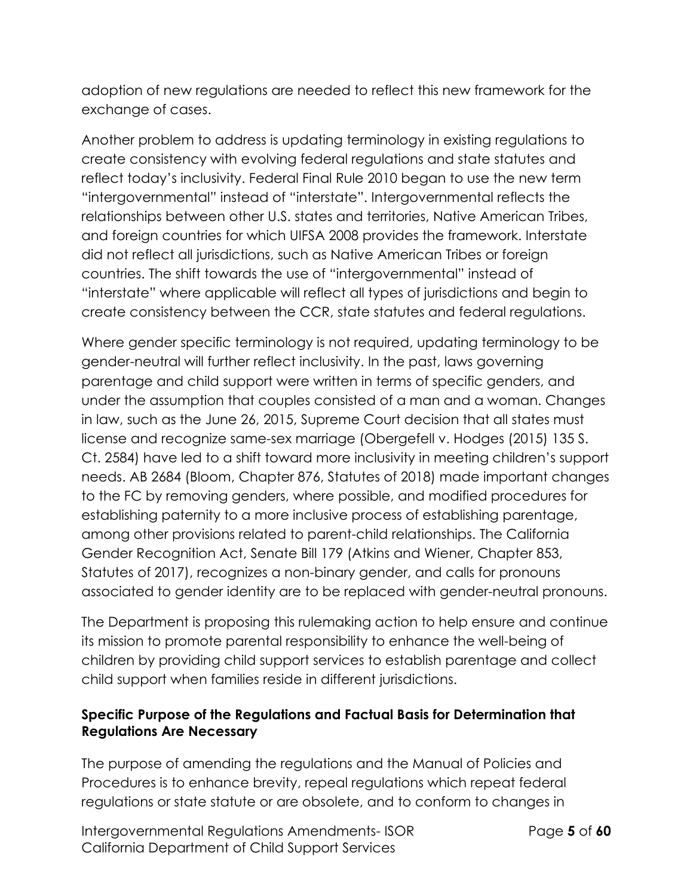adoption of new regulations are needed to reflect this new framework for the exchange of cases.

Another problem to address is updating terminology in existing regulations to create consistency with evolving federal regulations and state statutes and reflect today's inclusivity. Federal Final Rule 2010 began to use the new term "intergovernmental" instead of "interstate". Intergovernmental reflects the relationships between other U.S. states and territories, Native American Tribes, and foreign countries for which UIFSA 2008 provides the framework. Interstate did not reflect all jurisdictions, such as Native American Tribes or foreign countries. The shift towards the use of "intergovernmental" instead of "interstate" where applicable will reflect all types of jurisdictions and begin to create consistency between the CCR, state statutes and federal regulations.

Where gender specific terminology is not required, updating terminology to be gender-neutral will further reflect inclusivity. In the past, laws governing parentage and child support were written in terms of specific genders, and under the assumption that couples consisted of a man and a woman. Changes in law, such as the June 26, 2015, Supreme Court decision that all states must license and recognize same-sex marriage (Obergefell v. Hodges (2015) 135 S. Ct. 2584) have led to a shift toward more inclusivity in meeting children's support needs. AB 2684 (Bloom, Chapter 876, Statutes of 2018) made important changes to the FC by removing genders, where possible, and modified procedures for establishing paternity to a more inclusive process of establishing parentage, among other provisions related to parent-child relationships. The California Gender Recognition Act, Senate Bill 179 (Atkins and Wiener, Chapter 853, Statutes of 2017), recognizes a non-binary gender, and calls for pronouns associated to gender identity are to be replaced with gender-neutral pronouns.

The Department is proposing this rulemaking action to help ensure and continue its mission to promote parental responsibility to enhance the well-being of children by providing child support services to establish parentage and collect child support when families reside in different jurisdictions.

### Specific Purpose of the Regulations and Factual Basis for Determination that Regulations Are Necessary

The purpose of amending the regulations and the Manual of Policies and Procedures is to enhance brevity, repeal regulations which repeat federal regulations or state statute or are obsolete, and to conform to changes in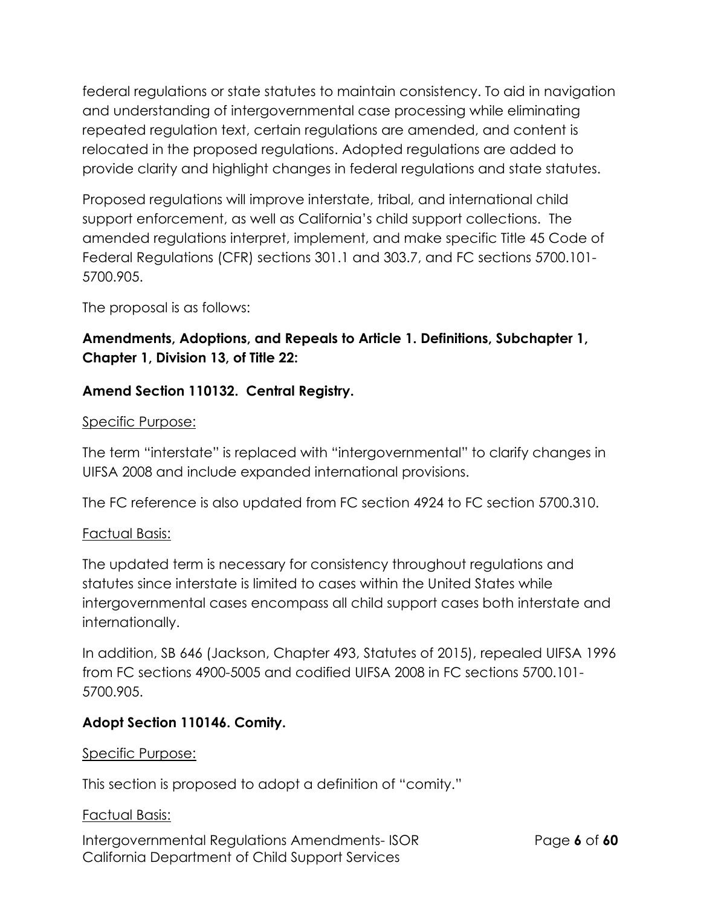federal regulations or state statutes to maintain consistency. To aid in navigation and understanding of intergovernmental case processing while eliminating repeated regulation text, certain regulations are amended, and content is relocated in the proposed regulations. Adopted regulations are added to provide clarity and highlight changes in federal regulations and state statutes.

Proposed regulations will improve interstate, tribal, and international child support enforcement, as well as California's child support collections. The amended regulations interpret, implement, and make specific Title 45 Code of Federal Regulations (CFR) sections 301.1 and 303.7, and FC sections 5700.101-5700.905.

The proposal is as follows:

**Amendments, Adoptions, and Repeals to Article 1. Definitions, Subchapter 1, Chapter 1, Division 13, of Title 22:**

**Amend Section 110132. Central Registry.**

Specific Purpose:

The term "interstate" is replaced with "intergovernmental" to clarify changes in UIFSA 2008 and include expanded international provisions.

The FC reference is also updated from FC section 4924 to FC section 5700.310.

Factual Basis:

The updated term is necessary for consistency throughout regulations and statutes since interstate is limited to cases within the United States while intergovernmental cases encompass all child support cases both interstate and internationally.

In addition, SB 646 (Jackson, Chapter 493, Statutes of 2015), repealed UIFSA 1996 from FC sections 4900-5005 and codified UIFSA 2008 in FC sections 5700.101-5700.905.

**Adopt Section 110146. Comity.**

Specific Purpose:

This section is proposed to adopt a definition of "comity."

Factual Basis: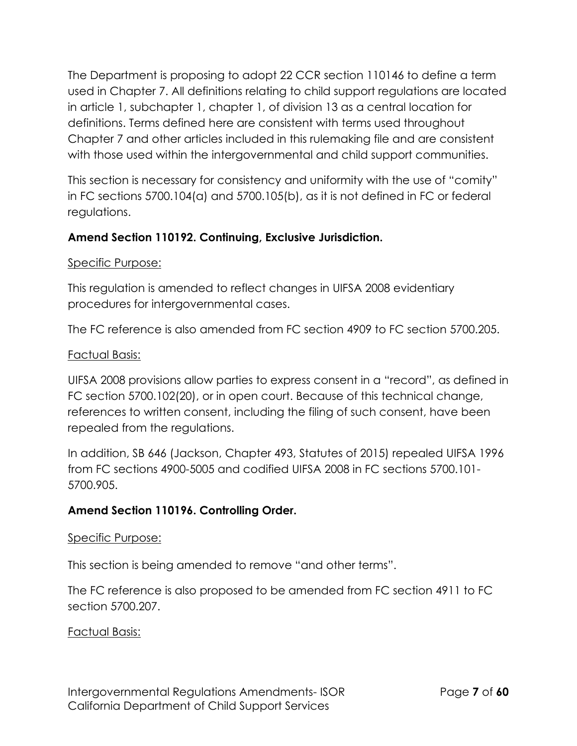The Department is proposing to adopt 22 CCR section 110146 to define a term used in Chapter 7. All definitions relating to child support regulations are located in article 1, subchapter 1, chapter 1, of division 13 as a central location for definitions. Terms defined here are consistent with terms used throughout Chapter 7 and other articles included in this rulemaking file and are consistent with those used within the intergovernmental and child support communities.

This section is necessary for consistency and uniformity with the use of "comity" in FC sections 5700.104(a) and 5700.105(b), as it is not defined in FC or federal regulations.

**Amend Section 110192. Continuing, Exclusive Jurisdiction.**

Specific Purpose:

This regulation is amended to reflect changes in UIFSA 2008 evidentiary procedures for intergovernmental cases.

The FC reference is also amended from FC section 4909 to FC section 5700.205.

Factual Basis:

UIFSA 2008 provisions allow parties to express consent in a "record", as defined in FC section 5700.102(20), or in open court. Because of this technical change, references to written consent, including the filing of such consent, have been repealed from the regulations.

In addition, SB 646 (Jackson, Chapter 493, Statutes of 2015) repealed UIFSA 1996 from FC sections 4900-5005 and codified UIFSA 2008 in FC sections 5700.101-5700.905.

**Amend Section 110196. Controlling Order.**

Specific Purpose:

This section is being amended to remove "and other terms".

The FC reference is also proposed to be amended from FC section 4911 to FC section 5700.207.

Factual Basis: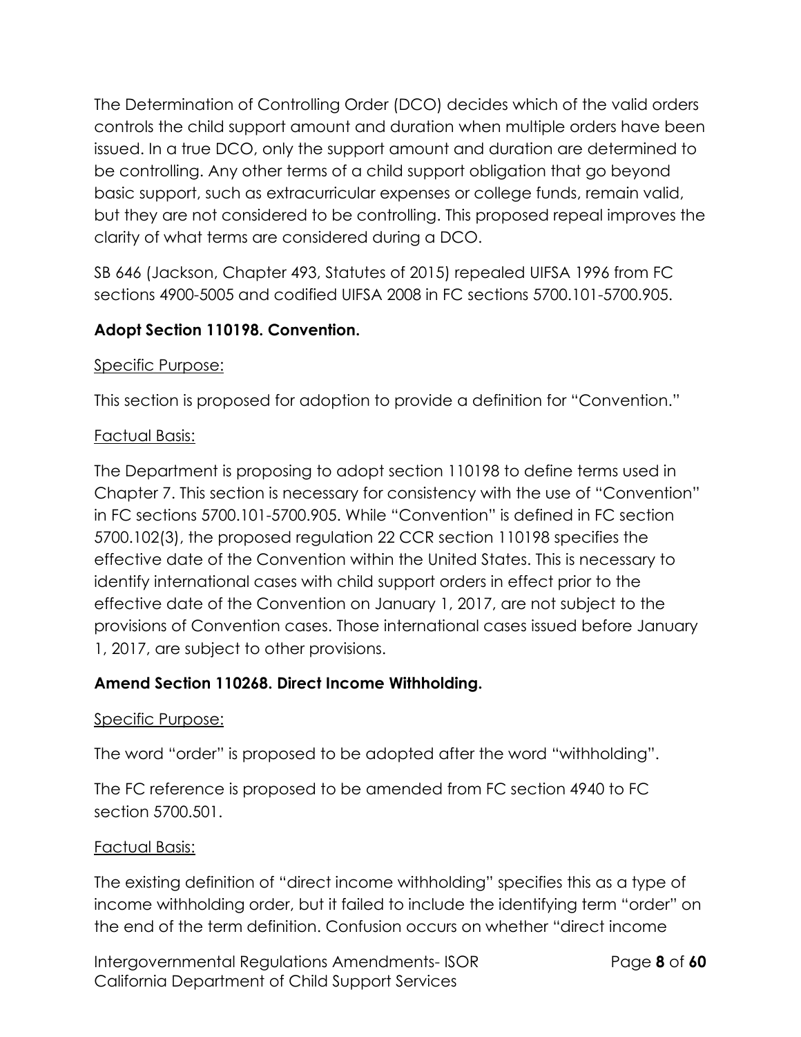The Determination of Controlling Order (DCO) decides which of the valid orders controls the child support amount and duration when multiple orders have been issued. In a true DCO, only the support amount and duration are determined to be controlling. Any other terms of a child support obligation that go beyond basic support, such as extracurricular expenses or college funds, remain valid, but they are not considered to be controlling. This proposed repeal improves the clarity of what terms are considered during a DCO.

SB 646 (Jackson, Chapter 493, Statutes of 2015) repealed UIFSA 1996 from FC sections 4900-5005 and codified UIFSA 2008 in FC sections 5700.101-5700.905.

**Adopt Section 110198. Convention.**

Specific Purpose:

This section is proposed for adoption to provide a definition for "Convention."

Factual Basis:

The Department is proposing to adopt section 110198 to define terms used in Chapter 7. This section is necessary for consistency with the use of "Convention" in FC sections 5700.101-5700.905. While "Convention" is defined in FC section 5700.102(3), the proposed regulation 22 CCR section 110198 specifies the effective date of the Convention within the United States. This is necessary to identify international cases with child support orders in effect prior to the effective date of the Convention on January 1, 2017, are not subject to the provisions of Convention cases. Those international cases issued before January 1, 2017, are subject to other provisions.

**Amend Section 110268. Direct Income Withholding.**

Specific Purpose:

The word "order" is proposed to be adopted after the word "withholding".

The FC reference is proposed to be amended from FC section 4940 to FC section 5700.501.

Factual Basis:

The existing definition of "direct income withholding" specifies this as a type of income withholding order, but it failed to include the identifying term "order" on the end of the term definition. Confusion occurs on whether "direct income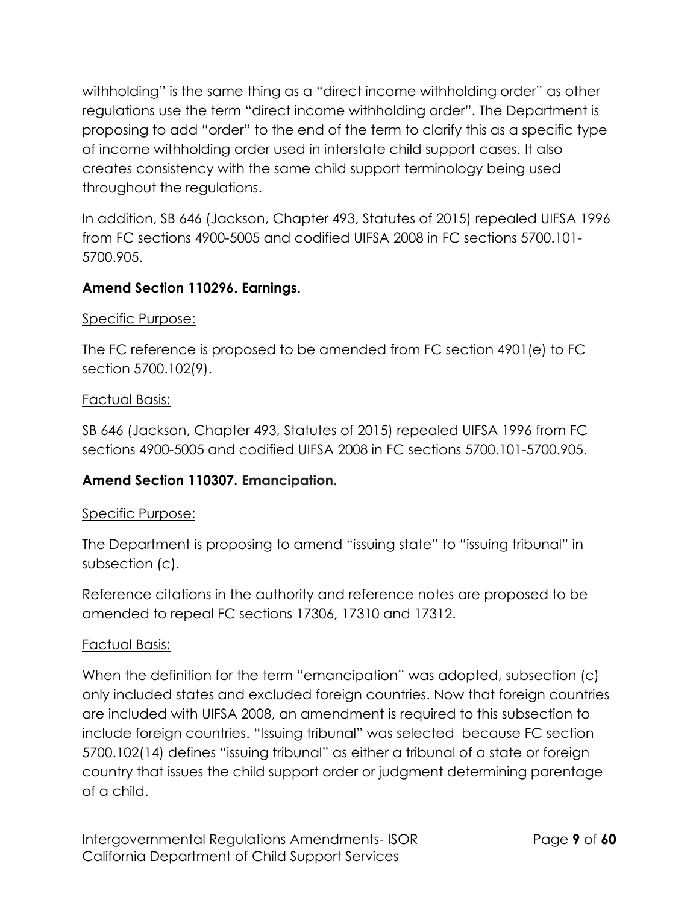withholding" is the same thing as a "direct income withholding order" as other regulations use the term "direct income withholding order". The Department is proposing to add "order" to the end of the term to clarify this as a specific type of income withholding order used in interstate child support cases. It also creates consistency with the same child support terminology being used throughout the regulations.

In addition, SB 646 (Jackson, Chapter 493, Statutes of 2015) repealed UIFSA 1996 from FC sections 4900-5005 and codified UIFSA 2008 in FC sections 5700.101-5700.905.

**Amend Section 110296. Earnings.**

Specific Purpose:

The FC reference is proposed to be amended from FC section 4901(e) to FC section 5700.102(9).

Factual Basis:

SB 646 (Jackson, Chapter 493, Statutes of 2015) repealed UIFSA 1996 from FC sections 4900-5005 and codified UIFSA 2008 in FC sections 5700.101-5700.905.

**Amend Section 110307. Emancipation.**

Specific Purpose:

The Department is proposing to amend "issuing state" to "issuing tribunal" in subsection (c).

Reference citations in the authority and reference notes are proposed to be amended to repeal FC sections 17306, 17310 and 17312.

Factual Basis:

When the definition for the term "emancipation" was adopted, subsection (c) only included states and excluded foreign countries. Now that foreign countries are included with UIFSA 2008, an amendment is required to this subsection to include foreign countries. "Issuing tribunal" was selected because FC section 5700.102(14) defines "issuing tribunal" as either a tribunal of a state or foreign country that issues the child support order or judgment determining parentage of a child.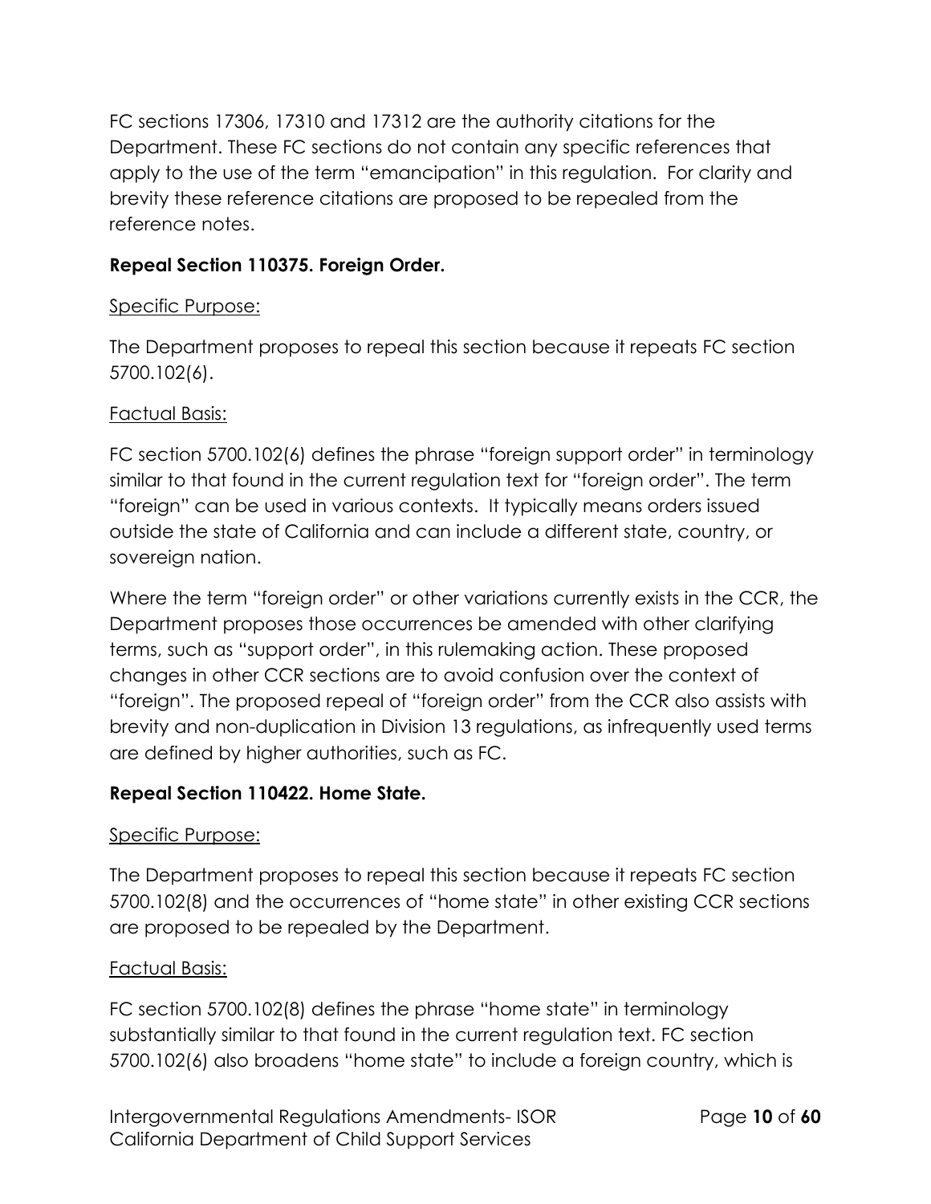FC sections 17306, 17310 and 17312 are the authority citations for the Department. These FC sections do not contain any specific references that apply to the use of the term "emancipation" in this regulation. For clarity and brevity these reference citations are proposed to be repealed from the reference notes.

**Repeal Section 110375. Foreign Order.**

Specific Purpose:

The Department proposes to repeal this section because it repeats FC section 5700.102(6).

Factual Basis:

FC section 5700.102(6) defines the phrase "foreign support order" in terminology similar to that found in the current regulation text for "foreign order". The term "foreign" can be used in various contexts. It typically means orders issued outside the state of California and can include a different state, country, or sovereign nation.

Where the term "foreign order" or other variations currently exists in the CCR, the Department proposes those occurrences be amended with other clarifying terms, such as "support order", in this rulemaking action. These proposed changes in other CCR sections are to avoid confusion over the context of "foreign". The proposed repeal of "foreign order" from the CCR also assists with brevity and non-duplication in Division 13 regulations, as infrequently used terms are defined by higher authorities, such as FC.

**Repeal Section 110422. Home State.**

Specific Purpose:

The Department proposes to repeal this section because it repeats FC section 5700.102(8) and the occurrences of "home state" in other existing CCR sections are proposed to be repealed by the Department.

Factual Basis:

FC section 5700.102(8) defines the phrase "home state" in terminology substantially similar to that found in the current regulation text. FC section 5700.102(6) also broadens "home state" to include a foreign country, which is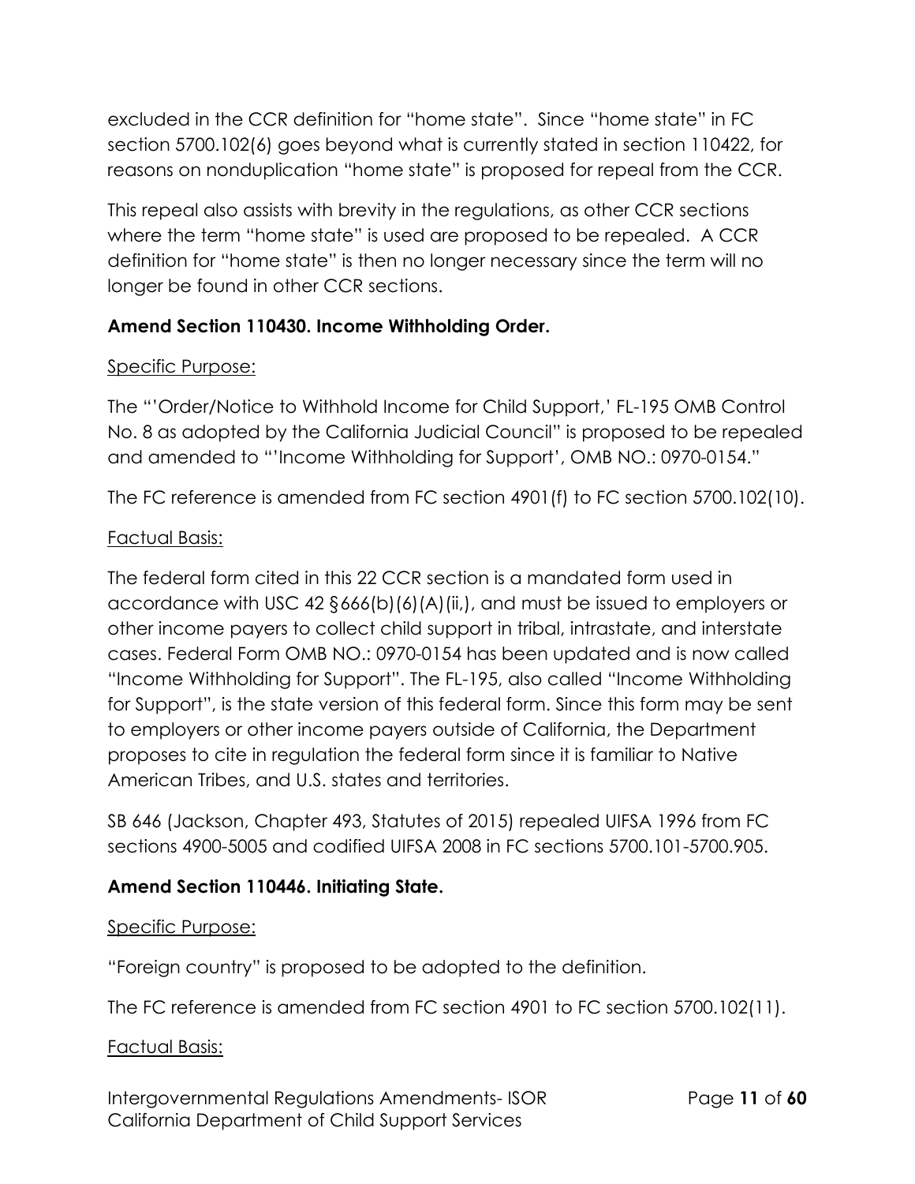excluded in the CCR definition for "home state". Since "home state" in FC section 5700.102(6) goes beyond what is currently stated in section 110422, for reasons on nonduplication "home state" is proposed for repeal from the CCR.

This repeal also assists with brevity in the regulations, as other CCR sections where the term "home state" is used are proposed to be repealed. A CCR definition for "home state" is then no longer necessary since the term will no longer be found in other CCR sections.

**Amend Section 110430. Income Withholding Order.**

Specific Purpose:

The "'Order/Notice to Withhold Income for Child Support,' FL-195 OMB Control No. 8 as adopted by the California Judicial Council" is proposed to be repealed and amended to "'Income Withholding for Support', OMB NO.: 0970-0154."

The FC reference is amended from FC section 4901(f) to FC section 5700.102(10).

Factual Basis:

The federal form cited in this 22 CCR section is a mandated form used in accordance with USC 42 §666(b)(6)(A)(ii,), and must be issued to employers or other income payers to collect child support in tribal, intrastate, and interstate cases. Federal Form OMB NO.: 0970-0154 has been updated and is now called "Income Withholding for Support". The FL-195, also called "Income Withholding for Support", is the state version of this federal form. Since this form may be sent to employers or other income payers outside of California, the Department proposes to cite in regulation the federal form since it is familiar to Native American Tribes, and U.S. states and territories.

SB 646 (Jackson, Chapter 493, Statutes of 2015) repealed UIFSA 1996 from FC sections 4900-5005 and codified UIFSA 2008 in FC sections 5700.101-5700.905.

**Amend Section 110446. Initiating State.**

Specific Purpose:

"Foreign country" is proposed to be adopted to the definition.

The FC reference is amended from FC section 4901 to FC section 5700.102(11).

Factual Basis: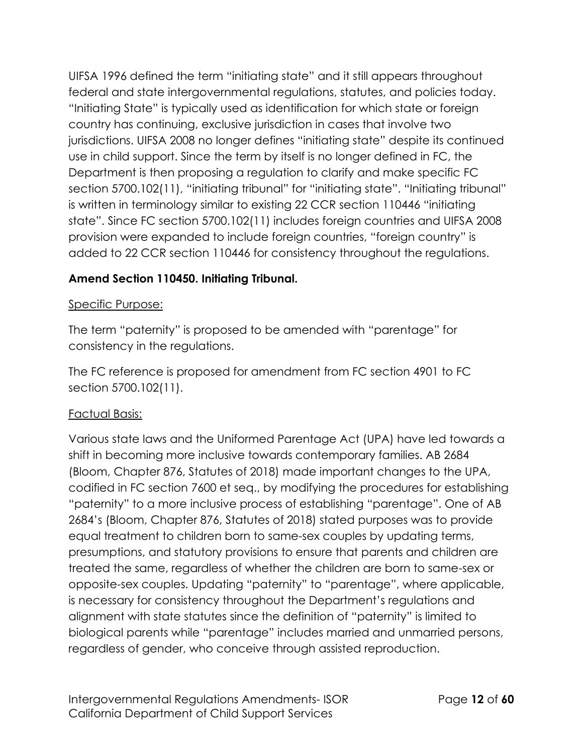UIFSA 1996 defined the term "initiating state" and it still appears throughout federal and state intergovernmental regulations, statutes, and policies today. "Initiating State" is typically used as identification for which state or foreign country has continuing, exclusive jurisdiction in cases that involve two jurisdictions. UIFSA 2008 no longer defines "initiating state" despite its continued use in child support. Since the term by itself is no longer defined in FC, the Department is then proposing a regulation to clarify and make specific FC section 5700.102(11), "initiating tribunal" for "initiating state". "Initiating tribunal" is written in terminology similar to existing 22 CCR section 110446 "initiating state". Since FC section 5700.102(11) includes foreign countries and UIFSA 2008 provision were expanded to include foreign countries, "foreign country" is added to 22 CCR section 110446 for consistency throughout the regulations.

**Amend Section 110450. Initiating Tribunal.**

Specific Purpose:

The term "paternity" is proposed to be amended with "parentage" for consistency in the regulations.

The FC reference is proposed for amendment from FC section 4901 to FC section 5700.102(11).

Factual Basis:

Various state laws and the Uniformed Parentage Act (UPA) have led towards a shift in becoming more inclusive towards contemporary families. AB 2684 (Bloom, Chapter 876, Statutes of 2018) made important changes to the UPA, codified in FC section 7600 et seq., by modifying the procedures for establishing "paternity" to a more inclusive process of establishing "parentage". One of AB 2684's (Bloom, Chapter 876, Statutes of 2018) stated purposes was to provide equal treatment to children born to same-sex couples by updating terms, presumptions, and statutory provisions to ensure that parents and children are treated the same, regardless of whether the children are born to same-sex or opposite-sex couples. Updating "paternity" to "parentage", where applicable, is necessary for consistency throughout the Department's regulations and alignment with state statutes since the definition of "paternity" is limited to biological parents while "parentage" includes married and unmarried persons, regardless of gender, who conceive through assisted reproduction.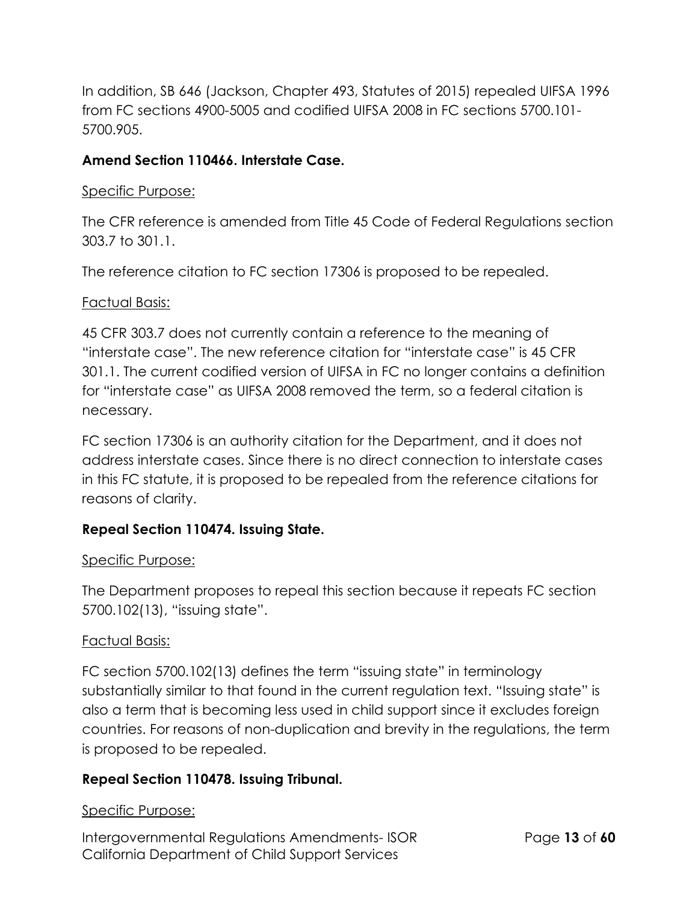In addition, SB 646 (Jackson, Chapter 493, Statutes of 2015) repealed UIFSA 1996 from FC sections 4900-5005 and codified UIFSA 2008 in FC sections 5700.101-5700.905.

**Amend Section 110466. Interstate Case.**

Specific Purpose:

The CFR reference is amended from Title 45 Code of Federal Regulations section 303.7 to 301.1.

The reference citation to FC section 17306 is proposed to be repealed.

Factual Basis:

45 CFR 303.7 does not currently contain a reference to the meaning of "interstate case". The new reference citation for "interstate case" is 45 CFR 301.1. The current codified version of UIFSA in FC no longer contains a definition for "interstate case" as UIFSA 2008 removed the term, so a federal citation is necessary.

FC section 17306 is an authority citation for the Department, and it does not address interstate cases. Since there is no direct connection to interstate cases in this FC statute, it is proposed to be repealed from the reference citations for reasons of clarity.

**Repeal Section 110474. Issuing State.**

Specific Purpose:

The Department proposes to repeal this section because it repeats FC section 5700.102(13), "issuing state".

Factual Basis:

FC section 5700.102(13) defines the term "issuing state" in terminology substantially similar to that found in the current regulation text. "Issuing state" is also a term that is becoming less used in child support since it excludes foreign countries. For reasons of non-duplication and brevity in the regulations, the term is proposed to be repealed.

**Repeal Section 110478. Issuing Tribunal.**

Specific Purpose: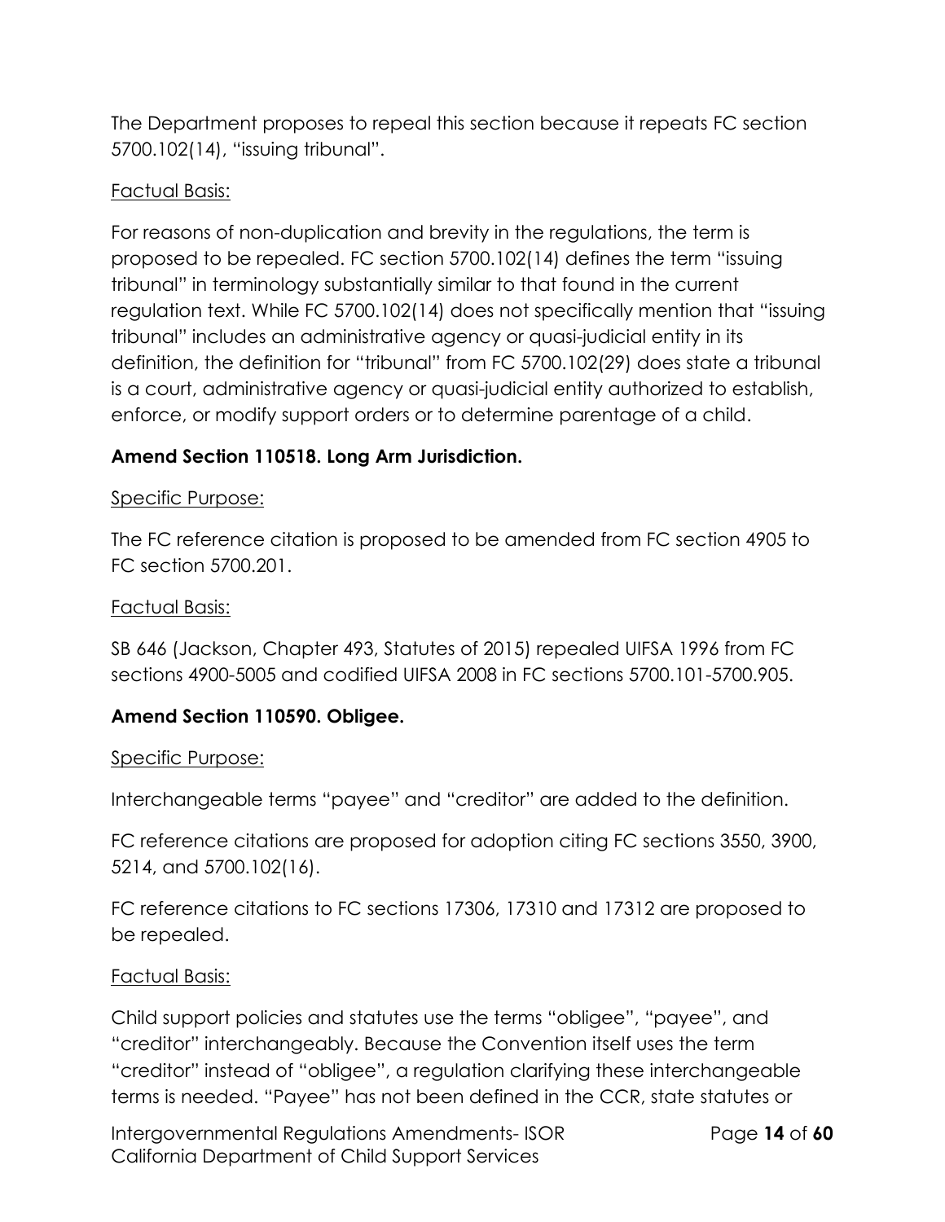The Department proposes to repeal this section because it repeats FC section 5700.102(14), "issuing tribunal".

Factual Basis:

For reasons of non-duplication and brevity in the regulations, the term is proposed to be repealed. FC section 5700.102(14) defines the term "issuing tribunal" in terminology substantially similar to that found in the current regulation text. While FC 5700.102(14) does not specifically mention that "issuing tribunal" includes an administrative agency or quasi-judicial entity in its definition, the definition for "tribunal" from FC 5700.102(29) does state a tribunal is a court, administrative agency or quasi-judicial entity authorized to establish, enforce, or modify support orders or to determine parentage of a child.

**Amend Section 110518. Long Arm Jurisdiction.**

Specific Purpose:

The FC reference citation is proposed to be amended from FC section 4905 to FC section 5700.201.

Factual Basis:

SB 646 (Jackson, Chapter 493, Statutes of 2015) repealed UIFSA 1996 from FC sections 4900-5005 and codified UIFSA 2008 in FC sections 5700.101-5700.905.

**Amend Section 110590. Obligee.**

Specific Purpose:

Interchangeable terms "payee" and "creditor" are added to the definition.

FC reference citations are proposed for adoption citing FC sections 3550, 3900, 5214, and 5700.102(16).

FC reference citations to FC sections 17306, 17310 and 17312 are proposed to be repealed.

Factual Basis:

Child support policies and statutes use the terms "obligee", "payee", and "creditor" interchangeably. Because the Convention itself uses the term "creditor" instead of "obligee", a regulation clarifying these interchangeable terms is needed. "Payee" has not been defined in the CCR, state statutes or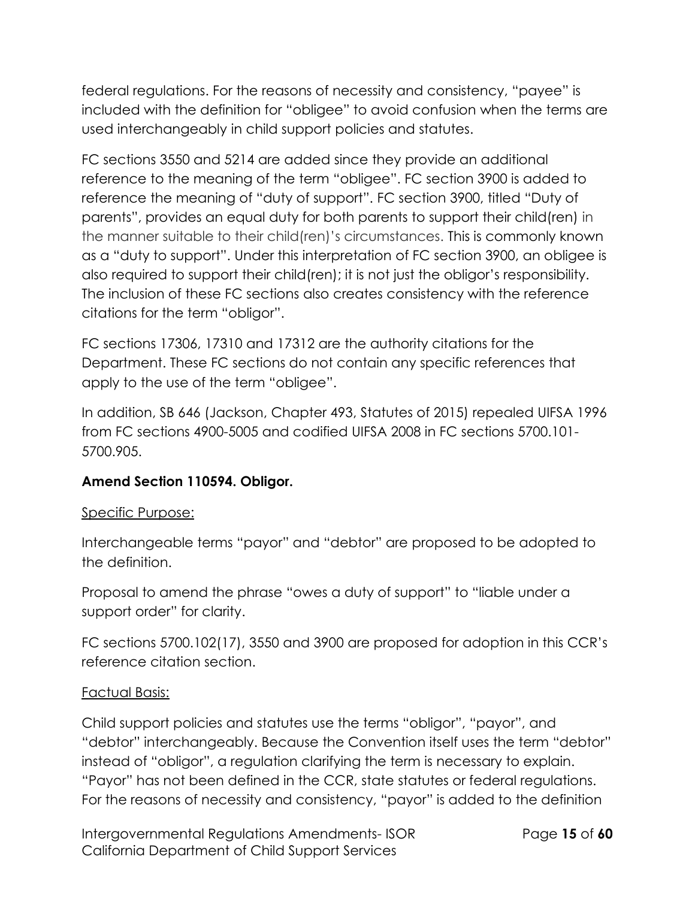federal regulations. For the reasons of necessity and consistency, "payee" is included with the definition for "obligee" to avoid confusion when the terms are used interchangeably in child support policies and statutes.

FC sections 3550 and 5214 are added since they provide an additional reference to the meaning of the term "obligee". FC section 3900 is added to reference the meaning of "duty of support". FC section 3900, titled "Duty of parents", provides an equal duty for both parents to support their child(ren) in the manner suitable to their child(ren)'s circumstances. This is commonly known as a "duty to support". Under this interpretation of FC section 3900, an obligee is also required to support their child(ren); it is not just the obligor's responsibility. The inclusion of these FC sections also creates consistency with the reference citations for the term "obligor".

FC sections 17306, 17310 and 17312 are the authority citations for the Department. These FC sections do not contain any specific references that apply to the use of the term "obligee".

In addition, SB 646 (Jackson, Chapter 493, Statutes of 2015) repealed UIFSA 1996 from FC sections 4900-5005 and codified UIFSA 2008 in FC sections 5700.101-5700.905.

**Amend Section 110594. Obligor.**

Specific Purpose:

Interchangeable terms "payor" and "debtor" are proposed to be adopted to the definition.

Proposal to amend the phrase "owes a duty of support" to "liable under a support order" for clarity.

FC sections 5700.102(17), 3550 and 3900 are proposed for adoption in this CCR's reference citation section.

Factual Basis:

Child support policies and statutes use the terms "obligor", "payor", and "debtor" interchangeably. Because the Convention itself uses the term "debtor" instead of "obligor", a regulation clarifying the term is necessary to explain. "Payor" has not been defined in the CCR, state statutes or federal regulations. For the reasons of necessity and consistency, "payor" is added to the definition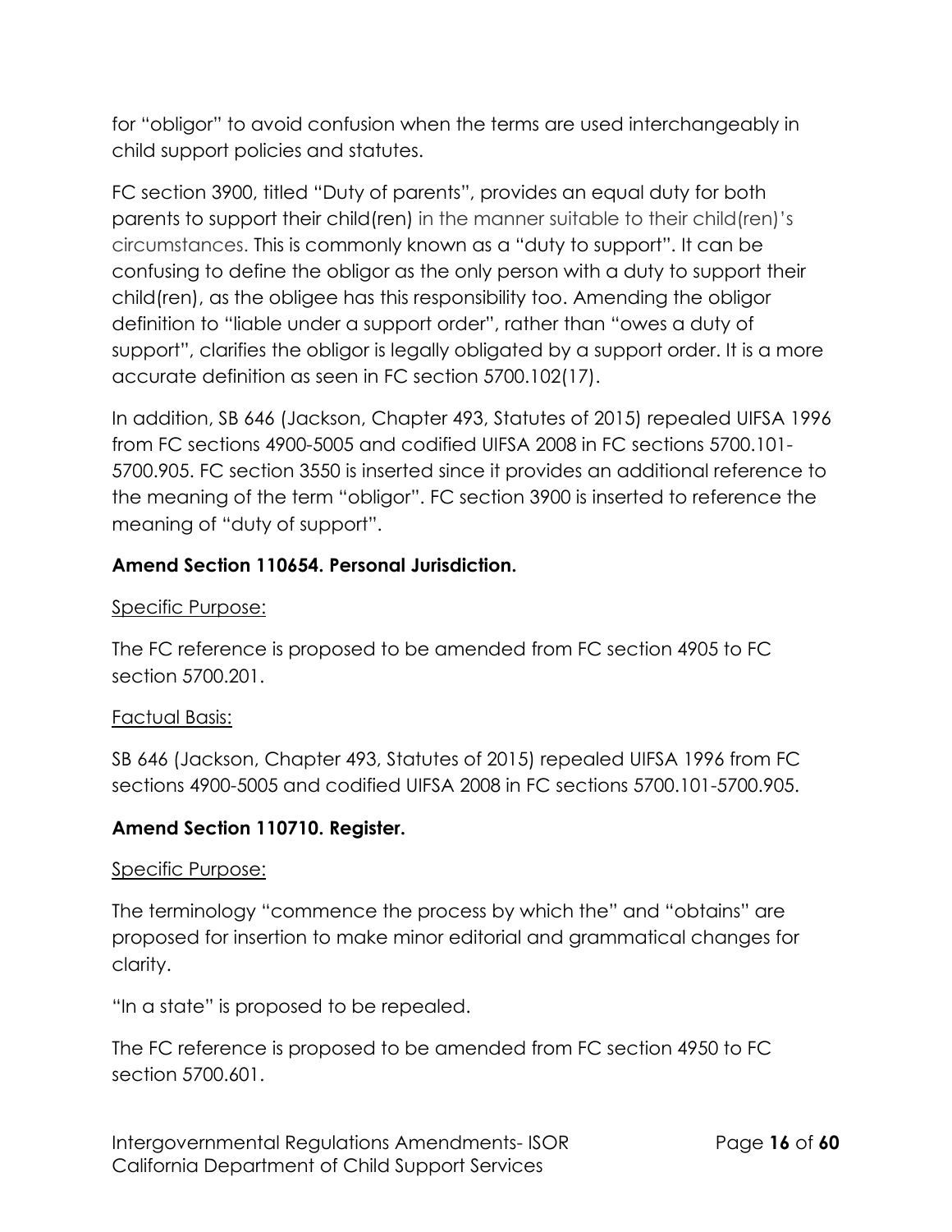for "obligor" to avoid confusion when the terms are used interchangeably in child support policies and statutes.

FC section 3900, titled "Duty of parents", provides an equal duty for both parents to support their child(ren) in the manner suitable to their child(ren)'s circumstances. This is commonly known as a "duty to support". It can be confusing to define the obligor as the only person with a duty to support their child(ren), as the obligee has this responsibility too. Amending the obligor definition to "liable under a support order", rather than "owes a duty of support", clarifies the obligor is legally obligated by a support order. It is a more accurate definition as seen in FC section 5700.102(17).

In addition, SB 646 (Jackson, Chapter 493, Statutes of 2015) repealed UIFSA 1996 from FC sections 4900-5005 and codified UIFSA 2008 in FC sections 5700.101-5700.905. FC section 3550 is inserted since it provides an additional reference to the meaning of the term "obligor". FC section 3900 is inserted to reference the meaning of "duty of support".

**Amend Section 110654. Personal Jurisdiction.**

<u>Specific Purpose:</u>

The FC reference is proposed to be amended from FC section 4905 to FC section 5700.201.

<u>Factual Basis:</u>

SB 646 (Jackson, Chapter 493, Statutes of 2015) repealed UIFSA 1996 from FC sections 4900-5005 and codified UIFSA 2008 in FC sections 5700.101-5700.905.

**Amend Section 110710. Register.**

<u>Specific Purpose:</u>

The terminology "commence the process by which the" and "obtains" are proposed for insertion to make minor editorial and grammatical changes for clarity.

"In a state" is proposed to be repealed.

The FC reference is proposed to be amended from FC section 4950 to FC section 5700.601.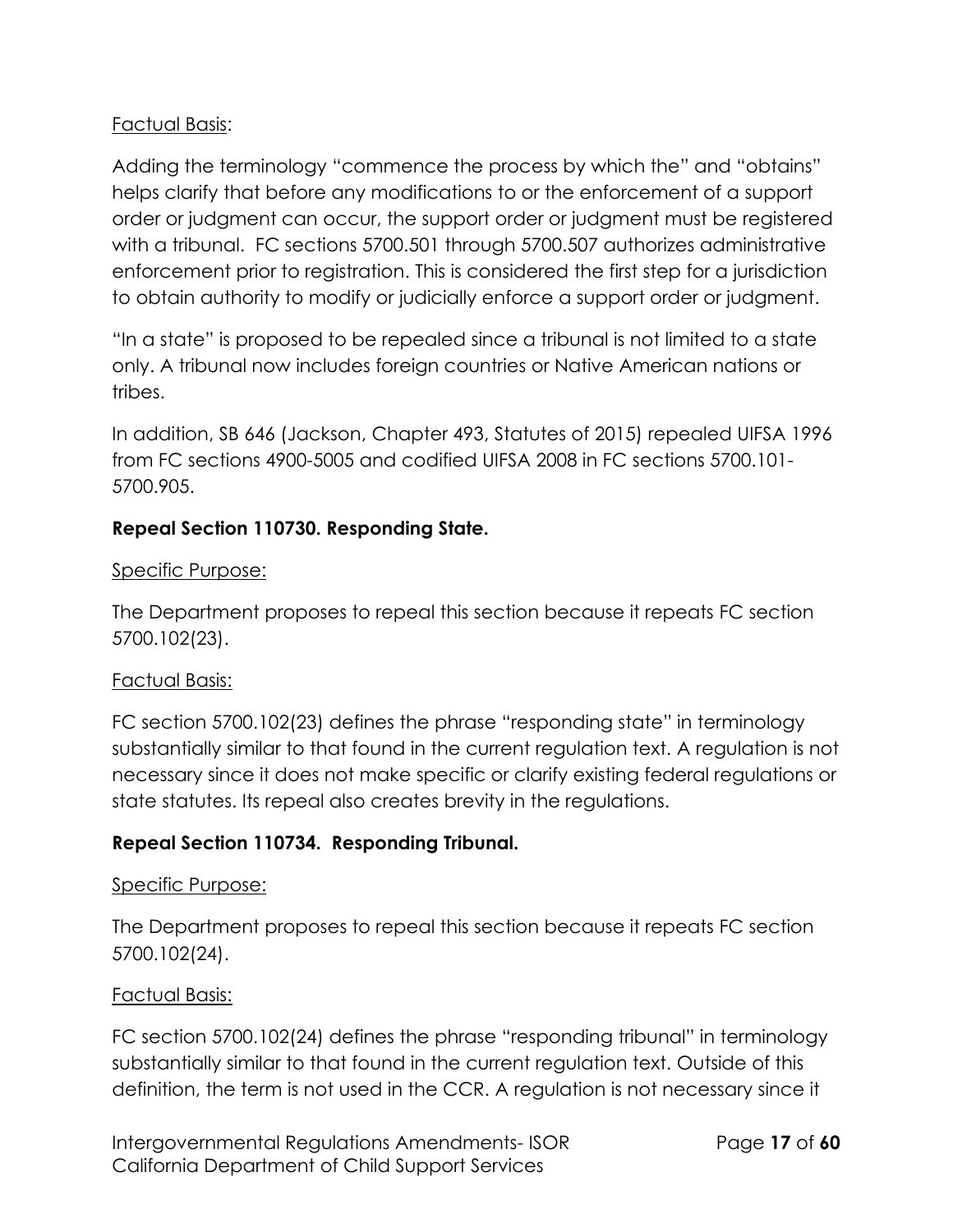Factual Basis:

Adding the terminology "commence the process by which the" and "obtains" helps clarify that before any modifications to or the enforcement of a support order or judgment can occur, the support order or judgment must be registered with a tribunal. FC sections 5700.501 through 5700.507 authorizes administrative enforcement prior to registration. This is considered the first step for a jurisdiction to obtain authority to modify or judicially enforce a support order or judgment.

"In a state" is proposed to be repealed since a tribunal is not limited to a state only. A tribunal now includes foreign countries or Native American nations or tribes.

In addition, SB 646 (Jackson, Chapter 493, Statutes of 2015) repealed UIFSA 1996 from FC sections 4900-5005 and codified UIFSA 2008 in FC sections 5700.101-5700.905.

**Repeal Section 110730. Responding State.**

Specific Purpose:

The Department proposes to repeal this section because it repeats FC section 5700.102(23).

Factual Basis:

FC section 5700.102(23) defines the phrase "responding state" in terminology substantially similar to that found in the current regulation text. A regulation is not necessary since it does not make specific or clarify existing federal regulations or state statutes. Its repeal also creates brevity in the regulations.

**Repeal Section 110734. Responding Tribunal.**

Specific Purpose:

The Department proposes to repeal this section because it repeats FC section 5700.102(24).

Factual Basis:

FC section 5700.102(24) defines the phrase "responding tribunal" in terminology substantially similar to that found in the current regulation text. Outside of this definition, the term is not used in the CCR. A regulation is not necessary since it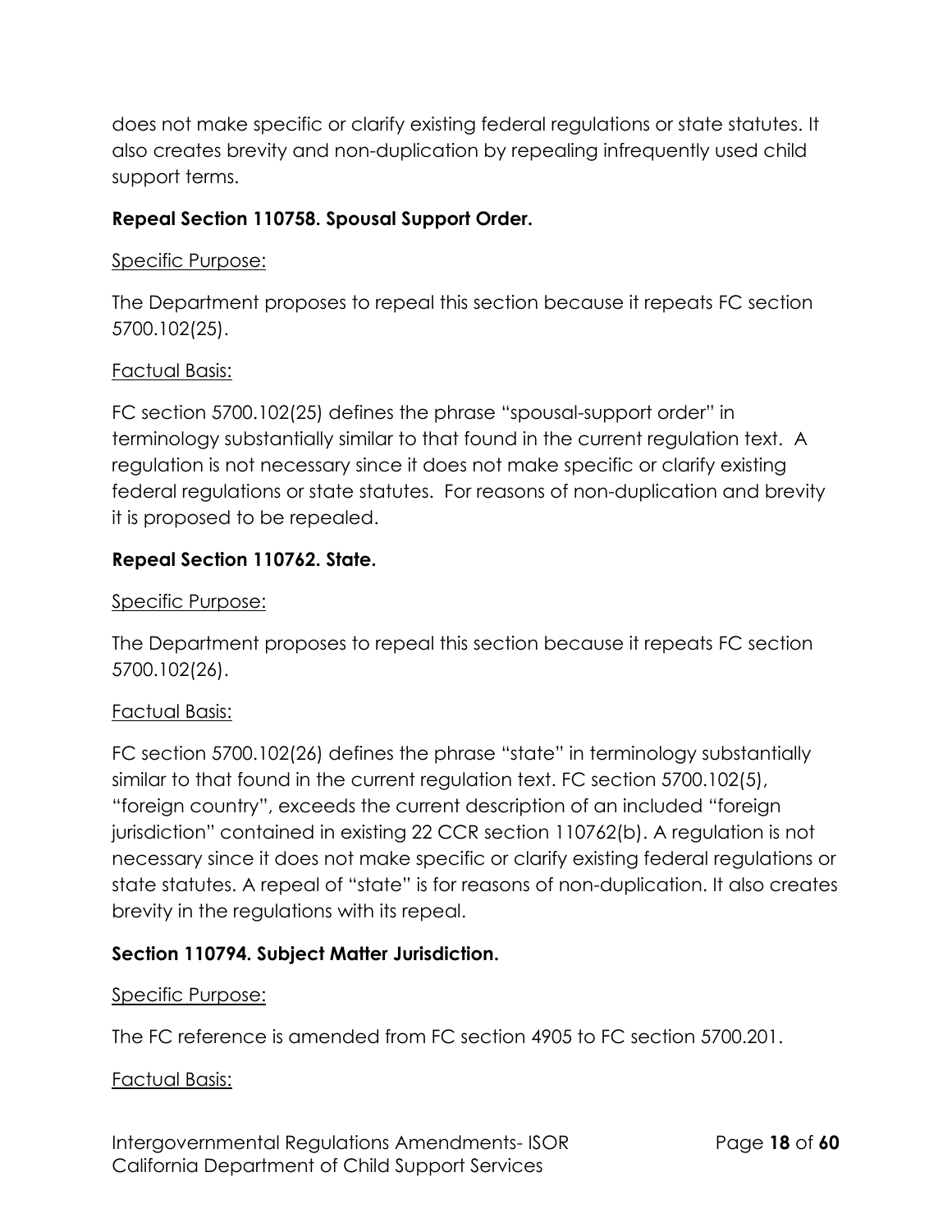does not make specific or clarify existing federal regulations or state statutes. It also creates brevity and non-duplication by repealing infrequently used child support terms.

**Repeal Section 110758. Spousal Support Order.**

Specific Purpose:

The Department proposes to repeal this section because it repeats FC section 5700.102(25).

Factual Basis:

FC section 5700.102(25) defines the phrase "spousal-support order" in terminology substantially similar to that found in the current regulation text. A regulation is not necessary since it does not make specific or clarify existing federal regulations or state statutes. For reasons of non-duplication and brevity it is proposed to be repealed.

**Repeal Section 110762. State.**

Specific Purpose:

The Department proposes to repeal this section because it repeats FC section 5700.102(26).

Factual Basis:

FC section 5700.102(26) defines the phrase "state" in terminology substantially similar to that found in the current regulation text. FC section 5700.102(5), "foreign country", exceeds the current description of an included "foreign jurisdiction" contained in existing 22 CCR section 110762(b). A regulation is not necessary since it does not make specific or clarify existing federal regulations or state statutes. A repeal of "state" is for reasons of non-duplication. It also creates brevity in the regulations with its repeal.

**Section 110794. Subject Matter Jurisdiction.**

Specific Purpose:

The FC reference is amended from FC section 4905 to FC section 5700.201.

Factual Basis: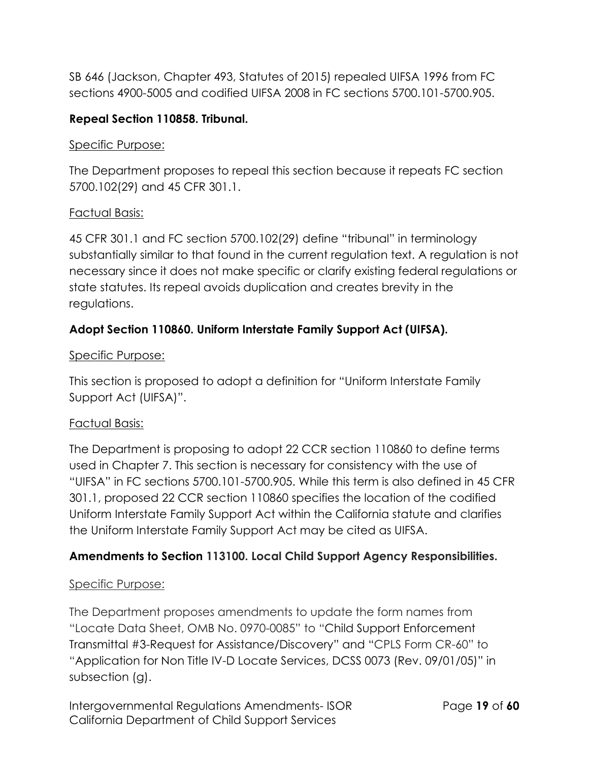SB 646 (Jackson, Chapter 493, Statutes of 2015) repealed UIFSA 1996 from FC sections 4900-5005 and codified UIFSA 2008 in FC sections 5700.101-5700.905.

**Repeal Section 110858. Tribunal.**

Specific Purpose:

The Department proposes to repeal this section because it repeats FC section 5700.102(29) and 45 CFR 301.1.

Factual Basis:

45 CFR 301.1 and FC section 5700.102(29) define "tribunal" in terminology substantially similar to that found in the current regulation text. A regulation is not necessary since it does not make specific or clarify existing federal regulations or state statutes. Its repeal avoids duplication and creates brevity in the regulations.

**Adopt Section 110860. Uniform Interstate Family Support Act (UIFSA).**

Specific Purpose:

This section is proposed to adopt a definition for "Uniform Interstate Family Support Act (UIFSA)".

Factual Basis:

The Department is proposing to adopt 22 CCR section 110860 to define terms used in Chapter 7. This section is necessary for consistency with the use of "UIFSA" in FC sections 5700.101-5700.905. While this term is also defined in 45 CFR 301.1, proposed 22 CCR section 110860 specifies the location of the codified Uniform Interstate Family Support Act within the California statute and clarifies the Uniform Interstate Family Support Act may be cited as UIFSA.

**Amendments to Section 113100. Local Child Support Agency Responsibilities.**

Specific Purpose:

The Department proposes amendments to update the form names from "Locate Data Sheet, OMB No. 0970-0085" to "Child Support Enforcement Transmittal #3-Request for Assistance/Discovery" and "CPLS Form CR-60" to "Application for Non Title IV-D Locate Services, DCSS 0073 (Rev. 09/01/05)" in subsection (g).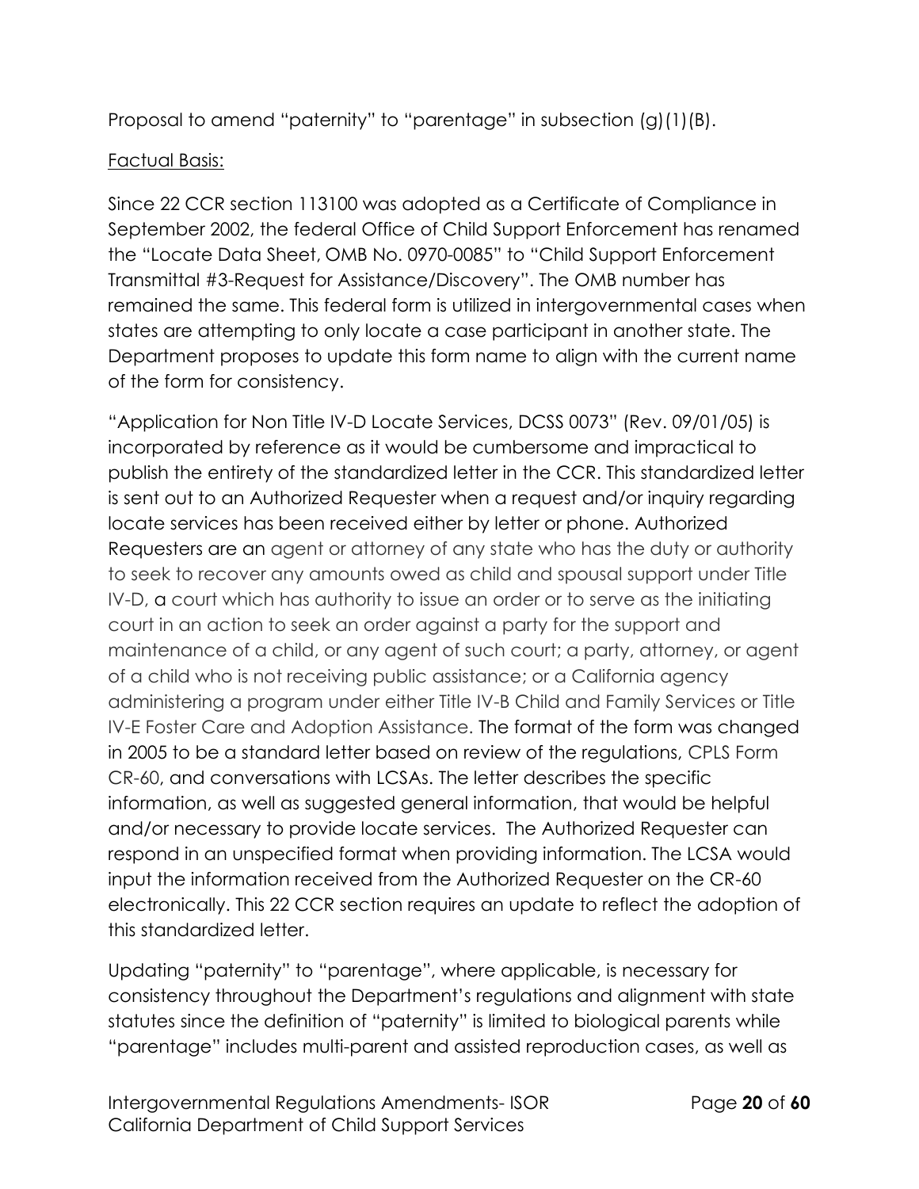Proposal to amend "paternity" to "parentage" in subsection (g)(1)(B).

Factual Basis:

Since 22 CCR section 113100 was adopted as a Certificate of Compliance in September 2002, the federal Office of Child Support Enforcement has renamed the "Locate Data Sheet, OMB No. 0970-0085" to "Child Support Enforcement Transmittal #3-Request for Assistance/Discovery". The OMB number has remained the same. This federal form is utilized in intergovernmental cases when states are attempting to only locate a case participant in another state. The Department proposes to update this form name to align with the current name of the form for consistency.

"Application for Non Title IV-D Locate Services, DCSS 0073" (Rev. 09/01/05) is incorporated by reference as it would be cumbersome and impractical to publish the entirety of the standardized letter in the CCR. This standardized letter is sent out to an Authorized Requester when a request and/or inquiry regarding locate services has been received either by letter or phone. Authorized Requesters are an agent or attorney of any state who has the duty or authority to seek to recover any amounts owed as child and spousal support under Title IV-D, a court which has authority to issue an order or to serve as the initiating court in an action to seek an order against a party for the support and maintenance of a child, or any agent of such court; a party, attorney, or agent of a child who is not receiving public assistance; or a California agency administering a program under either Title IV-B Child and Family Services or Title IV-E Foster Care and Adoption Assistance. The format of the form was changed in 2005 to be a standard letter based on review of the regulations, CPLS Form CR-60, and conversations with LCSAs. The letter describes the specific information, as well as suggested general information, that would be helpful and/or necessary to provide locate services. The Authorized Requester can respond in an unspecified format when providing information. The LCSA would input the information received from the Authorized Requester on the CR-60 electronically. This 22 CCR section requires an update to reflect the adoption of this standardized letter.

Updating "paternity" to "parentage", where applicable, is necessary for consistency throughout the Department's regulations and alignment with state statutes since the definition of "paternity" is limited to biological parents while "parentage" includes multi-parent and assisted reproduction cases, as well as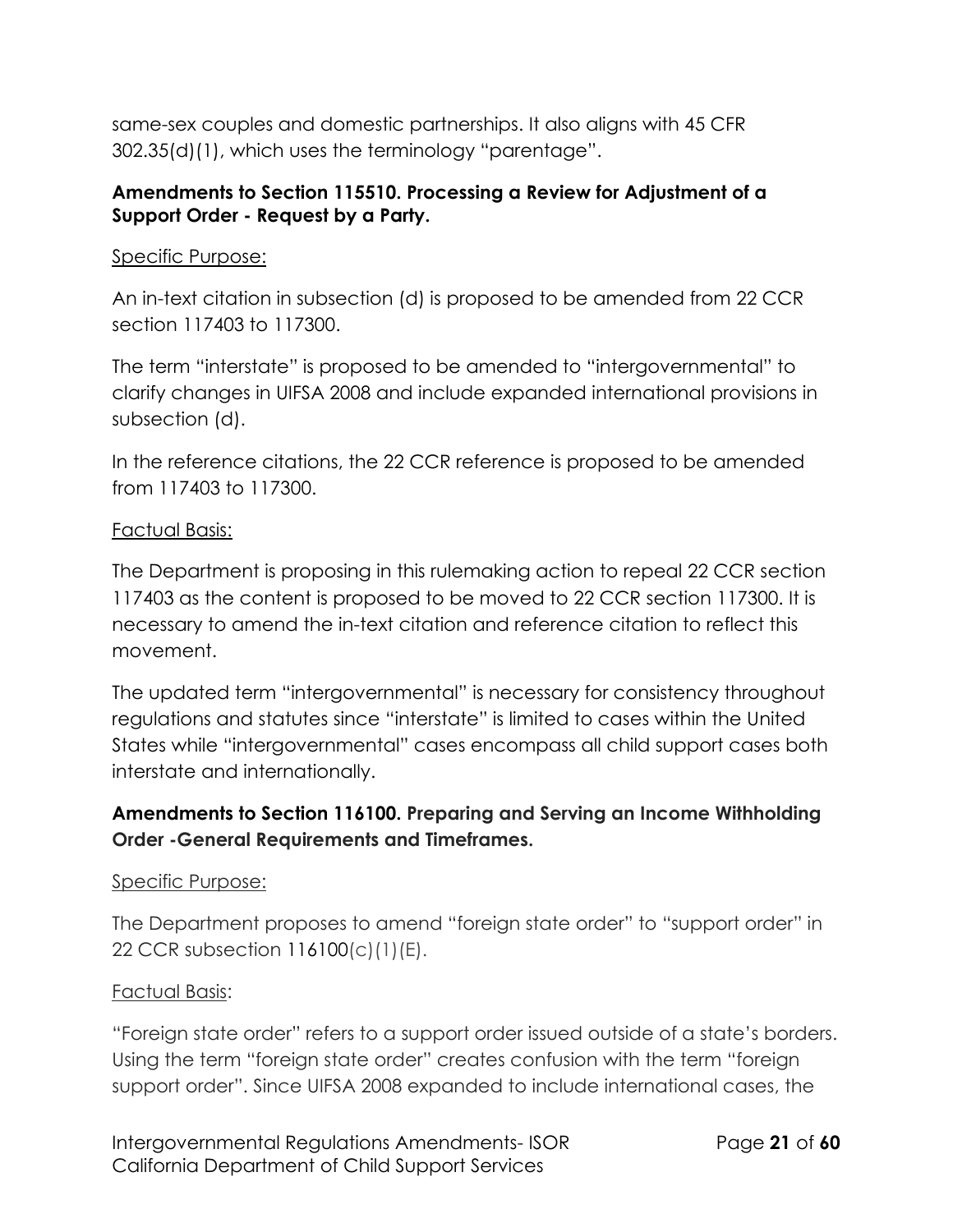same-sex couples and domestic partnerships. It also aligns with 45 CFR 302.35(d)(1), which uses the terminology "parentage".

**Amendments to Section 115510. Processing a Review for Adjustment of a Support Order - Request by a Party.**

Specific Purpose:

An in-text citation in subsection (d) is proposed to be amended from 22 CCR section 117403 to 117300.

The term "interstate" is proposed to be amended to "intergovernmental" to clarify changes in UIFSA 2008 and include expanded international provisions in subsection (d).

In the reference citations, the 22 CCR reference is proposed to be amended from 117403 to 117300.

Factual Basis:

The Department is proposing in this rulemaking action to repeal 22 CCR section 117403 as the content is proposed to be moved to 22 CCR section 117300. It is necessary to amend the in-text citation and reference citation to reflect this movement.

The updated term "intergovernmental" is necessary for consistency throughout regulations and statutes since "interstate" is limited to cases within the United States while "intergovernmental" cases encompass all child support cases both interstate and internationally.

**Amendments to Section 116100. Preparing and Serving an Income Withholding Order -General Requirements and Timeframes.**

Specific Purpose:

The Department proposes to amend "foreign state order" to "support order" in 22 CCR subsection 116100(c)(1)(E).

Factual Basis:

"Foreign state order" refers to a support order issued outside of a state's borders. Using the term "foreign state order" creates confusion with the term "foreign support order". Since UIFSA 2008 expanded to include international cases, the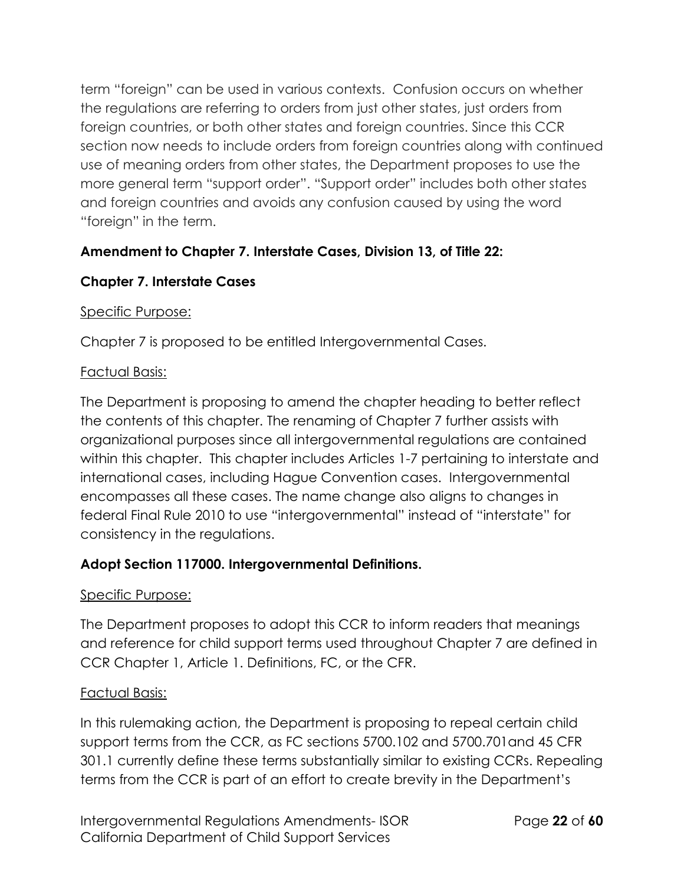term "foreign" can be used in various contexts. Confusion occurs on whether the regulations are referring to orders from just other states, just orders from foreign countries, or both other states and foreign countries. Since this CCR section now needs to include orders from foreign countries along with continued use of meaning orders from other states, the Department proposes to use the more general term "support order". "Support order" includes both other states and foreign countries and avoids any confusion caused by using the word "foreign" in the term.

**Amendment to Chapter 7. Interstate Cases, Division 13, of Title 22:**

**Chapter 7. Interstate Cases**

Specific Purpose:

Chapter 7 is proposed to be entitled Intergovernmental Cases.

Factual Basis:

The Department is proposing to amend the chapter heading to better reflect the contents of this chapter. The renaming of Chapter 7 further assists with organizational purposes since all intergovernmental regulations are contained within this chapter. This chapter includes Articles 1-7 pertaining to interstate and international cases, including Hague Convention cases. Intergovernmental encompasses all these cases. The name change also aligns to changes in federal Final Rule 2010 to use "intergovernmental" instead of "interstate" for consistency in the regulations.

**Adopt Section 117000. Intergovernmental Definitions.**

Specific Purpose:

The Department proposes to adopt this CCR to inform readers that meanings and reference for child support terms used throughout Chapter 7 are defined in CCR Chapter 1, Article 1. Definitions, FC, or the CFR.

Factual Basis:

In this rulemaking action, the Department is proposing to repeal certain child support terms from the CCR, as FC sections 5700.102 and 5700.701and 45 CFR 301.1 currently define these terms substantially similar to existing CCRs. Repealing terms from the CCR is part of an effort to create brevity in the Department's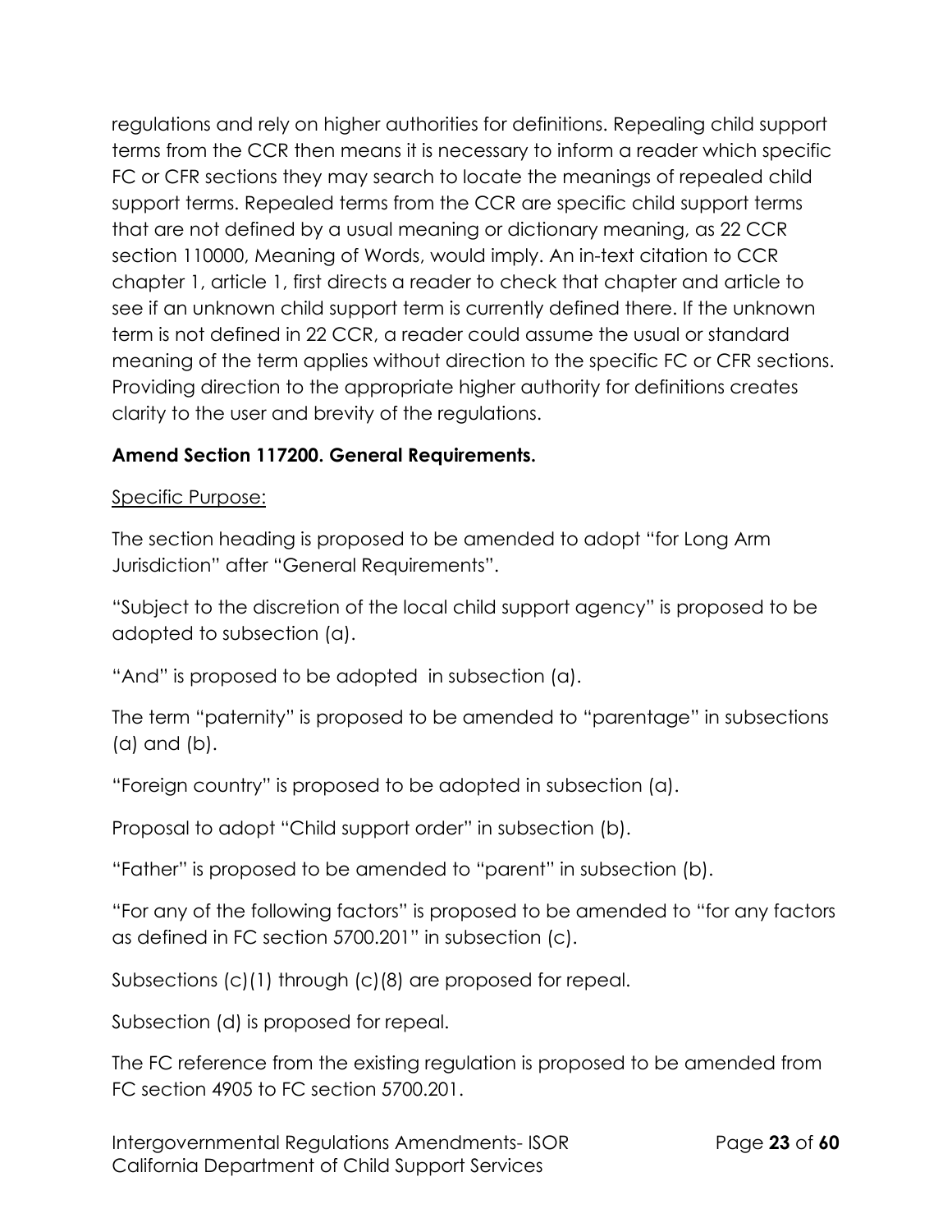regulations and rely on higher authorities for definitions. Repealing child support terms from the CCR then means it is necessary to inform a reader which specific FC or CFR sections they may search to locate the meanings of repealed child support terms. Repealed terms from the CCR are specific child support terms that are not defined by a usual meaning or dictionary meaning, as 22 CCR section 110000, Meaning of Words, would imply. An in-text citation to CCR chapter 1, article 1, first directs a reader to check that chapter and article to see if an unknown child support term is currently defined there. If the unknown term is not defined in 22 CCR, a reader could assume the usual or standard meaning of the term applies without direction to the specific FC or CFR sections. Providing direction to the appropriate higher authority for definitions creates clarity to the user and brevity of the regulations.

**Amend Section 117200. General Requirements.**

Specific Purpose:

The section heading is proposed to be amended to adopt "for Long Arm Jurisdiction" after "General Requirements".

"Subject to the discretion of the local child support agency" is proposed to be adopted to subsection (a).

"And" is proposed to be adopted in subsection (a).

The term "paternity" is proposed to be amended to "parentage" in subsections (a) and (b).

"Foreign country" is proposed to be adopted in subsection (a).

Proposal to adopt "Child support order" in subsection (b).

"Father" is proposed to be amended to "parent" in subsection (b).

"For any of the following factors" is proposed to be amended to "for any factors as defined in FC section 5700.201" in subsection (c).

Subsections (c)(1) through (c)(8) are proposed for repeal.

Subsection (d) is proposed for repeal.

The FC reference from the existing regulation is proposed to be amended from FC section 4905 to FC section 5700.201.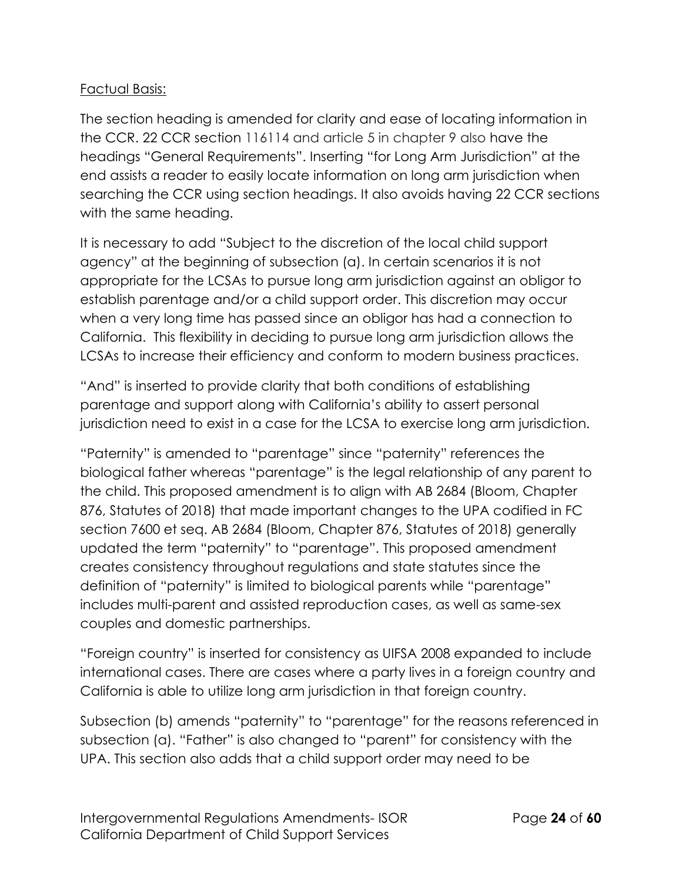Factual Basis:

The section heading is amended for clarity and ease of locating information in the CCR. 22 CCR section 116114 and article 5 in chapter 9 also have the headings "General Requirements". Inserting "for Long Arm Jurisdiction" at the end assists a reader to easily locate information on long arm jurisdiction when searching the CCR using section headings. It also avoids having 22 CCR sections with the same heading.

It is necessary to add "Subject to the discretion of the local child support agency" at the beginning of subsection (a). In certain scenarios it is not appropriate for the LCSAs to pursue long arm jurisdiction against an obligor to establish parentage and/or a child support order. This discretion may occur when a very long time has passed since an obligor has had a connection to California. This flexibility in deciding to pursue long arm jurisdiction allows the LCSAs to increase their efficiency and conform to modern business practices.

"And" is inserted to provide clarity that both conditions of establishing parentage and support along with California's ability to assert personal jurisdiction need to exist in a case for the LCSA to exercise long arm jurisdiction.

"Paternity" is amended to "parentage" since "paternity" references the biological father whereas "parentage" is the legal relationship of any parent to the child. This proposed amendment is to align with AB 2684 (Bloom, Chapter 876, Statutes of 2018) that made important changes to the UPA codified in FC section 7600 et seq. AB 2684 (Bloom, Chapter 876, Statutes of 2018) generally updated the term "paternity" to "parentage". This proposed amendment creates consistency throughout regulations and state statutes since the definition of "paternity" is limited to biological parents while "parentage" includes multi-parent and assisted reproduction cases, as well as same-sex couples and domestic partnerships.

"Foreign country" is inserted for consistency as UIFSA 2008 expanded to include international cases. There are cases where a party lives in a foreign country and California is able to utilize long arm jurisdiction in that foreign country.

Subsection (b) amends "paternity" to "parentage" for the reasons referenced in subsection (a). "Father" is also changed to "parent" for consistency with the UPA. This section also adds that a child support order may need to be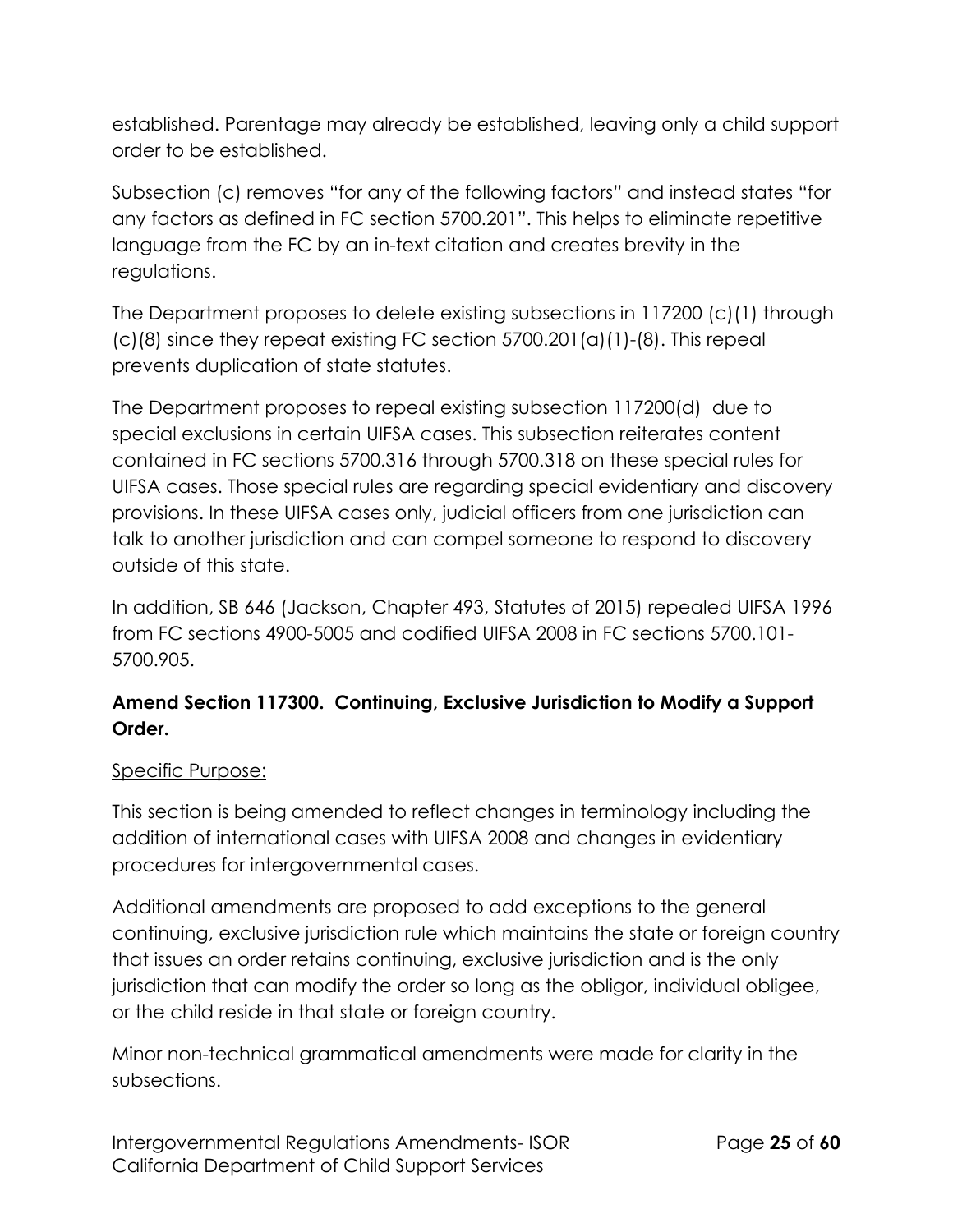established. Parentage may already be established, leaving only a child support order to be established.

Subsection (c) removes "for any of the following factors" and instead states "for any factors as defined in FC section 5700.201". This helps to eliminate repetitive language from the FC by an in-text citation and creates brevity in the regulations.

The Department proposes to delete existing subsections in 117200 (c)(1) through (c)(8) since they repeat existing FC section 5700.201(a)(1)-(8). This repeal prevents duplication of state statutes.

The Department proposes to repeal existing subsection 117200(d) due to special exclusions in certain UIFSA cases. This subsection reiterates content contained in FC sections 5700.316 through 5700.318 on these special rules for UIFSA cases. Those special rules are regarding special evidentiary and discovery provisions. In these UIFSA cases only, judicial officers from one jurisdiction can talk to another jurisdiction and can compel someone to respond to discovery outside of this state.

In addition, SB 646 (Jackson, Chapter 493, Statutes of 2015) repealed UIFSA 1996 from FC sections 4900-5005 and codified UIFSA 2008 in FC sections 5700.101-5700.905.

**Amend Section 117300. Continuing, Exclusive Jurisdiction to Modify a Support Order.**

Specific Purpose:

This section is being amended to reflect changes in terminology including the addition of international cases with UIFSA 2008 and changes in evidentiary procedures for intergovernmental cases.

Additional amendments are proposed to add exceptions to the general continuing, exclusive jurisdiction rule which maintains the state or foreign country that issues an order retains continuing, exclusive jurisdiction and is the only jurisdiction that can modify the order so long as the obligor, individual obligee, or the child reside in that state or foreign country.

Minor non-technical grammatical amendments were made for clarity in the subsections.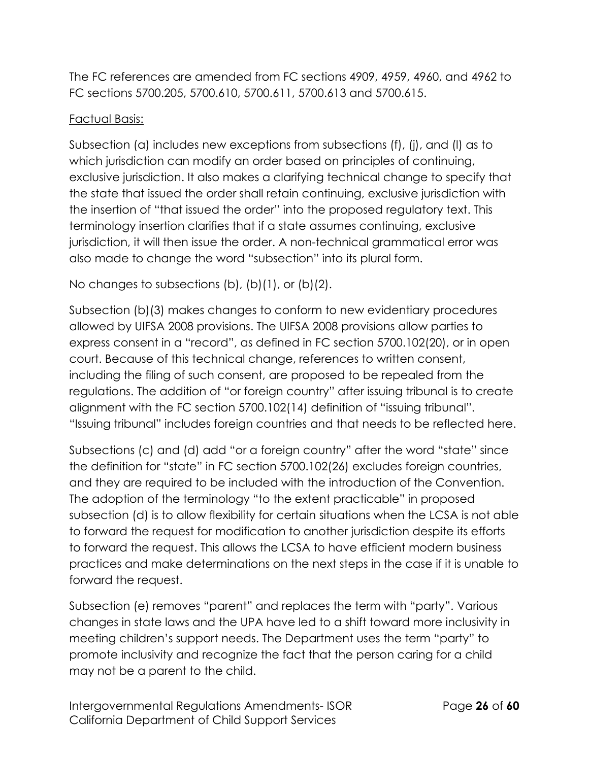The FC references are amended from FC sections 4909, 4959, 4960, and 4962 to FC sections 5700.205, 5700.610, 5700.611, 5700.613 and 5700.615.

Factual Basis:

Subsection (a) includes new exceptions from subsections (f), (j), and (l) as to which jurisdiction can modify an order based on principles of continuing, exclusive jurisdiction. It also makes a clarifying technical change to specify that the state that issued the order shall retain continuing, exclusive jurisdiction with the insertion of "that issued the order" into the proposed regulatory text. This terminology insertion clarifies that if a state assumes continuing, exclusive jurisdiction, it will then issue the order. A non-technical grammatical error was also made to change the word "subsection" into its plural form.

No changes to subsections (b), (b)(1), or (b)(2).

Subsection (b)(3) makes changes to conform to new evidentiary procedures allowed by UIFSA 2008 provisions. The UIFSA 2008 provisions allow parties to express consent in a "record", as defined in FC section 5700.102(20), or in open court. Because of this technical change, references to written consent, including the filing of such consent, are proposed to be repealed from the regulations. The addition of "or foreign country" after issuing tribunal is to create alignment with the FC section 5700.102(14) definition of "issuing tribunal". "Issuing tribunal" includes foreign countries and that needs to be reflected here.

Subsections (c) and (d) add "or a foreign country" after the word "state" since the definition for "state" in FC section 5700.102(26) excludes foreign countries, and they are required to be included with the introduction of the Convention. The adoption of the terminology "to the extent practicable" in proposed subsection (d) is to allow flexibility for certain situations when the LCSA is not able to forward the request for modification to another jurisdiction despite its efforts to forward the request. This allows the LCSA to have efficient modern business practices and make determinations on the next steps in the case if it is unable to forward the request.

Subsection (e) removes "parent" and replaces the term with "party". Various changes in state laws and the UPA have led to a shift toward more inclusivity in meeting children's support needs. The Department uses the term "party" to promote inclusivity and recognize the fact that the person caring for a child may not be a parent to the child.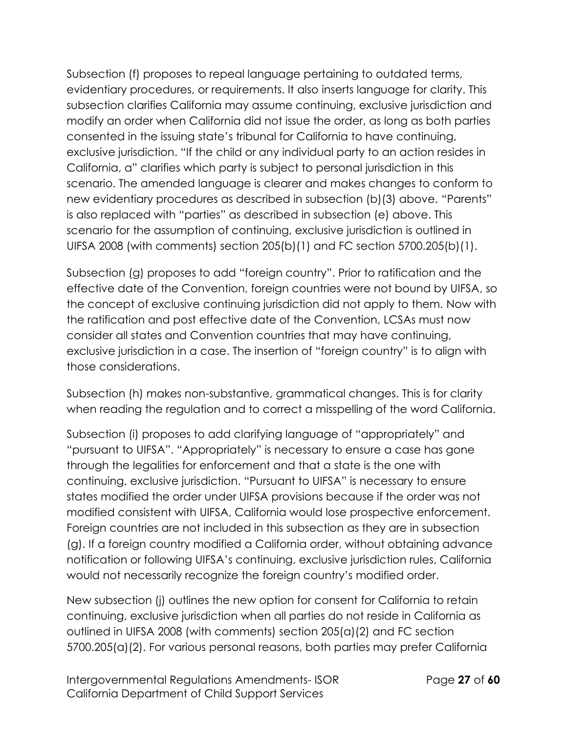Subsection (f) proposes to repeal language pertaining to outdated terms, evidentiary procedures, or requirements. It also inserts language for clarity. This subsection clarifies California may assume continuing, exclusive jurisdiction and modify an order when California did not issue the order, as long as both parties consented in the issuing state's tribunal for California to have continuing, exclusive jurisdiction. "If the child or any individual party to an action resides in California, a" clarifies which party is subject to personal jurisdiction in this scenario. The amended language is clearer and makes changes to conform to new evidentiary procedures as described in subsection (b)(3) above. "Parents" is also replaced with "parties" as described in subsection (e) above. This scenario for the assumption of continuing, exclusive jurisdiction is outlined in UIFSA 2008 (with comments) section 205(b)(1) and FC section 5700.205(b)(1).

Subsection (g) proposes to add "foreign country". Prior to ratification and the effective date of the Convention, foreign countries were not bound by UIFSA, so the concept of exclusive continuing jurisdiction did not apply to them. Now with the ratification and post effective date of the Convention, LCSAs must now consider all states and Convention countries that may have continuing, exclusive jurisdiction in a case. The insertion of "foreign country" is to align with those considerations.

Subsection (h) makes non-substantive, grammatical changes. This is for clarity when reading the regulation and to correct a misspelling of the word California.

Subsection (i) proposes to add clarifying language of "appropriately" and "pursuant to UIFSA". "Appropriately" is necessary to ensure a case has gone through the legalities for enforcement and that a state is the one with continuing, exclusive jurisdiction. "Pursuant to UIFSA" is necessary to ensure states modified the order under UIFSA provisions because if the order was not modified consistent with UIFSA, California would lose prospective enforcement. Foreign countries are not included in this subsection as they are in subsection (g). If a foreign country modified a California order, without obtaining advance notification or following UIFSA's continuing, exclusive jurisdiction rules, California would not necessarily recognize the foreign country's modified order.

New subsection (j) outlines the new option for consent for California to retain continuing, exclusive jurisdiction when all parties do not reside in California as outlined in UIFSA 2008 (with comments) section 205(a)(2) and FC section 5700.205(a)(2). For various personal reasons, both parties may prefer California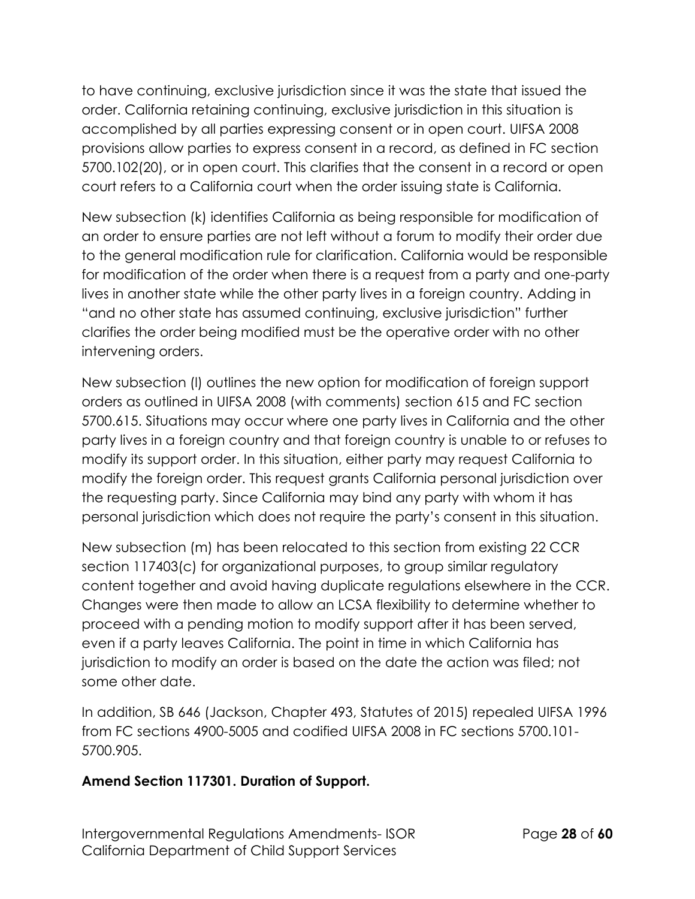to have continuing, exclusive jurisdiction since it was the state that issued the order. California retaining continuing, exclusive jurisdiction in this situation is accomplished by all parties expressing consent or in open court. UIFSA 2008 provisions allow parties to express consent in a record, as defined in FC section 5700.102(20), or in open court. This clarifies that the consent in a record or open court refers to a California court when the order issuing state is California.

New subsection (k) identifies California as being responsible for modification of an order to ensure parties are not left without a forum to modify their order due to the general modification rule for clarification. California would be responsible for modification of the order when there is a request from a party and one-party lives in another state while the other party lives in a foreign country. Adding in "and no other state has assumed continuing, exclusive jurisdiction" further clarifies the order being modified must be the operative order with no other intervening orders.

New subsection (l) outlines the new option for modification of foreign support orders as outlined in UIFSA 2008 (with comments) section 615 and FC section 5700.615. Situations may occur where one party lives in California and the other party lives in a foreign country and that foreign country is unable to or refuses to modify its support order. In this situation, either party may request California to modify the foreign order. This request grants California personal jurisdiction over the requesting party. Since California may bind any party with whom it has personal jurisdiction which does not require the party's consent in this situation.

New subsection (m) has been relocated to this section from existing 22 CCR section 117403(c) for organizational purposes, to group similar regulatory content together and avoid having duplicate regulations elsewhere in the CCR. Changes were then made to allow an LCSA flexibility to determine whether to proceed with a pending motion to modify support after it has been served, even if a party leaves California. The point in time in which California has jurisdiction to modify an order is based on the date the action was filed; not some other date.

In addition, SB 646 (Jackson, Chapter 493, Statutes of 2015) repealed UIFSA 1996 from FC sections 4900-5005 and codified UIFSA 2008 in FC sections 5700.101-5700.905.

**Amend Section 117301. Duration of Support.**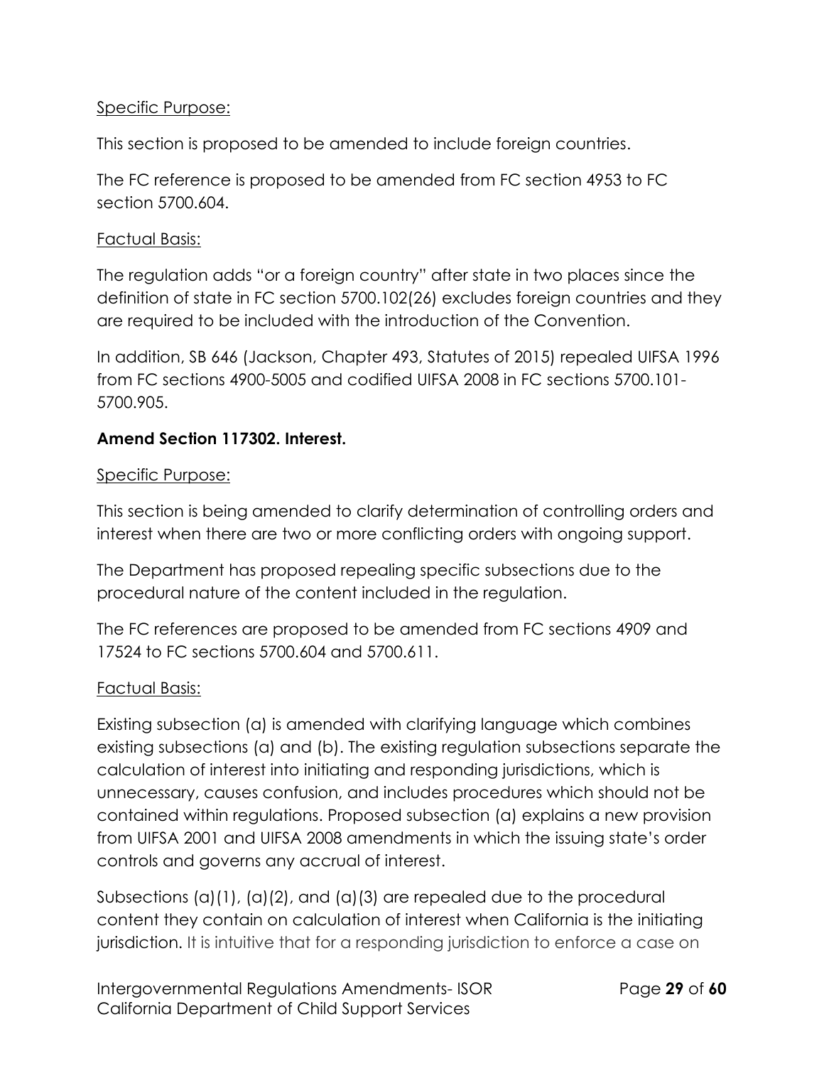Specific Purpose:

This section is proposed to be amended to include foreign countries.

The FC reference is proposed to be amended from FC section 4953 to FC section 5700.604.

Factual Basis:

The regulation adds "or a foreign country" after state in two places since the definition of state in FC section 5700.102(26) excludes foreign countries and they are required to be included with the introduction of the Convention.

In addition, SB 646 (Jackson, Chapter 493, Statutes of 2015) repealed UIFSA 1996 from FC sections 4900-5005 and codified UIFSA 2008 in FC sections 5700.101-5700.905.

**Amend Section 117302. Interest.**

Specific Purpose:

This section is being amended to clarify determination of controlling orders and interest when there are two or more conflicting orders with ongoing support.

The Department has proposed repealing specific subsections due to the procedural nature of the content included in the regulation.

The FC references are proposed to be amended from FC sections 4909 and 17524 to FC sections 5700.604 and 5700.611.

Factual Basis:

Existing subsection (a) is amended with clarifying language which combines existing subsections (a) and (b). The existing regulation subsections separate the calculation of interest into initiating and responding jurisdictions, which is unnecessary, causes confusion, and includes procedures which should not be contained within regulations. Proposed subsection (a) explains a new provision from UIFSA 2001 and UIFSA 2008 amendments in which the issuing state's order controls and governs any accrual of interest.

Subsections (a)(1), (a)(2), and (a)(3) are repealed due to the procedural content they contain on calculation of interest when California is the initiating jurisdiction. It is intuitive that for a responding jurisdiction to enforce a case on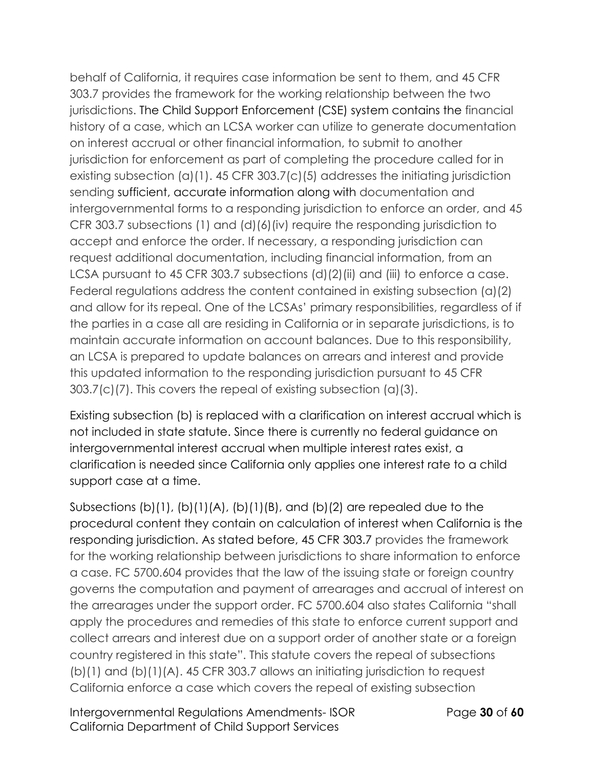behalf of California, it requires case information be sent to them, and 45 CFR 303.7 provides the framework for the working relationship between the two jurisdictions. The Child Support Enforcement (CSE) system contains the financial history of a case, which an LCSA worker can utilize to generate documentation on interest accrual or other financial information, to submit to another jurisdiction for enforcement as part of completing the procedure called for in existing subsection (a)(1). 45 CFR 303.7(c)(5) addresses the initiating jurisdiction sending sufficient, accurate information along with documentation and intergovernmental forms to a responding jurisdiction to enforce an order, and 45 CFR 303.7 subsections (1) and (d)(6)(iv) require the responding jurisdiction to accept and enforce the order. If necessary, a responding jurisdiction can request additional documentation, including financial information, from an LCSA pursuant to 45 CFR 303.7 subsections (d)(2)(ii) and (iii) to enforce a case. Federal regulations address the content contained in existing subsection (a)(2) and allow for its repeal. One of the LCSAs' primary responsibilities, regardless of if the parties in a case all are residing in California or in separate jurisdictions, is to maintain accurate information on account balances. Due to this responsibility, an LCSA is prepared to update balances on arrears and interest and provide this updated information to the responding jurisdiction pursuant to 45 CFR 303.7(c)(7). This covers the repeal of existing subsection (a)(3).

Existing subsection (b) is replaced with a clarification on interest accrual which is not included in state statute. Since there is currently no federal guidance on intergovernmental interest accrual when multiple interest rates exist, a clarification is needed since California only applies one interest rate to a child support case at a time.

Subsections (b)(1), (b)(1)(A), (b)(1)(B), and (b)(2) are repealed due to the procedural content they contain on calculation of interest when California is the responding jurisdiction. As stated before, 45 CFR 303.7 provides the framework for the working relationship between jurisdictions to share information to enforce a case. FC 5700.604 provides that the law of the issuing state or foreign country governs the computation and payment of arrearages and accrual of interest on the arrearages under the support order. FC 5700.604 also states California "shall apply the procedures and remedies of this state to enforce current support and collect arrears and interest due on a support order of another state or a foreign country registered in this state". This statute covers the repeal of subsections (b)(1) and (b)(1)(A). 45 CFR 303.7 allows an initiating jurisdiction to request California enforce a case which covers the repeal of existing subsection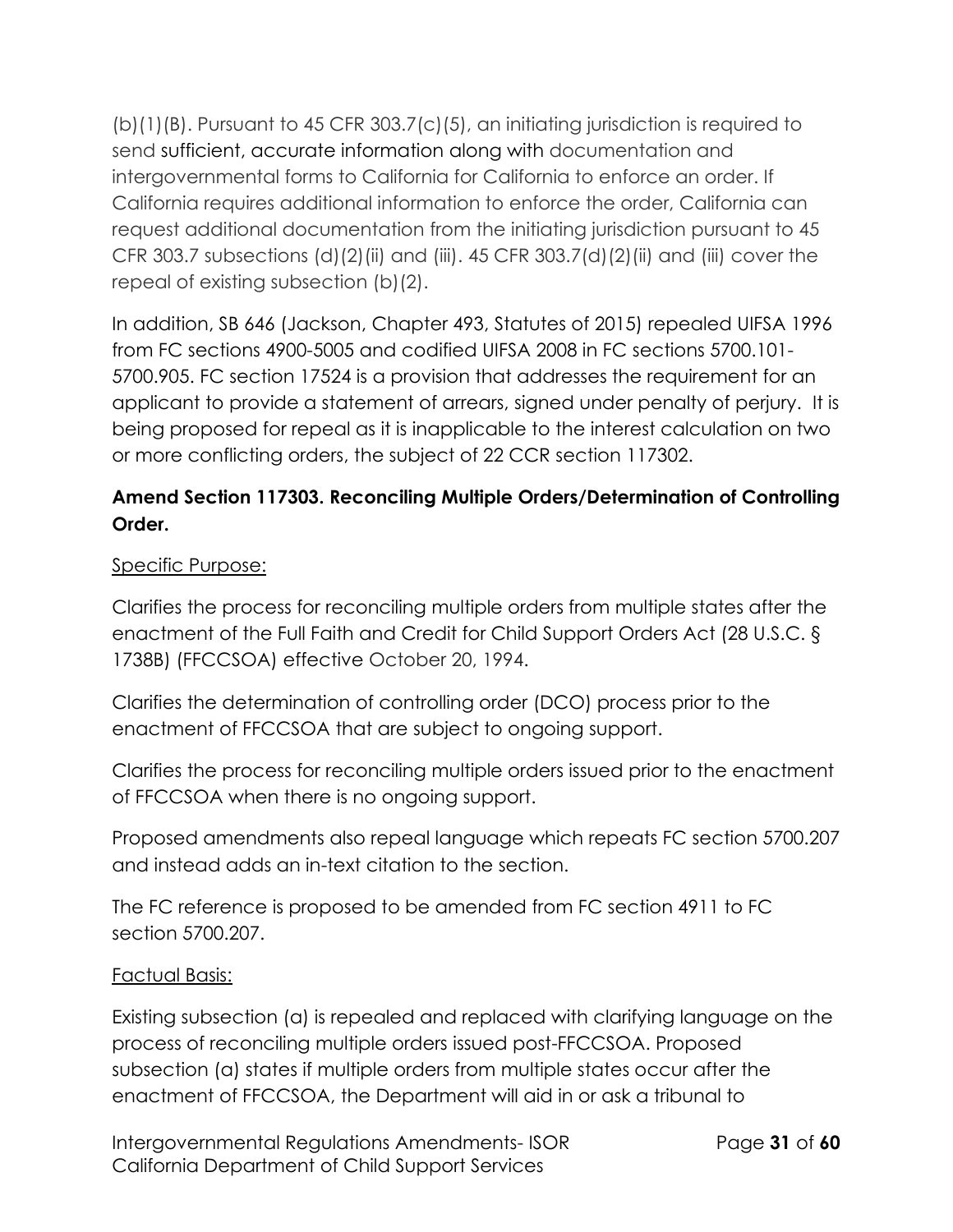(b)(1)(B). Pursuant to 45 CFR 303.7(c)(5), an initiating jurisdiction is required to send sufficient, accurate information along with documentation and intergovernmental forms to California for California to enforce an order. If California requires additional information to enforce the order, California can request additional documentation from the initiating jurisdiction pursuant to 45 CFR 303.7 subsections (d)(2)(ii) and (iii). 45 CFR 303.7(d)(2)(ii) and (iii) cover the repeal of existing subsection (b)(2).

In addition, SB 646 (Jackson, Chapter 493, Statutes of 2015) repealed UIFSA 1996 from FC sections 4900-5005 and codified UIFSA 2008 in FC sections 5700.101-5700.905. FC section 17524 is a provision that addresses the requirement for an applicant to provide a statement of arrears, signed under penalty of perjury. It is being proposed for repeal as it is inapplicable to the interest calculation on two or more conflicting orders, the subject of 22 CCR section 117302.

**Amend Section 117303. Reconciling Multiple Orders/Determination of Controlling Order.**

Specific Purpose:

Clarifies the process for reconciling multiple orders from multiple states after the enactment of the Full Faith and Credit for Child Support Orders Act (28 U.S.C. § 1738B) (FFCCSOA) effective October 20, 1994.

Clarifies the determination of controlling order (DCO) process prior to the enactment of FFCCSOA that are subject to ongoing support.

Clarifies the process for reconciling multiple orders issued prior to the enactment of FFCCSOA when there is no ongoing support.

Proposed amendments also repeal language which repeats FC section 5700.207 and instead adds an in-text citation to the section.

The FC reference is proposed to be amended from FC section 4911 to FC section 5700.207.

Factual Basis:

Existing subsection (a) is repealed and replaced with clarifying language on the process of reconciling multiple orders issued post-FFCCSOA. Proposed subsection (a) states if multiple orders from multiple states occur after the enactment of FFCCSOA, the Department will aid in or ask a tribunal to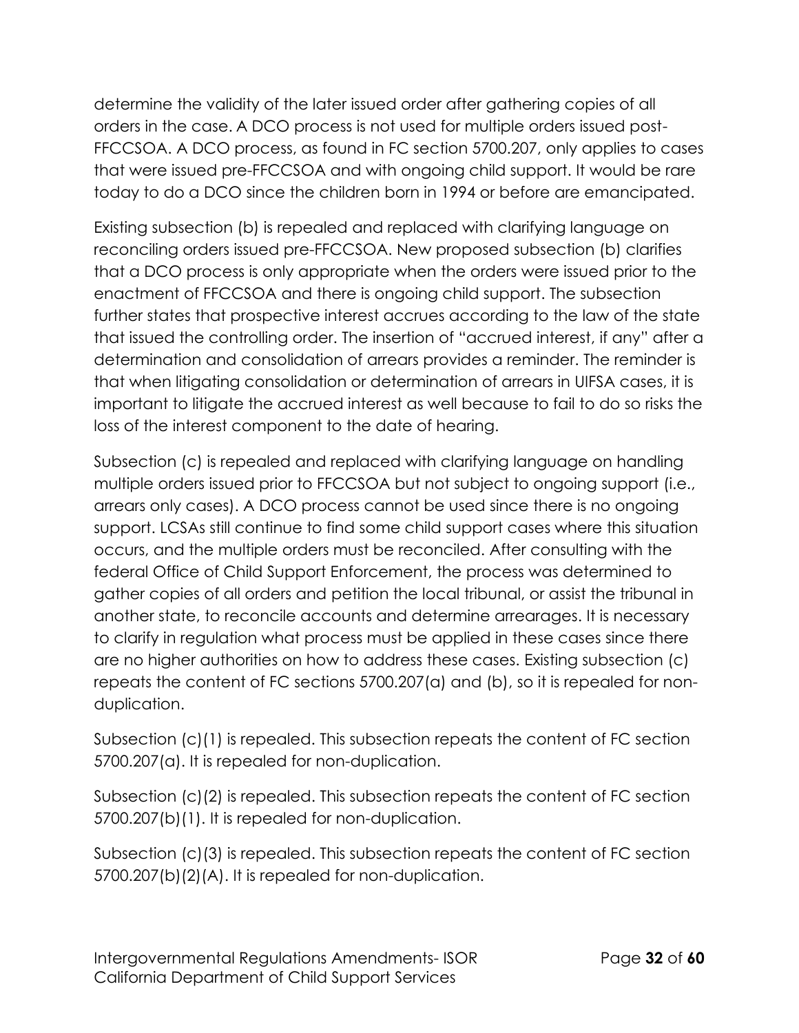determine the validity of the later issued order after gathering copies of all orders in the case. A DCO process is not used for multiple orders issued post-FFCCSOA. A DCO process, as found in FC section 5700.207, only applies to cases that were issued pre-FFCCSOA and with ongoing child support. It would be rare today to do a DCO since the children born in 1994 or before are emancipated.

Existing subsection (b) is repealed and replaced with clarifying language on reconciling orders issued pre-FFCCSOA. New proposed subsection (b) clarifies that a DCO process is only appropriate when the orders were issued prior to the enactment of FFCCSOA and there is ongoing child support. The subsection further states that prospective interest accrues according to the law of the state that issued the controlling order. The insertion of "accrued interest, if any" after a determination and consolidation of arrears provides a reminder. The reminder is that when litigating consolidation or determination of arrears in UIFSA cases, it is important to litigate the accrued interest as well because to fail to do so risks the loss of the interest component to the date of hearing.

Subsection (c) is repealed and replaced with clarifying language on handling multiple orders issued prior to FFCCSOA but not subject to ongoing support (i.e., arrears only cases). A DCO process cannot be used since there is no ongoing support. LCSAs still continue to find some child support cases where this situation occurs, and the multiple orders must be reconciled. After consulting with the federal Office of Child Support Enforcement, the process was determined to gather copies of all orders and petition the local tribunal, or assist the tribunal in another state, to reconcile accounts and determine arrearages. It is necessary to clarify in regulation what process must be applied in these cases since there are no higher authorities on how to address these cases. Existing subsection (c) repeats the content of FC sections 5700.207(a) and (b), so it is repealed for non-duplication.

Subsection (c)(1) is repealed. This subsection repeats the content of FC section 5700.207(a). It is repealed for non-duplication.

Subsection (c)(2) is repealed. This subsection repeats the content of FC section 5700.207(b)(1). It is repealed for non-duplication.

Subsection (c)(3) is repealed. This subsection repeats the content of FC section 5700.207(b)(2)(A). It is repealed for non-duplication.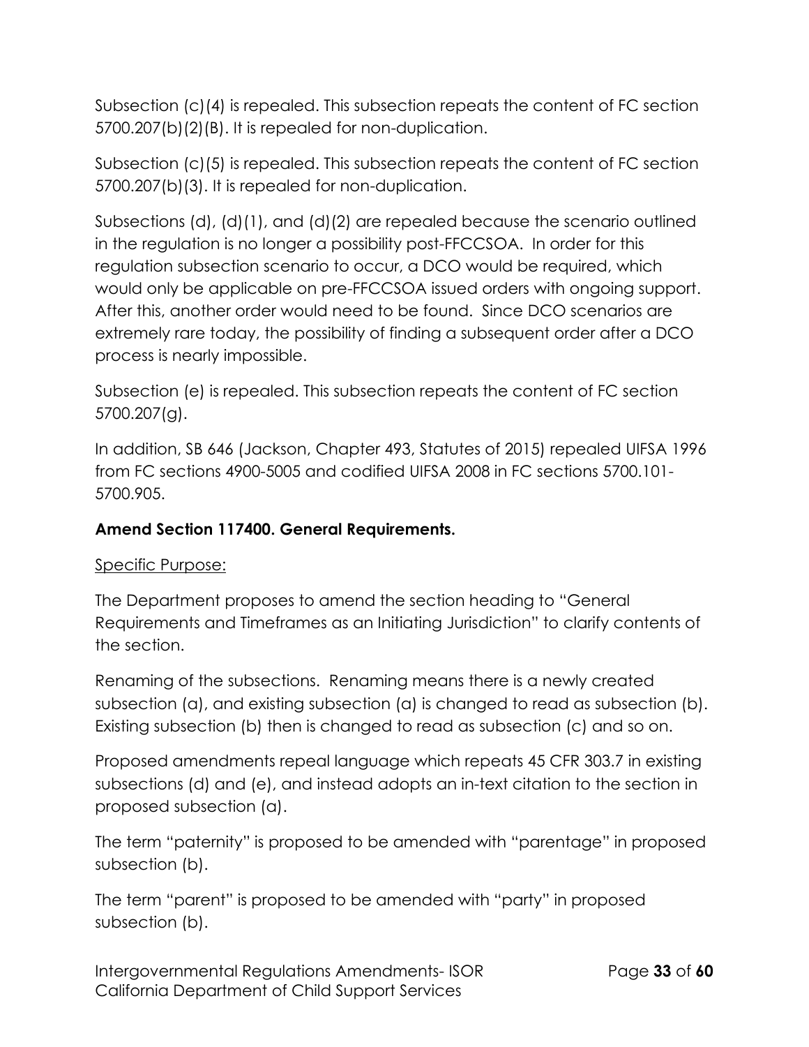Subsection (c)(4) is repealed. This subsection repeats the content of FC section 5700.207(b)(2)(B). It is repealed for non-duplication.

Subsection (c)(5) is repealed. This subsection repeats the content of FC section 5700.207(b)(3). It is repealed for non-duplication.

Subsections (d), (d)(1), and (d)(2) are repealed because the scenario outlined in the regulation is no longer a possibility post-FFCCSOA. In order for this regulation subsection scenario to occur, a DCO would be required, which would only be applicable on pre-FFCCSOA issued orders with ongoing support. After this, another order would need to be found. Since DCO scenarios are extremely rare today, the possibility of finding a subsequent order after a DCO process is nearly impossible.

Subsection (e) is repealed. This subsection repeats the content of FC section 5700.207(g).

In addition, SB 646 (Jackson, Chapter 493, Statutes of 2015) repealed UIFSA 1996 from FC sections 4900-5005 and codified UIFSA 2008 in FC sections 5700.101-5700.905.

**Amend Section 117400. General Requirements.**

<u>Specific Purpose:</u>

The Department proposes to amend the section heading to "General Requirements and Timeframes as an Initiating Jurisdiction" to clarify contents of the section.

Renaming of the subsections. Renaming means there is a newly created subsection (a), and existing subsection (a) is changed to read as subsection (b). Existing subsection (b) then is changed to read as subsection (c) and so on.

Proposed amendments repeal language which repeats 45 CFR 303.7 in existing subsections (d) and (e), and instead adopts an in-text citation to the section in proposed subsection (a).

The term "paternity" is proposed to be amended with "parentage" in proposed subsection (b).

The term "parent" is proposed to be amended with "party" in proposed subsection (b).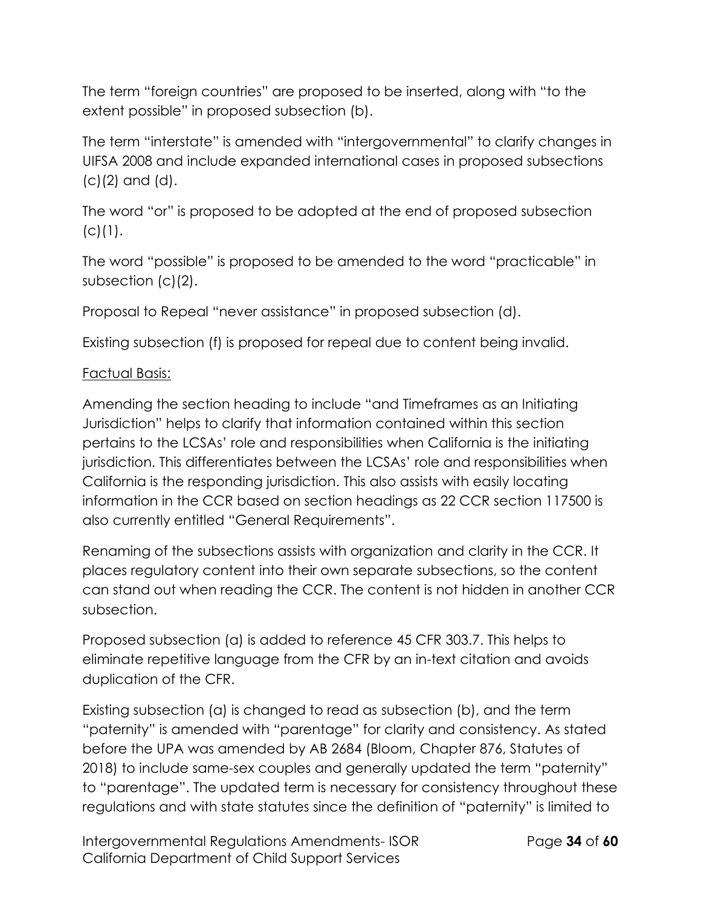The term "foreign countries" are proposed to be inserted, along with "to the extent possible" in proposed subsection (b).

The term "interstate" is amended with "intergovernmental" to clarify changes in UIFSA 2008 and include expanded international cases in proposed subsections (c)(2) and (d).

The word "or" is proposed to be adopted at the end of proposed subsection (c)(1).

The word "possible" is proposed to be amended to the word "practicable" in subsection (c)(2).

Proposal to Repeal "never assistance" in proposed subsection (d).

Existing subsection (f) is proposed for repeal due to content being invalid.

<u>Factual Basis:</u>

Amending the section heading to include "and Timeframes as an Initiating Jurisdiction" helps to clarify that information contained within this section pertains to the LCSAs' role and responsibilities when California is the initiating jurisdiction. This differentiates between the LCSAs' role and responsibilities when California is the responding jurisdiction. This also assists with easily locating information in the CCR based on section headings as 22 CCR section 117500 is also currently entitled "General Requirements".

Renaming of the subsections assists with organization and clarity in the CCR. It places regulatory content into their own separate subsections, so the content can stand out when reading the CCR. The content is not hidden in another CCR subsection.

Proposed subsection (a) is added to reference 45 CFR 303.7. This helps to eliminate repetitive language from the CFR by an in-text citation and avoids duplication of the CFR.

Existing subsection (a) is changed to read as subsection (b), and the term "paternity" is amended with "parentage" for clarity and consistency. As stated before the UPA was amended by AB 2684 (Bloom, Chapter 876, Statutes of 2018) to include same-sex couples and generally updated the term "paternity" to "parentage". The updated term is necessary for consistency throughout these regulations and with state statutes since the definition of "paternity" is limited to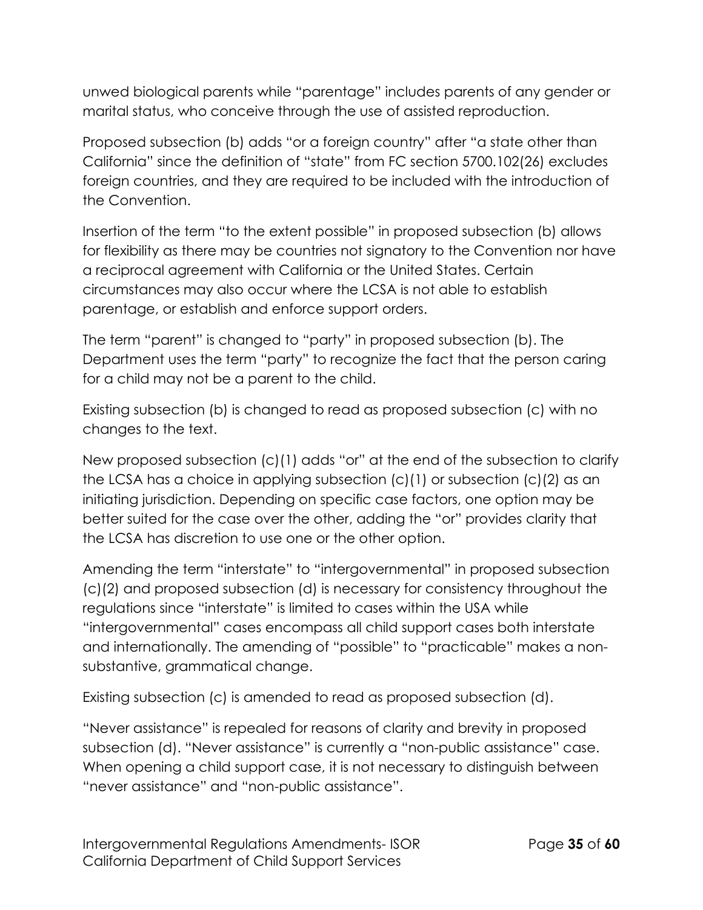unwed biological parents while "parentage" includes parents of any gender or marital status, who conceive through the use of assisted reproduction.

Proposed subsection (b) adds "or a foreign country" after "a state other than California" since the definition of "state" from FC section 5700.102(26) excludes foreign countries, and they are required to be included with the introduction of the Convention.

Insertion of the term "to the extent possible" in proposed subsection (b) allows for flexibility as there may be countries not signatory to the Convention nor have a reciprocal agreement with California or the United States. Certain circumstances may also occur where the LCSA is not able to establish parentage, or establish and enforce support orders.

The term "parent" is changed to "party" in proposed subsection (b). The Department uses the term "party" to recognize the fact that the person caring for a child may not be a parent to the child.

Existing subsection (b) is changed to read as proposed subsection (c) with no changes to the text.

New proposed subsection (c)(1) adds "or" at the end of the subsection to clarify the LCSA has a choice in applying subsection (c)(1) or subsection (c)(2) as an initiating jurisdiction. Depending on specific case factors, one option may be better suited for the case over the other, adding the "or" provides clarity that the LCSA has discretion to use one or the other option.

Amending the term "interstate" to "intergovernmental" in proposed subsection (c)(2) and proposed subsection (d) is necessary for consistency throughout the regulations since "interstate" is limited to cases within the USA while "intergovernmental" cases encompass all child support cases both interstate and internationally. The amending of "possible" to "practicable" makes a non-substantive, grammatical change.

Existing subsection (c) is amended to read as proposed subsection (d).

"Never assistance" is repealed for reasons of clarity and brevity in proposed subsection (d). "Never assistance" is currently a "non-public assistance" case. When opening a child support case, it is not necessary to distinguish between "never assistance" and "non-public assistance".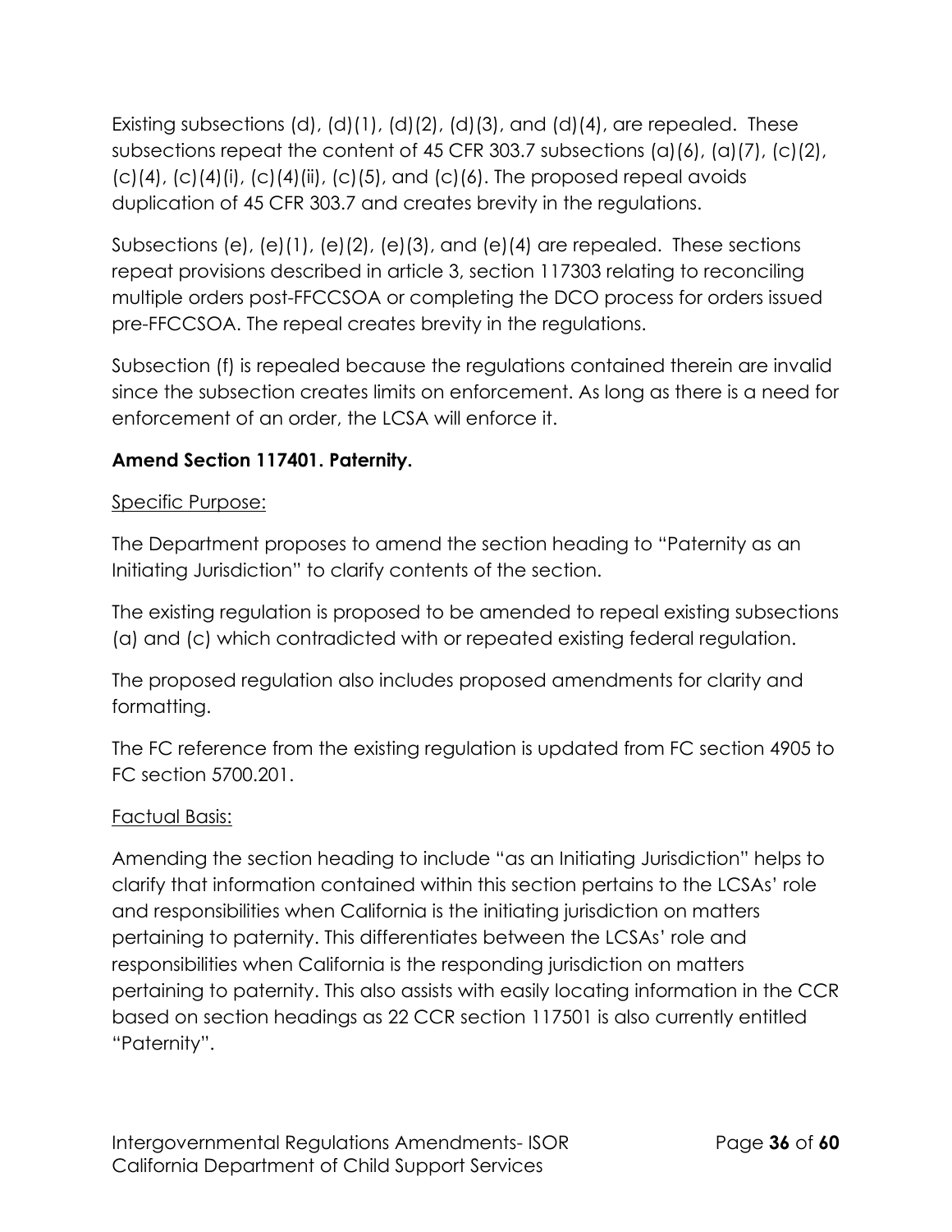Existing subsections (d), (d)(1), (d)(2), (d)(3), and (d)(4), are repealed. These subsections repeat the content of 45 CFR 303.7 subsections (a)(6), (a)(7), (c)(2), (c)(4), (c)(4)(i), (c)(4)(ii), (c)(5), and (c)(6). The proposed repeal avoids duplication of 45 CFR 303.7 and creates brevity in the regulations.

Subsections (e), (e)(1), (e)(2), (e)(3), and (e)(4) are repealed. These sections repeat provisions described in article 3, section 117303 relating to reconciling multiple orders post-FFCCSOA or completing the DCO process for orders issued pre-FFCCSOA. The repeal creates brevity in the regulations.

Subsection (f) is repealed because the regulations contained therein are invalid since the subsection creates limits on enforcement. As long as there is a need for enforcement of an order, the LCSA will enforce it.

**Amend Section 117401. Paternity.**

Specific Purpose:

The Department proposes to amend the section heading to "Paternity as an Initiating Jurisdiction" to clarify contents of the section.

The existing regulation is proposed to be amended to repeal existing subsections (a) and (c) which contradicted with or repeated existing federal regulation.

The proposed regulation also includes proposed amendments for clarity and formatting.

The FC reference from the existing regulation is updated from FC section 4905 to FC section 5700.201.

Factual Basis:

Amending the section heading to include "as an Initiating Jurisdiction" helps to clarify that information contained within this section pertains to the LCSAs' role and responsibilities when California is the initiating jurisdiction on matters pertaining to paternity. This differentiates between the LCSAs' role and responsibilities when California is the responding jurisdiction on matters pertaining to paternity. This also assists with easily locating information in the CCR based on section headings as 22 CCR section 117501 is also currently entitled "Paternity".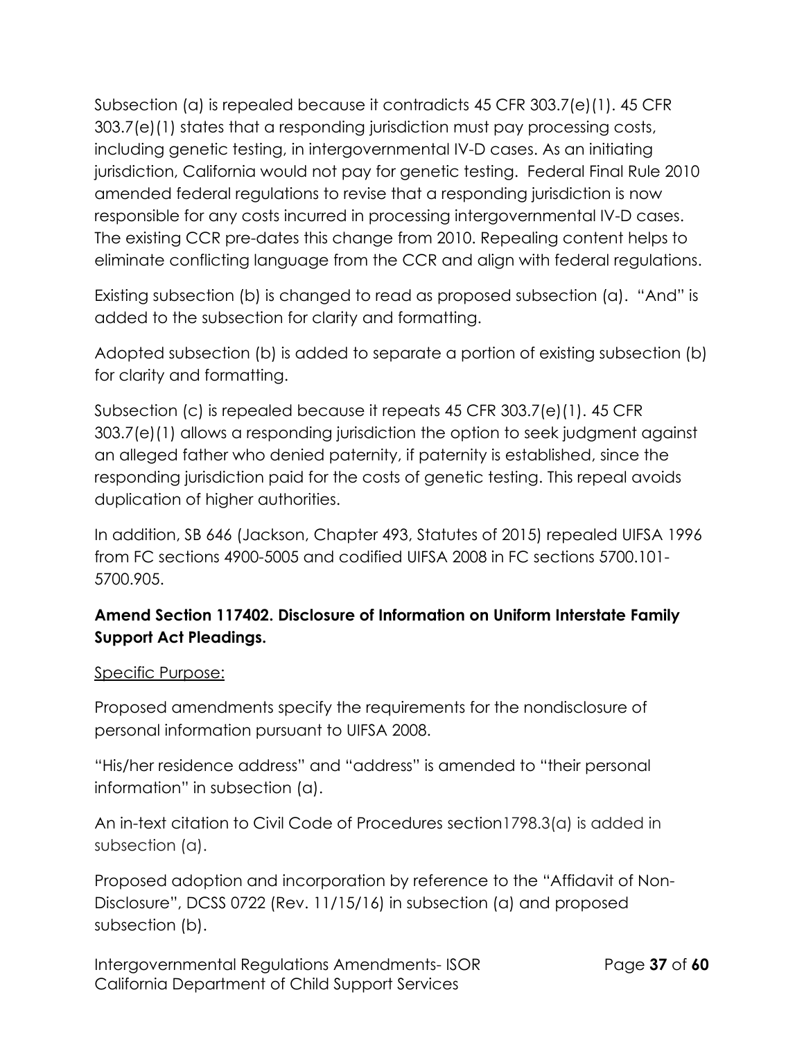Subsection (a) is repealed because it contradicts 45 CFR 303.7(e)(1). 45 CFR 303.7(e)(1) states that a responding jurisdiction must pay processing costs, including genetic testing, in intergovernmental IV-D cases. As an initiating jurisdiction, California would not pay for genetic testing. Federal Final Rule 2010 amended federal regulations to revise that a responding jurisdiction is now responsible for any costs incurred in processing intergovernmental IV-D cases. The existing CCR pre-dates this change from 2010. Repealing content helps to eliminate conflicting language from the CCR and align with federal regulations.

Existing subsection (b) is changed to read as proposed subsection (a). "And" is added to the subsection for clarity and formatting.

Adopted subsection (b) is added to separate a portion of existing subsection (b) for clarity and formatting.

Subsection (c) is repealed because it repeats 45 CFR 303.7(e)(1). 45 CFR 303.7(e)(1) allows a responding jurisdiction the option to seek judgment against an alleged father who denied paternity, if paternity is established, since the responding jurisdiction paid for the costs of genetic testing. This repeal avoids duplication of higher authorities.

In addition, SB 646 (Jackson, Chapter 493, Statutes of 2015) repealed UIFSA 1996 from FC sections 4900-5005 and codified UIFSA 2008 in FC sections 5700.101-5700.905.

**Amend Section 117402. Disclosure of Information on Uniform Interstate Family Support Act Pleadings.**

Specific Purpose:

Proposed amendments specify the requirements for the nondisclosure of personal information pursuant to UIFSA 2008.

"His/her residence address" and "address" is amended to "their personal information" in subsection (a).

An in-text citation to Civil Code of Procedures section1798.3(a) is added in subsection (a).

Proposed adoption and incorporation by reference to the "Affidavit of Non-Disclosure", DCSS 0722 (Rev. 11/15/16) in subsection (a) and proposed subsection (b).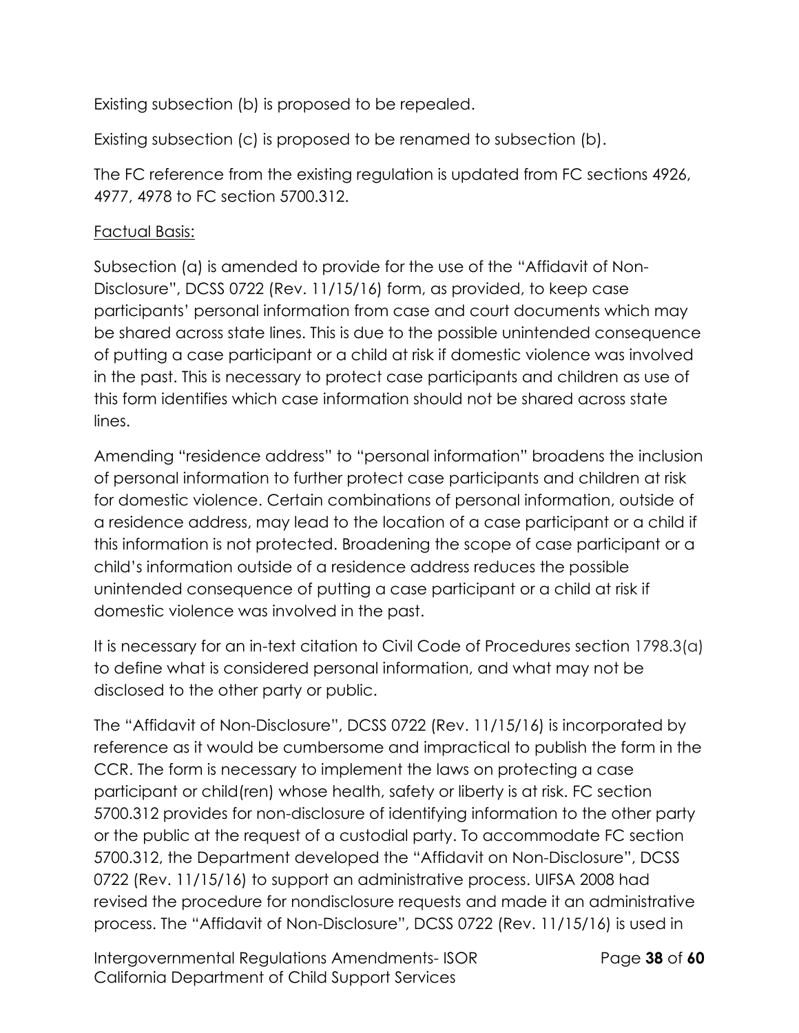Existing subsection (b) is proposed to be repealed.

Existing subsection (c) is proposed to be renamed to subsection (b).

The FC reference from the existing regulation is updated from FC sections 4926, 4977, 4978 to FC section 5700.312.

Factual Basis:

Subsection (a) is amended to provide for the use of the "Affidavit of Non-Disclosure", DCSS 0722 (Rev. 11/15/16) form, as provided, to keep case participants' personal information from case and court documents which may be shared across state lines. This is due to the possible unintended consequence of putting a case participant or a child at risk if domestic violence was involved in the past. This is necessary to protect case participants and children as use of this form identifies which case information should not be shared across state lines.

Amending "residence address" to "personal information" broadens the inclusion of personal information to further protect case participants and children at risk for domestic violence. Certain combinations of personal information, outside of a residence address, may lead to the location of a case participant or a child if this information is not protected. Broadening the scope of case participant or a child's information outside of a residence address reduces the possible unintended consequence of putting a case participant or a child at risk if domestic violence was involved in the past.

It is necessary for an in-text citation to Civil Code of Procedures section 1798.3(a) to define what is considered personal information, and what may not be disclosed to the other party or public.

The "Affidavit of Non-Disclosure", DCSS 0722 (Rev. 11/15/16) is incorporated by reference as it would be cumbersome and impractical to publish the form in the CCR. The form is necessary to implement the laws on protecting a case participant or child(ren) whose health, safety or liberty is at risk. FC section 5700.312 provides for non-disclosure of identifying information to the other party or the public at the request of a custodial party. To accommodate FC section 5700.312, the Department developed the "Affidavit on Non-Disclosure", DCSS 0722 (Rev. 11/15/16) to support an administrative process. UIFSA 2008 had revised the procedure for nondisclosure requests and made it an administrative process. The "Affidavit of Non-Disclosure", DCSS 0722 (Rev. 11/15/16) is used in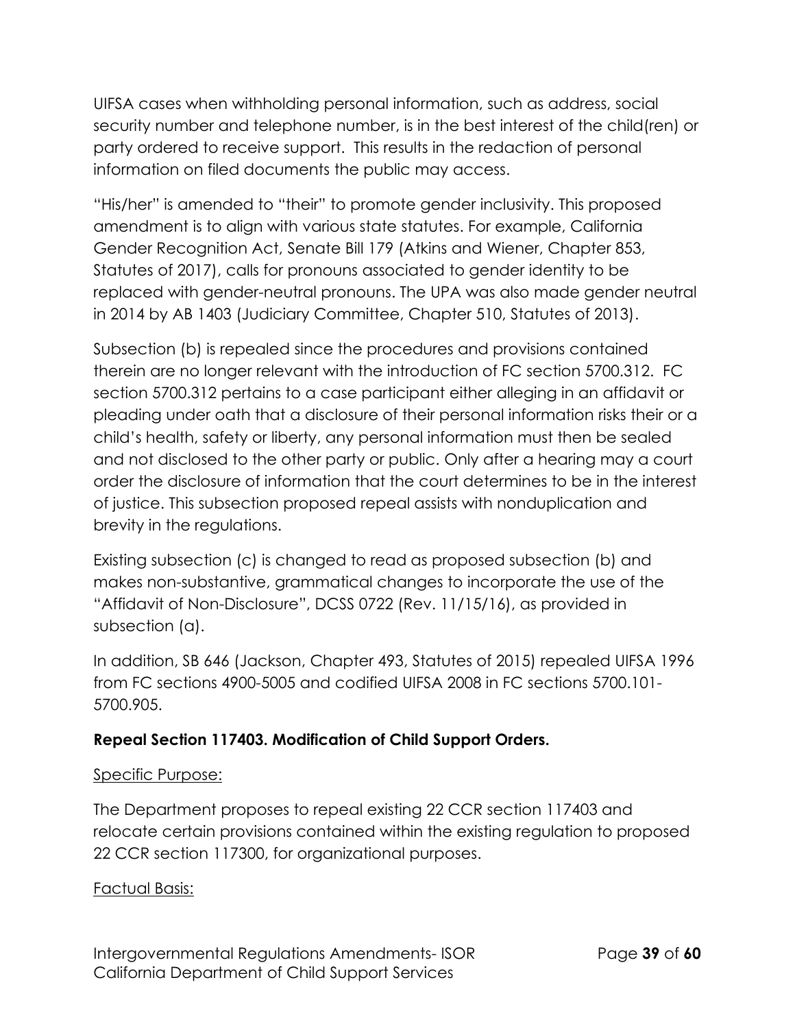UIFSA cases when withholding personal information, such as address, social security number and telephone number, is in the best interest of the child(ren) or party ordered to receive support. This results in the redaction of personal information on filed documents the public may access.

"His/her" is amended to "their" to promote gender inclusivity. This proposed amendment is to align with various state statutes. For example, California Gender Recognition Act, Senate Bill 179 (Atkins and Wiener, Chapter 853, Statutes of 2017), calls for pronouns associated to gender identity to be replaced with gender-neutral pronouns. The UPA was also made gender neutral in 2014 by AB 1403 (Judiciary Committee, Chapter 510, Statutes of 2013).

Subsection (b) is repealed since the procedures and provisions contained therein are no longer relevant with the introduction of FC section 5700.312. FC section 5700.312 pertains to a case participant either alleging in an affidavit or pleading under oath that a disclosure of their personal information risks their or a child's health, safety or liberty, any personal information must then be sealed and not disclosed to the other party or public. Only after a hearing may a court order the disclosure of information that the court determines to be in the interest of justice. This subsection proposed repeal assists with nonduplication and brevity in the regulations.

Existing subsection (c) is changed to read as proposed subsection (b) and makes non-substantive, grammatical changes to incorporate the use of the "Affidavit of Non-Disclosure", DCSS 0722 (Rev. 11/15/16), as provided in subsection (a).

In addition, SB 646 (Jackson, Chapter 493, Statutes of 2015) repealed UIFSA 1996 from FC sections 4900-5005 and codified UIFSA 2008 in FC sections 5700.101-5700.905.

**Repeal Section 117403. Modification of Child Support Orders.**

Specific Purpose:

The Department proposes to repeal existing 22 CCR section 117403 and relocate certain provisions contained within the existing regulation to proposed 22 CCR section 117300, for organizational purposes.

Factual Basis: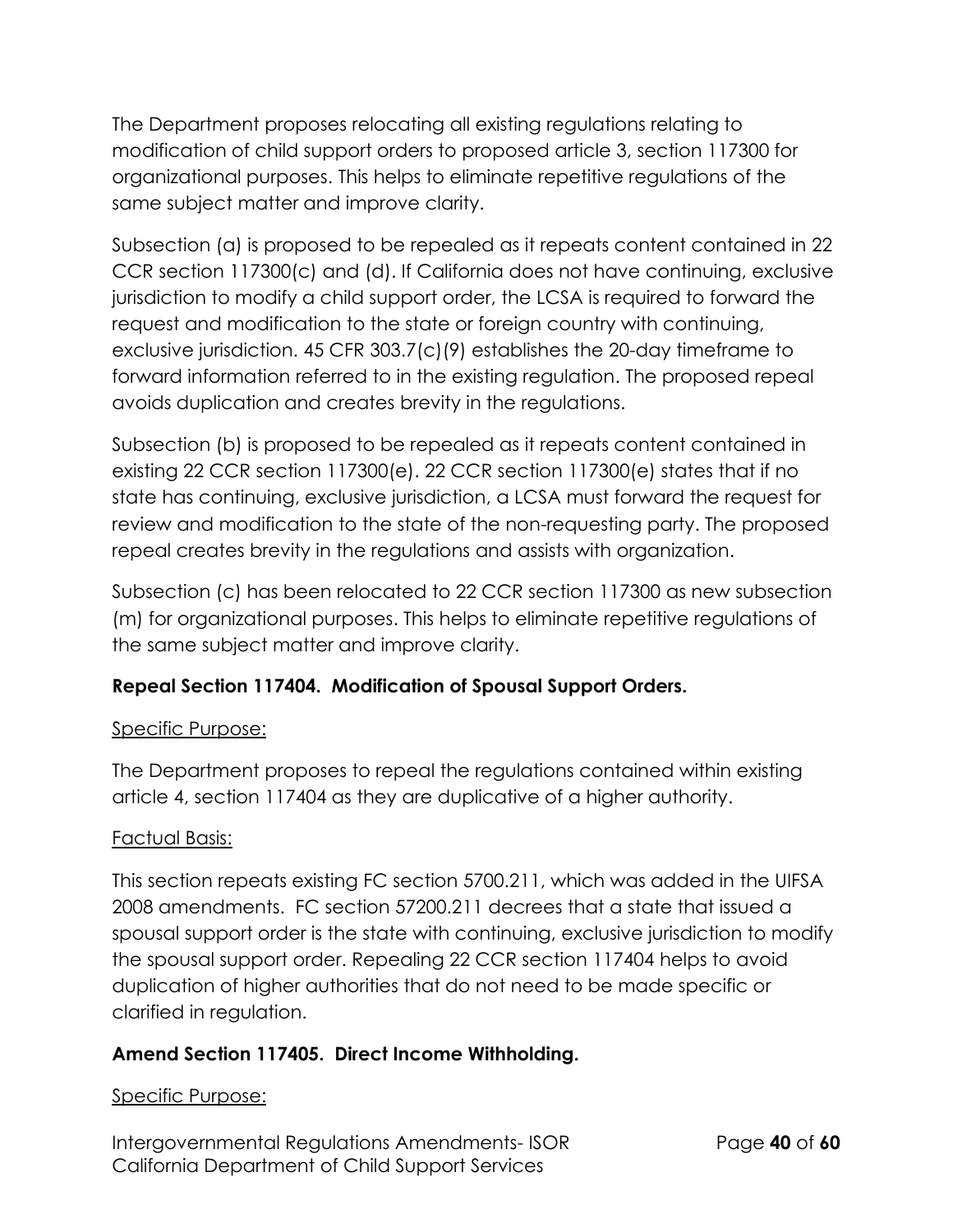The Department proposes relocating all existing regulations relating to modification of child support orders to proposed article 3, section 117300 for organizational purposes. This helps to eliminate repetitive regulations of the same subject matter and improve clarity.

Subsection (a) is proposed to be repealed as it repeats content contained in 22 CCR section 117300(c) and (d). If California does not have continuing, exclusive jurisdiction to modify a child support order, the LCSA is required to forward the request and modification to the state or foreign country with continuing, exclusive jurisdiction. 45 CFR 303.7(c)(9) establishes the 20-day timeframe to forward information referred to in the existing regulation. The proposed repeal avoids duplication and creates brevity in the regulations.

Subsection (b) is proposed to be repealed as it repeats content contained in existing 22 CCR section 117300(e). 22 CCR section 117300(e) states that if no state has continuing, exclusive jurisdiction, a LCSA must forward the request for review and modification to the state of the non-requesting party. The proposed repeal creates brevity in the regulations and assists with organization.

Subsection (c) has been relocated to 22 CCR section 117300 as new subsection (m) for organizational purposes. This helps to eliminate repetitive regulations of the same subject matter and improve clarity.

**Repeal Section 117404. Modification of Spousal Support Orders.**

Specific Purpose:

The Department proposes to repeal the regulations contained within existing article 4, section 117404 as they are duplicative of a higher authority.

Factual Basis:

This section repeats existing FC section 5700.211, which was added in the UIFSA 2008 amendments. FC section 57200.211 decrees that a state that issued a spousal support order is the state with continuing, exclusive jurisdiction to modify the spousal support order. Repealing 22 CCR section 117404 helps to avoid duplication of higher authorities that do not need to be made specific or clarified in regulation.

**Amend Section 117405. Direct Income Withholding.**

Specific Purpose: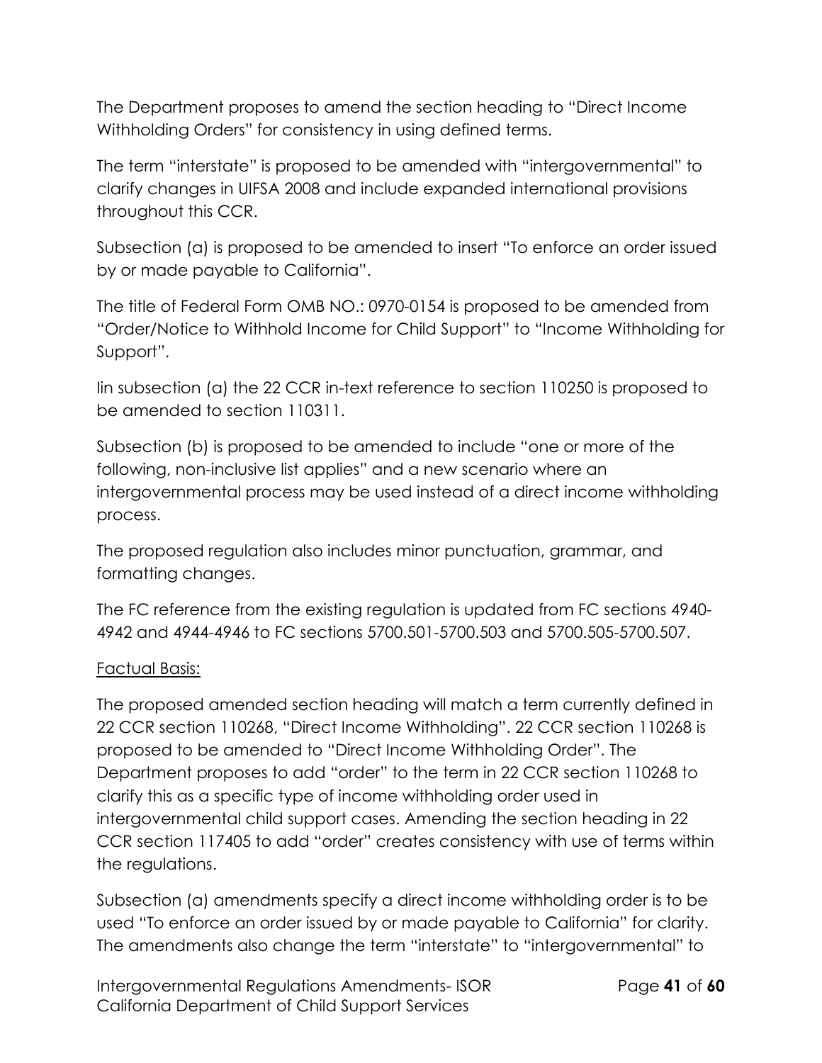The Department proposes to amend the section heading to "Direct Income Withholding Orders" for consistency in using defined terms.

The term "interstate" is proposed to be amended with "intergovernmental" to clarify changes in UIFSA 2008 and include expanded international provisions throughout this CCR.

Subsection (a) is proposed to be amended to insert "To enforce an order issued by or made payable to California".

The title of Federal Form OMB NO.: 0970-0154 is proposed to be amended from "Order/Notice to Withhold Income for Child Support" to "Income Withholding for Support".

Iin subsection (a) the 22 CCR in-text reference to section 110250 is proposed to be amended to section 110311.

Subsection (b) is proposed to be amended to include "one or more of the following, non-inclusive list applies" and a new scenario where an intergovernmental process may be used instead of a direct income withholding process.

The proposed regulation also includes minor punctuation, grammar, and formatting changes.

The FC reference from the existing regulation is updated from FC sections 4940-4942 and 4944-4946 to FC sections 5700.501-5700.503 and 5700.505-5700.507.

Factual Basis:

The proposed amended section heading will match a term currently defined in 22 CCR section 110268, "Direct Income Withholding". 22 CCR section 110268 is proposed to be amended to "Direct Income Withholding Order". The Department proposes to add "order" to the term in 22 CCR section 110268 to clarify this as a specific type of income withholding order used in intergovernmental child support cases. Amending the section heading in 22 CCR section 117405 to add "order" creates consistency with use of terms within the regulations.

Subsection (a) amendments specify a direct income withholding order is to be used "To enforce an order issued by or made payable to California" for clarity. The amendments also change the term "interstate" to "intergovernmental" to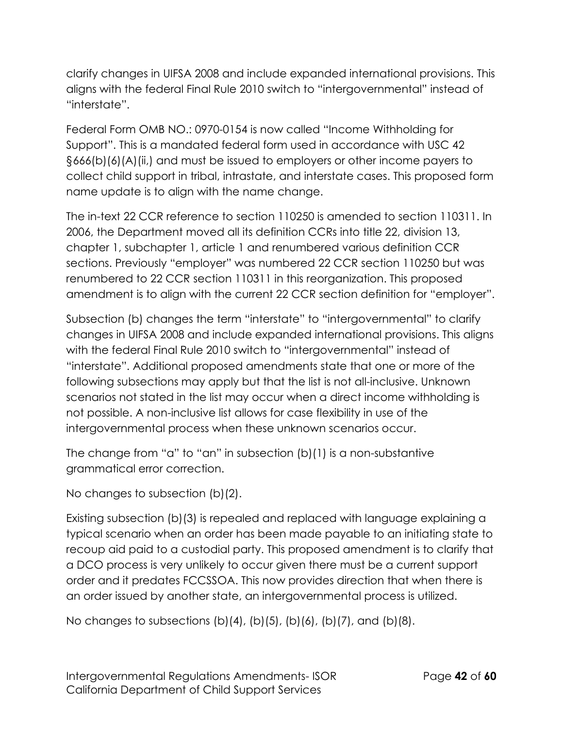clarify changes in UIFSA 2008 and include expanded international provisions. This aligns with the federal Final Rule 2010 switch to "intergovernmental" instead of "interstate".

Federal Form OMB NO.: 0970-0154 is now called "Income Withholding for Support". This is a mandated federal form used in accordance with USC 42 §666(b)(6)(A)(ii,) and must be issued to employers or other income payers to collect child support in tribal, intrastate, and interstate cases. This proposed form name update is to align with the name change.

The in-text 22 CCR reference to section 110250 is amended to section 110311. In 2006, the Department moved all its definition CCRs into title 22, division 13, chapter 1, subchapter 1, article 1 and renumbered various definition CCR sections. Previously "employer" was numbered 22 CCR section 110250 but was renumbered to 22 CCR section 110311 in this reorganization. This proposed amendment is to align with the current 22 CCR section definition for "employer".

Subsection (b) changes the term "interstate" to "intergovernmental" to clarify changes in UIFSA 2008 and include expanded international provisions. This aligns with the federal Final Rule 2010 switch to "intergovernmental" instead of "interstate". Additional proposed amendments state that one or more of the following subsections may apply but that the list is not all-inclusive. Unknown scenarios not stated in the list may occur when a direct income withholding is not possible. A non-inclusive list allows for case flexibility in use of the intergovernmental process when these unknown scenarios occur.

The change from "a" to "an" in subsection (b)(1) is a non-substantive grammatical error correction.

No changes to subsection (b)(2).

Existing subsection (b)(3) is repealed and replaced with language explaining a typical scenario when an order has been made payable to an initiating state to recoup aid paid to a custodial party. This proposed amendment is to clarify that a DCO process is very unlikely to occur given there must be a current support order and it predates FCCSSOA. This now provides direction that when there is an order issued by another state, an intergovernmental process is utilized.

No changes to subsections (b)(4), (b)(5), (b)(6), (b)(7), and (b)(8).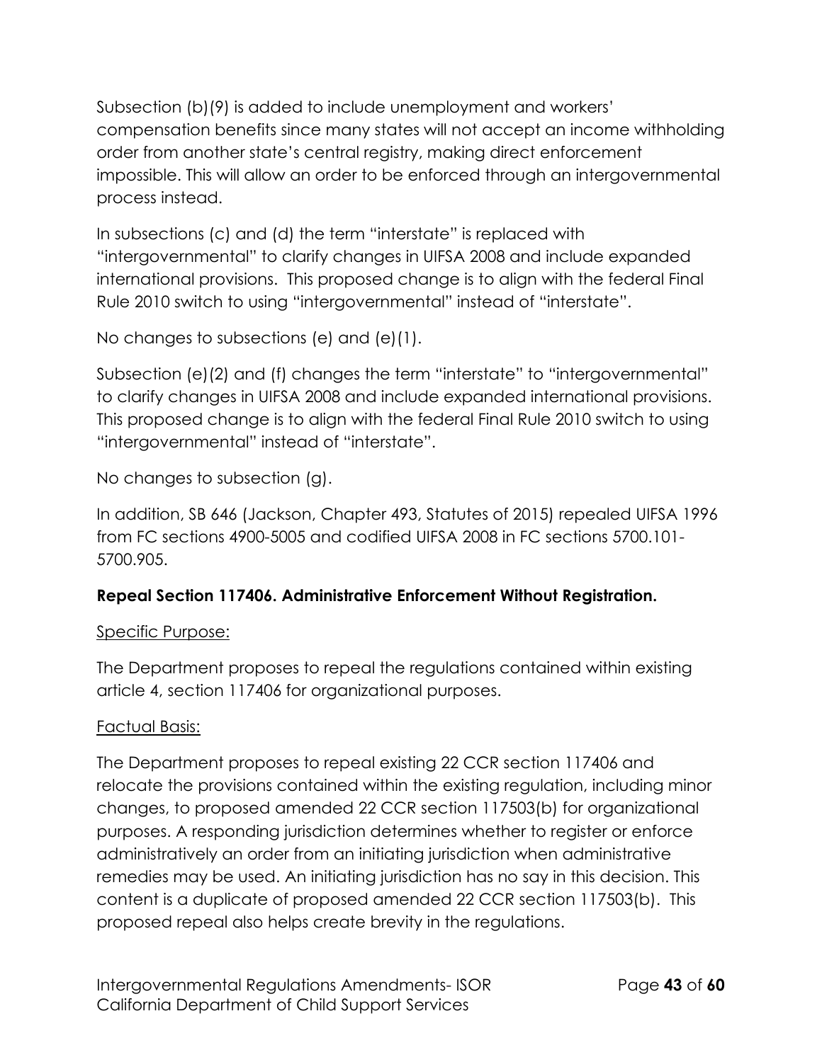Subsection (b)(9) is added to include unemployment and workers' compensation benefits since many states will not accept an income withholding order from another state's central registry, making direct enforcement impossible. This will allow an order to be enforced through an intergovernmental process instead.

In subsections (c) and (d) the term "interstate" is replaced with "intergovernmental" to clarify changes in UIFSA 2008 and include expanded international provisions. This proposed change is to align with the federal Final Rule 2010 switch to using "intergovernmental" instead of "interstate".

No changes to subsections (e) and (e)(1).

Subsection (e)(2) and (f) changes the term "interstate" to "intergovernmental" to clarify changes in UIFSA 2008 and include expanded international provisions. This proposed change is to align with the federal Final Rule 2010 switch to using "intergovernmental" instead of "interstate".

No changes to subsection (g).

In addition, SB 646 (Jackson, Chapter 493, Statutes of 2015) repealed UIFSA 1996 from FC sections 4900-5005 and codified UIFSA 2008 in FC sections 5700.101-5700.905.

**Repeal Section 117406. Administrative Enforcement Without Registration.**

Specific Purpose:

The Department proposes to repeal the regulations contained within existing article 4, section 117406 for organizational purposes.

Factual Basis:

The Department proposes to repeal existing 22 CCR section 117406 and relocate the provisions contained within the existing regulation, including minor changes, to proposed amended 22 CCR section 117503(b) for organizational purposes. A responding jurisdiction determines whether to register or enforce administratively an order from an initiating jurisdiction when administrative remedies may be used. An initiating jurisdiction has no say in this decision. This content is a duplicate of proposed amended 22 CCR section 117503(b). This proposed repeal also helps create brevity in the regulations.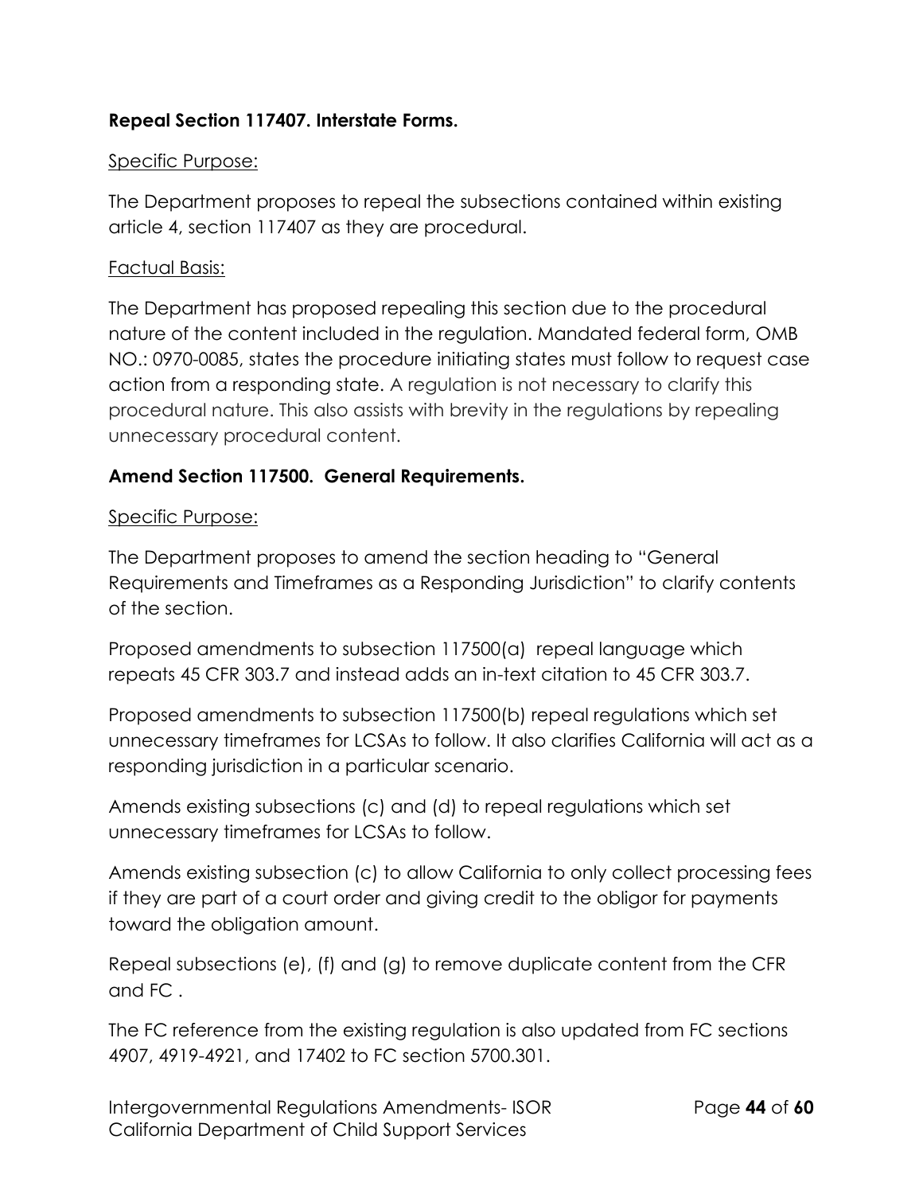**Repeal Section 117407. Interstate Forms.**

Specific Purpose:

The Department proposes to repeal the subsections contained within existing article 4, section 117407 as they are procedural.

Factual Basis:

The Department has proposed repealing this section due to the procedural nature of the content included in the regulation. Mandated federal form, OMB NO.: 0970-0085, states the procedure initiating states must follow to request case action from a responding state. A regulation is not necessary to clarify this procedural nature. This also assists with brevity in the regulations by repealing unnecessary procedural content.

**Amend Section 117500. General Requirements.**

Specific Purpose:

The Department proposes to amend the section heading to "General Requirements and Timeframes as a Responding Jurisdiction" to clarify contents of the section.

Proposed amendments to subsection 117500(a) repeal language which repeats 45 CFR 303.7 and instead adds an in-text citation to 45 CFR 303.7.

Proposed amendments to subsection 117500(b) repeal regulations which set unnecessary timeframes for LCSAs to follow. It also clarifies California will act as a responding jurisdiction in a particular scenario.

Amends existing subsections (c) and (d) to repeal regulations which set unnecessary timeframes for LCSAs to follow.

Amends existing subsection (c) to allow California to only collect processing fees if they are part of a court order and giving credit to the obligor for payments toward the obligation amount.

Repeal subsections (e), (f) and (g) to remove duplicate content from the CFR and FC .

The FC reference from the existing regulation is also updated from FC sections 4907, 4919-4921, and 17402 to FC section 5700.301.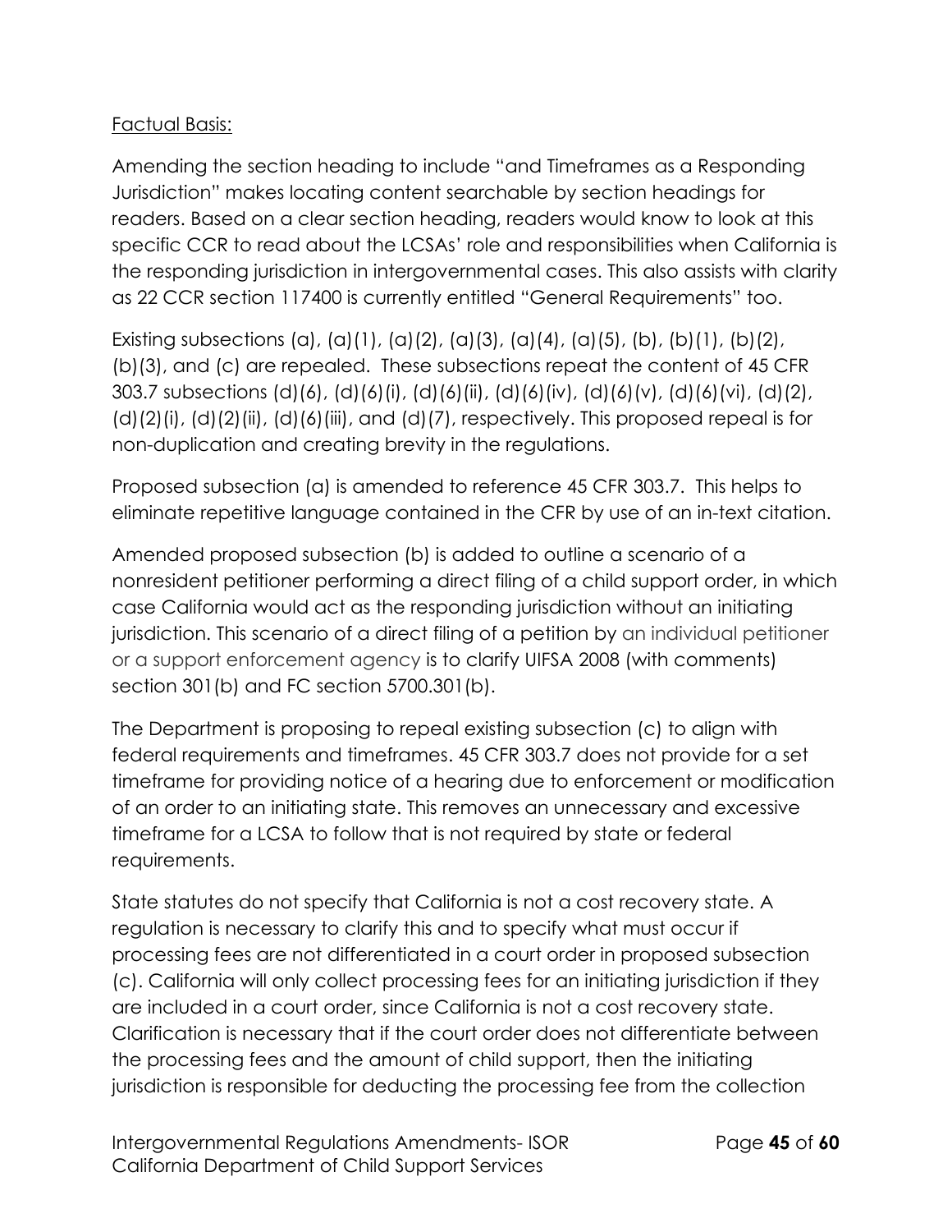Factual Basis:

Amending the section heading to include "and Timeframes as a Responding Jurisdiction" makes locating content searchable by section headings for readers. Based on a clear section heading, readers would know to look at this specific CCR to read about the LCSAs' role and responsibilities when California is the responding jurisdiction in intergovernmental cases. This also assists with clarity as 22 CCR section 117400 is currently entitled "General Requirements" too.

Existing subsections (a), (a)(1), (a)(2), (a)(3), (a)(4), (a)(5), (b), (b)(1), (b)(2), (b)(3), and (c) are repealed. These subsections repeat the content of 45 CFR 303.7 subsections (d)(6), (d)(6)(i), (d)(6)(ii), (d)(6)(iv), (d)(6)(v), (d)(6)(vi), (d)(2), (d)(2)(i), (d)(2)(ii), (d)(6)(iii), and (d)(7), respectively. This proposed repeal is for non-duplication and creating brevity in the regulations.

Proposed subsection (a) is amended to reference 45 CFR 303.7. This helps to eliminate repetitive language contained in the CFR by use of an in-text citation.

Amended proposed subsection (b) is added to outline a scenario of a nonresident petitioner performing a direct filing of a child support order, in which case California would act as the responding jurisdiction without an initiating jurisdiction. This scenario of a direct filing of a petition by an individual petitioner or a support enforcement agency is to clarify UIFSA 2008 (with comments) section 301(b) and FC section 5700.301(b).

The Department is proposing to repeal existing subsection (c) to align with federal requirements and timeframes. 45 CFR 303.7 does not provide for a set timeframe for providing notice of a hearing due to enforcement or modification of an order to an initiating state. This removes an unnecessary and excessive timeframe for a LCSA to follow that is not required by state or federal requirements.

State statutes do not specify that California is not a cost recovery state. A regulation is necessary to clarify this and to specify what must occur if processing fees are not differentiated in a court order in proposed subsection (c). California will only collect processing fees for an initiating jurisdiction if they are included in a court order, since California is not a cost recovery state. Clarification is necessary that if the court order does not differentiate between the processing fees and the amount of child support, then the initiating jurisdiction is responsible for deducting the processing fee from the collection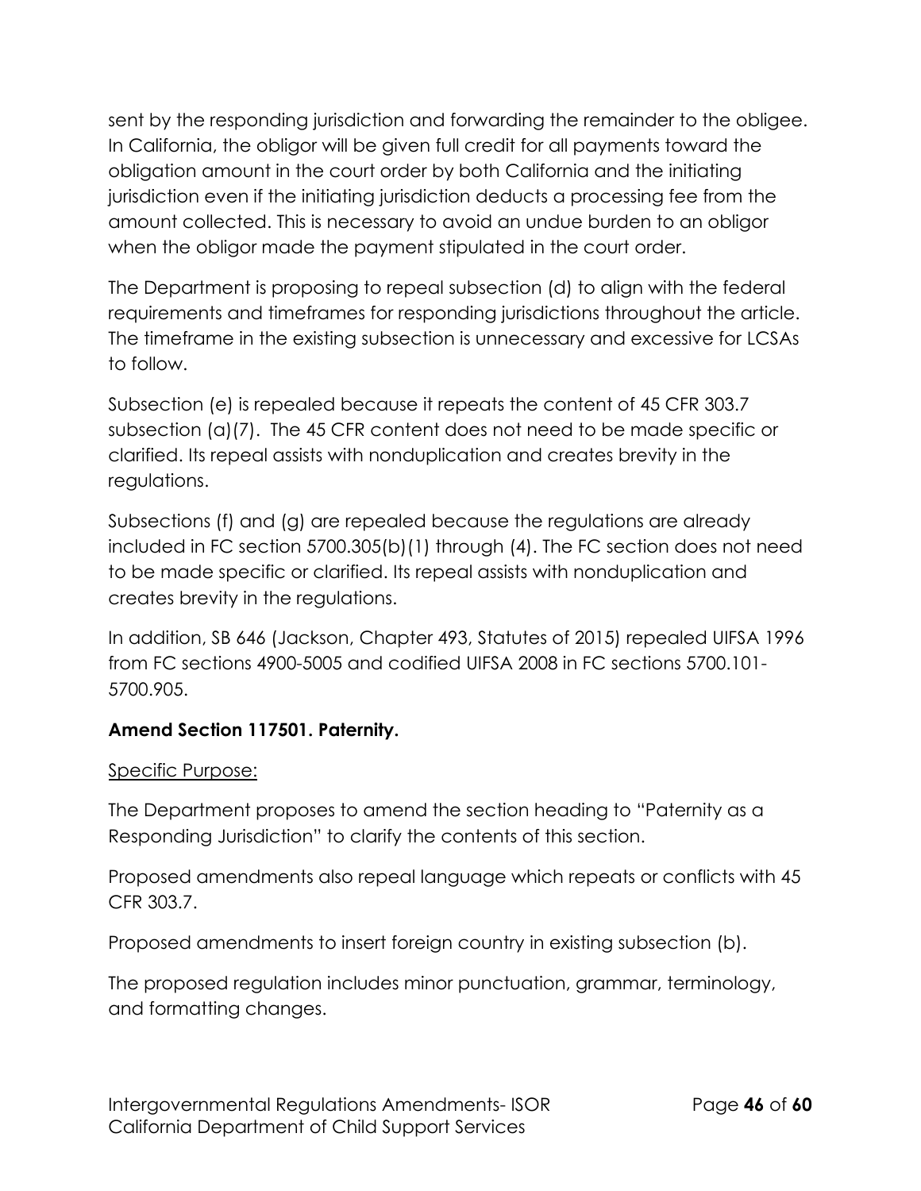sent by the responding jurisdiction and forwarding the remainder to the obligee. In California, the obligor will be given full credit for all payments toward the obligation amount in the court order by both California and the initiating jurisdiction even if the initiating jurisdiction deducts a processing fee from the amount collected. This is necessary to avoid an undue burden to an obligor when the obligor made the payment stipulated in the court order.

The Department is proposing to repeal subsection (d) to align with the federal requirements and timeframes for responding jurisdictions throughout the article. The timeframe in the existing subsection is unnecessary and excessive for LCSAs to follow.

Subsection (e) is repealed because it repeats the content of 45 CFR 303.7 subsection (a)(7). The 45 CFR content does not need to be made specific or clarified. Its repeal assists with nonduplication and creates brevity in the regulations.

Subsections (f) and (g) are repealed because the regulations are already included in FC section 5700.305(b)(1) through (4). The FC section does not need to be made specific or clarified. Its repeal assists with nonduplication and creates brevity in the regulations.

In addition, SB 646 (Jackson, Chapter 493, Statutes of 2015) repealed UIFSA 1996 from FC sections 4900-5005 and codified UIFSA 2008 in FC sections 5700.101-5700.905.

**Amend Section 117501. Paternity.**

<u>Specific Purpose:</u>

The Department proposes to amend the section heading to "Paternity as a Responding Jurisdiction" to clarify the contents of this section.

Proposed amendments also repeal language which repeats or conflicts with 45 CFR 303.7.

Proposed amendments to insert foreign country in existing subsection (b).

The proposed regulation includes minor punctuation, grammar, terminology, and formatting changes.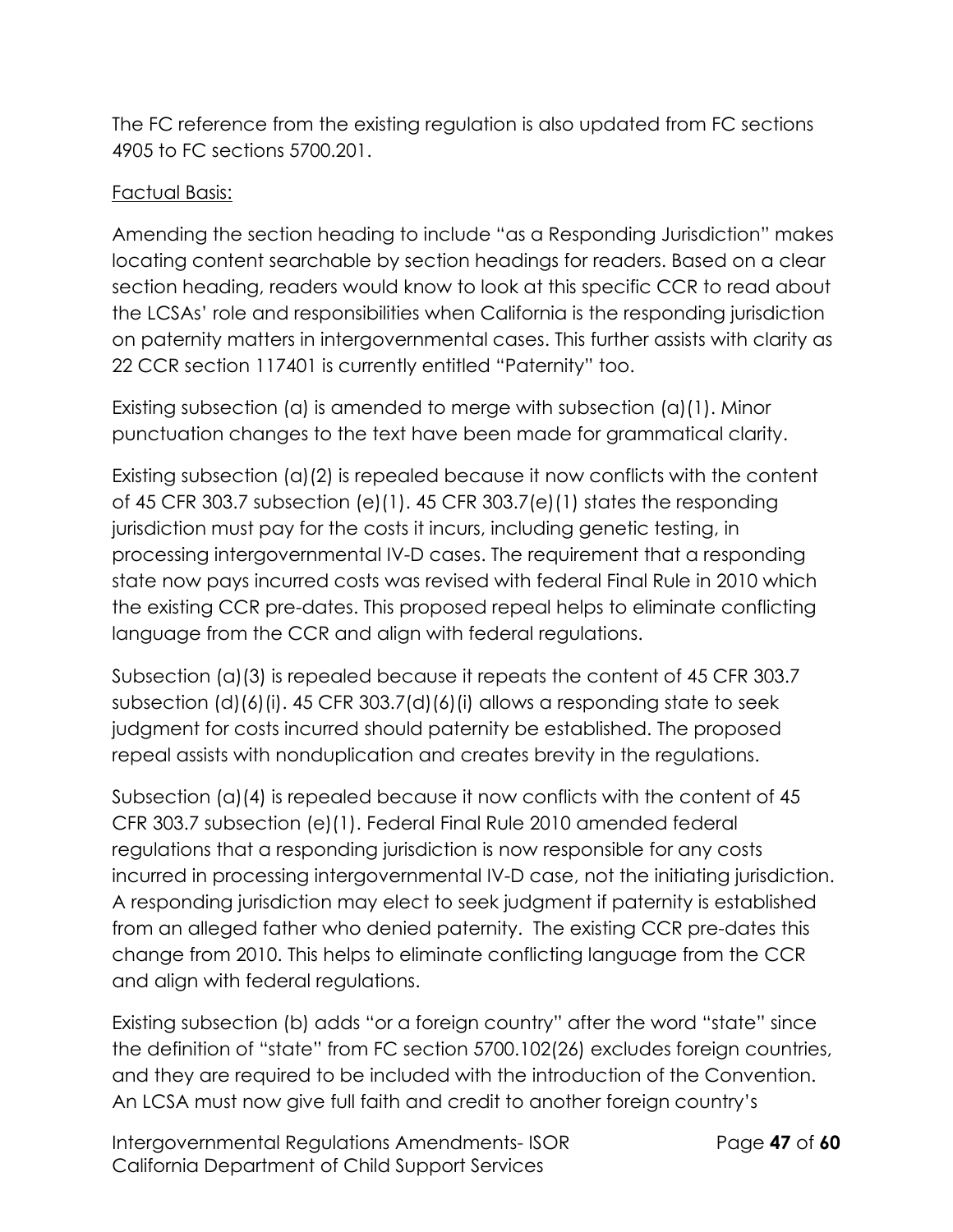The FC reference from the existing regulation is also updated from FC sections 4905 to FC sections 5700.201.

Factual Basis:

Amending the section heading to include "as a Responding Jurisdiction" makes locating content searchable by section headings for readers. Based on a clear section heading, readers would know to look at this specific CCR to read about the LCSAs' role and responsibilities when California is the responding jurisdiction on paternity matters in intergovernmental cases. This further assists with clarity as 22 CCR section 117401 is currently entitled "Paternity" too.

Existing subsection (a) is amended to merge with subsection (a)(1). Minor punctuation changes to the text have been made for grammatical clarity.

Existing subsection (a)(2) is repealed because it now conflicts with the content of 45 CFR 303.7 subsection (e)(1). 45 CFR 303.7(e)(1) states the responding jurisdiction must pay for the costs it incurs, including genetic testing, in processing intergovernmental IV-D cases. The requirement that a responding state now pays incurred costs was revised with federal Final Rule in 2010 which the existing CCR pre-dates. This proposed repeal helps to eliminate conflicting language from the CCR and align with federal regulations.

Subsection (a)(3) is repealed because it repeats the content of 45 CFR 303.7 subsection (d)(6)(i). 45 CFR 303.7(d)(6)(i) allows a responding state to seek judgment for costs incurred should paternity be established. The proposed repeal assists with nonduplication and creates brevity in the regulations.

Subsection (a)(4) is repealed because it now conflicts with the content of 45 CFR 303.7 subsection (e)(1). Federal Final Rule 2010 amended federal regulations that a responding jurisdiction is now responsible for any costs incurred in processing intergovernmental IV-D case, not the initiating jurisdiction. A responding jurisdiction may elect to seek judgment if paternity is established from an alleged father who denied paternity. The existing CCR pre-dates this change from 2010. This helps to eliminate conflicting language from the CCR and align with federal regulations.

Existing subsection (b) adds "or a foreign country" after the word "state" since the definition of "state" from FC section 5700.102(26) excludes foreign countries, and they are required to be included with the introduction of the Convention. An LCSA must now give full faith and credit to another foreign country's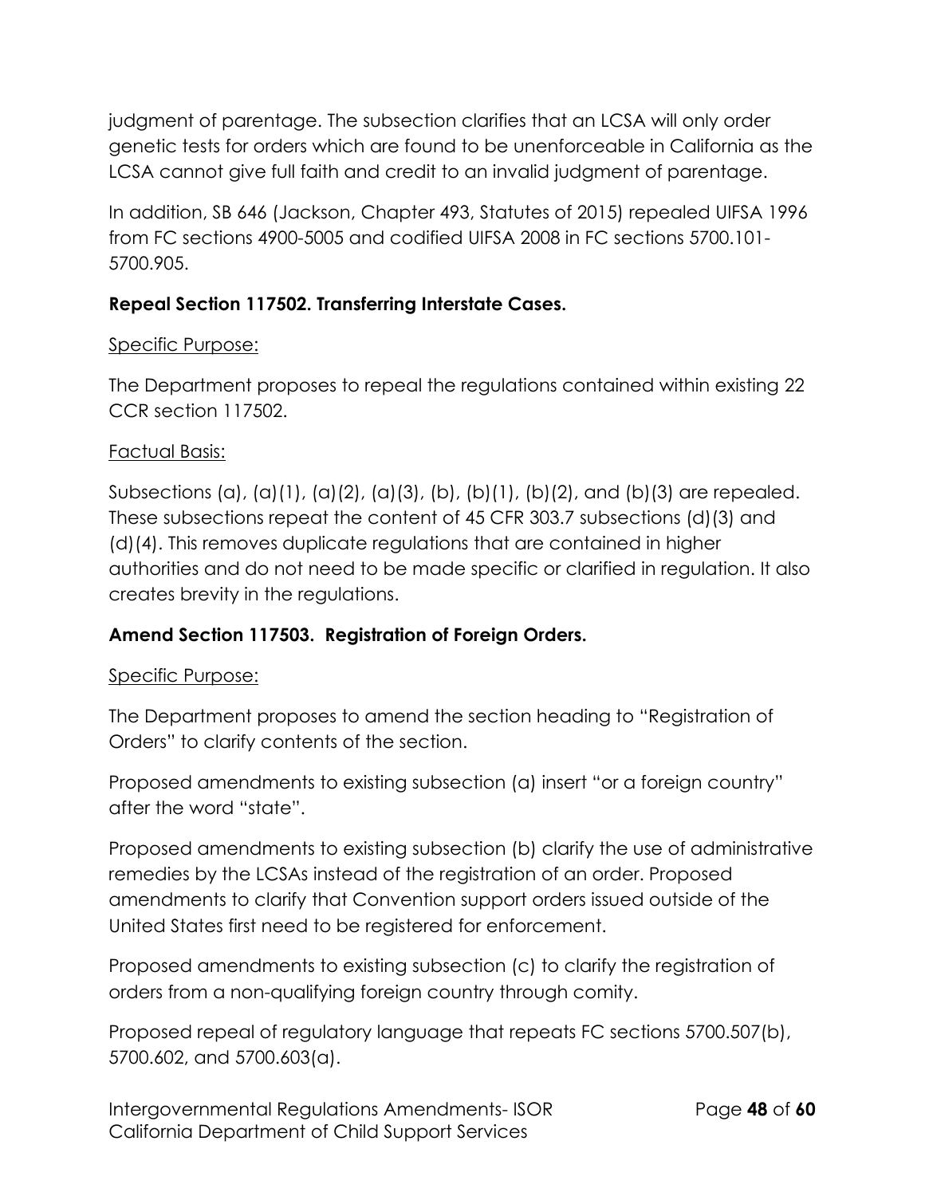judgment of parentage. The subsection clarifies that an LCSA will only order genetic tests for orders which are found to be unenforceable in California as the LCSA cannot give full faith and credit to an invalid judgment of parentage.

In addition, SB 646 (Jackson, Chapter 493, Statutes of 2015) repealed UIFSA 1996 from FC sections 4900-5005 and codified UIFSA 2008 in FC sections 5700.101-5700.905.

**Repeal Section 117502. Transferring Interstate Cases.**

Specific Purpose:

The Department proposes to repeal the regulations contained within existing 22 CCR section 117502.

Factual Basis:

Subsections (a), (a)(1), (a)(2), (a)(3), (b), (b)(1), (b)(2), and (b)(3) are repealed. These subsections repeat the content of 45 CFR 303.7 subsections (d)(3) and (d)(4). This removes duplicate regulations that are contained in higher authorities and do not need to be made specific or clarified in regulation. It also creates brevity in the regulations.

**Amend Section 117503. Registration of Foreign Orders.**

Specific Purpose:

The Department proposes to amend the section heading to "Registration of Orders" to clarify contents of the section.

Proposed amendments to existing subsection (a) insert "or a foreign country" after the word "state".

Proposed amendments to existing subsection (b) clarify the use of administrative remedies by the LCSAs instead of the registration of an order. Proposed amendments to clarify that Convention support orders issued outside of the United States first need to be registered for enforcement.

Proposed amendments to existing subsection (c) to clarify the registration of orders from a non-qualifying foreign country through comity.

Proposed repeal of regulatory language that repeats FC sections 5700.507(b), 5700.602, and 5700.603(a).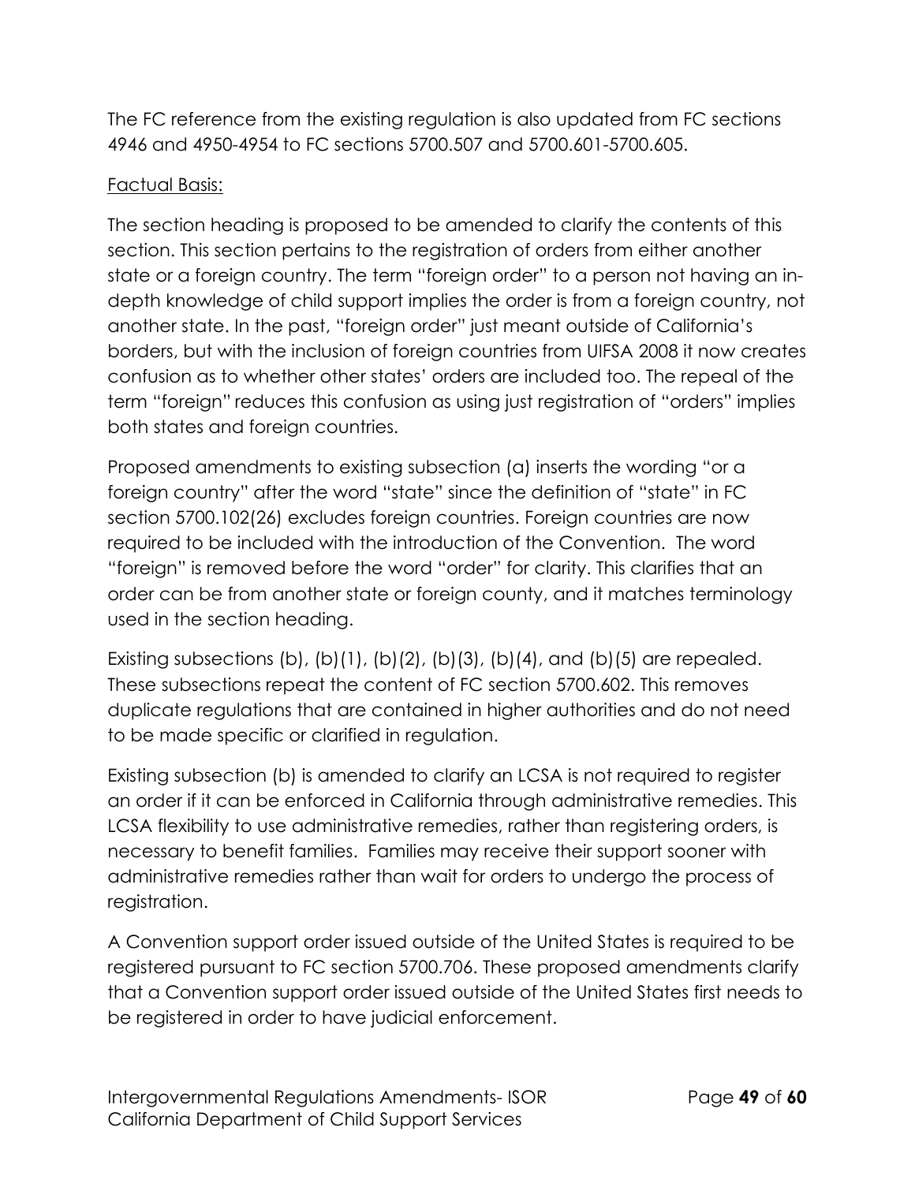The FC reference from the existing regulation is also updated from FC sections 4946 and 4950-4954 to FC sections 5700.507 and 5700.601-5700.605.

Factual Basis:

The section heading is proposed to be amended to clarify the contents of this section. This section pertains to the registration of orders from either another state or a foreign country. The term "foreign order" to a person not having an in-depth knowledge of child support implies the order is from a foreign country, not another state. In the past, "foreign order" just meant outside of California's borders, but with the inclusion of foreign countries from UIFSA 2008 it now creates confusion as to whether other states' orders are included too. The repeal of the term "foreign" reduces this confusion as using just registration of "orders" implies both states and foreign countries.

Proposed amendments to existing subsection (a) inserts the wording "or a foreign country" after the word "state" since the definition of "state" in FC section 5700.102(26) excludes foreign countries. Foreign countries are now required to be included with the introduction of the Convention. The word "foreign" is removed before the word "order" for clarity. This clarifies that an order can be from another state or foreign county, and it matches terminology used in the section heading.

Existing subsections (b), (b)(1), (b)(2), (b)(3), (b)(4), and (b)(5) are repealed. These subsections repeat the content of FC section 5700.602. This removes duplicate regulations that are contained in higher authorities and do not need to be made specific or clarified in regulation.

Existing subsection (b) is amended to clarify an LCSA is not required to register an order if it can be enforced in California through administrative remedies. This LCSA flexibility to use administrative remedies, rather than registering orders, is necessary to benefit families. Families may receive their support sooner with administrative remedies rather than wait for orders to undergo the process of registration.

A Convention support order issued outside of the United States is required to be registered pursuant to FC section 5700.706. These proposed amendments clarify that a Convention support order issued outside of the United States first needs to be registered in order to have judicial enforcement.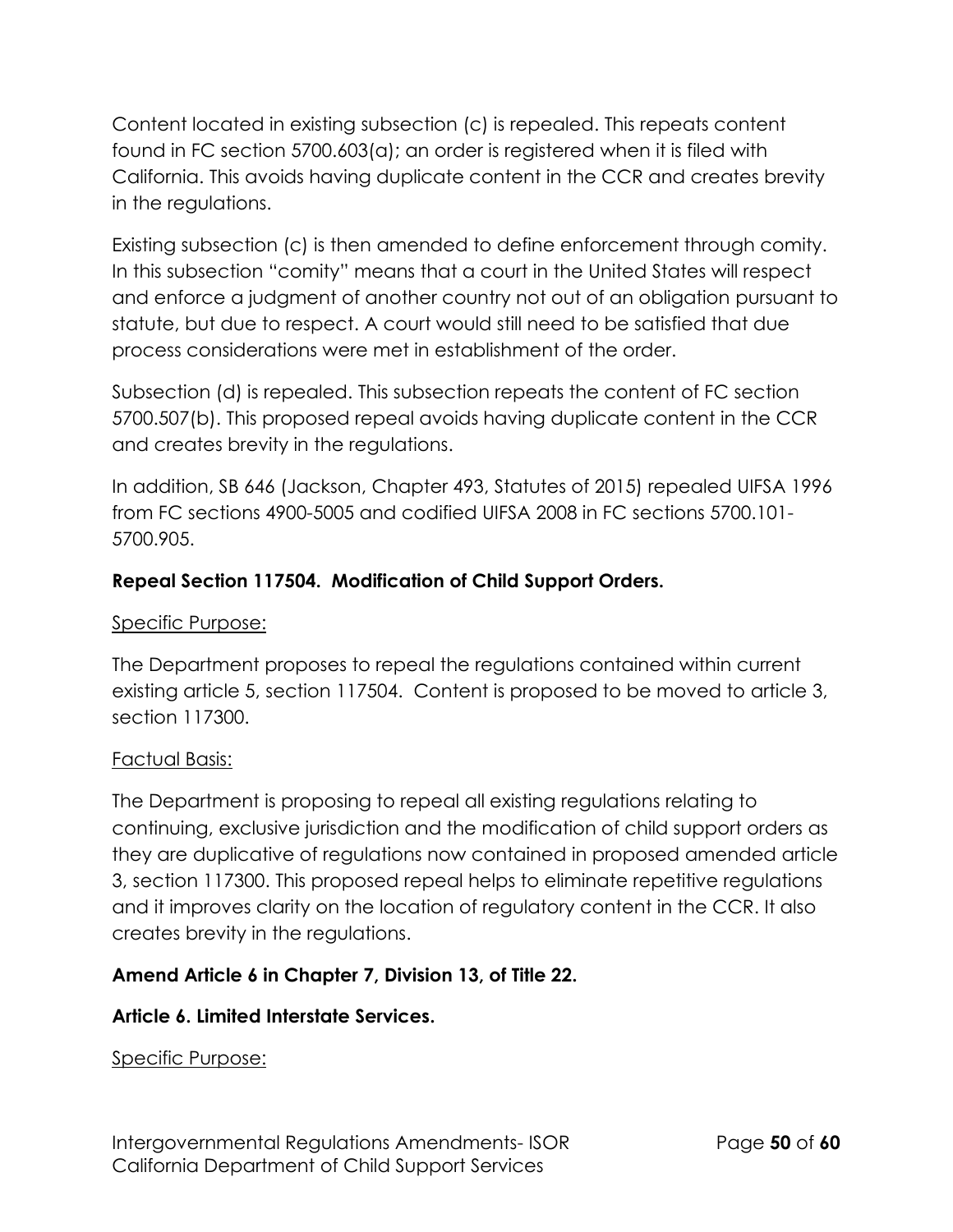Content located in existing subsection (c) is repealed. This repeats content found in FC section 5700.603(a); an order is registered when it is filed with California. This avoids having duplicate content in the CCR and creates brevity in the regulations.

Existing subsection (c) is then amended to define enforcement through comity. In this subsection "comity" means that a court in the United States will respect and enforce a judgment of another country not out of an obligation pursuant to statute, but due to respect. A court would still need to be satisfied that due process considerations were met in establishment of the order.

Subsection (d) is repealed. This subsection repeats the content of FC section 5700.507(b). This proposed repeal avoids having duplicate content in the CCR and creates brevity in the regulations.

In addition, SB 646 (Jackson, Chapter 493, Statutes of 2015) repealed UIFSA 1996 from FC sections 4900-5005 and codified UIFSA 2008 in FC sections 5700.101-5700.905.

**Repeal Section 117504. Modification of Child Support Orders.**

Specific Purpose:

The Department proposes to repeal the regulations contained within current existing article 5, section 117504. Content is proposed to be moved to article 3, section 117300.

Factual Basis:

The Department is proposing to repeal all existing regulations relating to continuing, exclusive jurisdiction and the modification of child support orders as they are duplicative of regulations now contained in proposed amended article 3, section 117300. This proposed repeal helps to eliminate repetitive regulations and it improves clarity on the location of regulatory content in the CCR. It also creates brevity in the regulations.

**Amend Article 6 in Chapter 7, Division 13, of Title 22.**

**Article 6. Limited Interstate Services.**

Specific Purpose: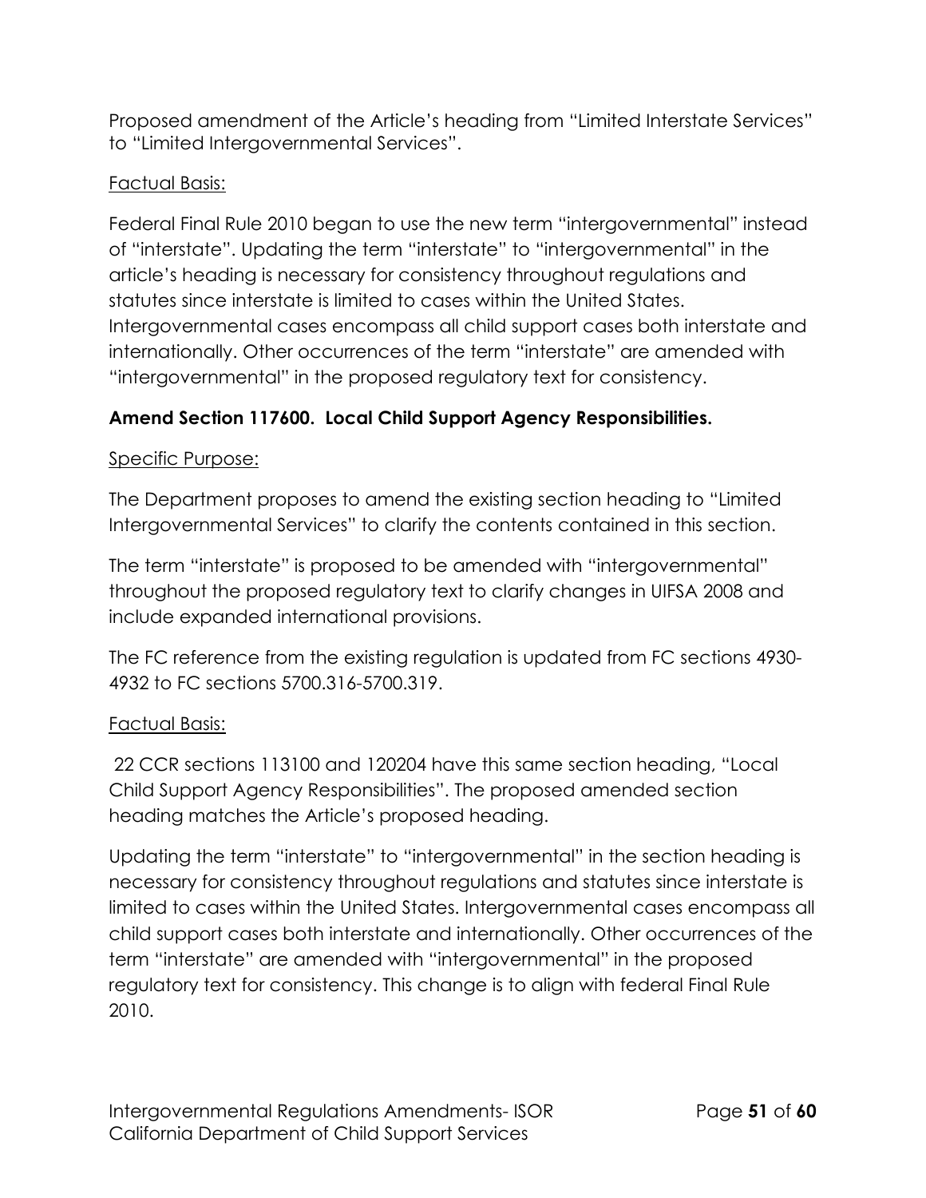Proposed amendment of the Article's heading from "Limited Interstate Services" to "Limited Intergovernmental Services".

<u>Factual Basis:</u>

Federal Final Rule 2010 began to use the new term "intergovernmental" instead of "interstate". Updating the term "interstate" to "intergovernmental" in the article's heading is necessary for consistency throughout regulations and statutes since interstate is limited to cases within the United States. Intergovernmental cases encompass all child support cases both interstate and internationally. Other occurrences of the term "interstate" are amended with "intergovernmental" in the proposed regulatory text for consistency.

**Amend Section 117600. Local Child Support Agency Responsibilities.**

<u>Specific Purpose:</u>

The Department proposes to amend the existing section heading to "Limited Intergovernmental Services" to clarify the contents contained in this section.

The term "interstate" is proposed to be amended with "intergovernmental" throughout the proposed regulatory text to clarify changes in UIFSA 2008 and include expanded international provisions.

The FC reference from the existing regulation is updated from FC sections 4930-4932 to FC sections 5700.316-5700.319.

<u>Factual Basis:</u>

22 CCR sections 113100 and 120204 have this same section heading, "Local Child Support Agency Responsibilities". The proposed amended section heading matches the Article's proposed heading.

Updating the term "interstate" to "intergovernmental" in the section heading is necessary for consistency throughout regulations and statutes since interstate is limited to cases within the United States. Intergovernmental cases encompass all child support cases both interstate and internationally. Other occurrences of the term "interstate" are amended with "intergovernmental" in the proposed regulatory text for consistency. This change is to align with federal Final Rule 2010.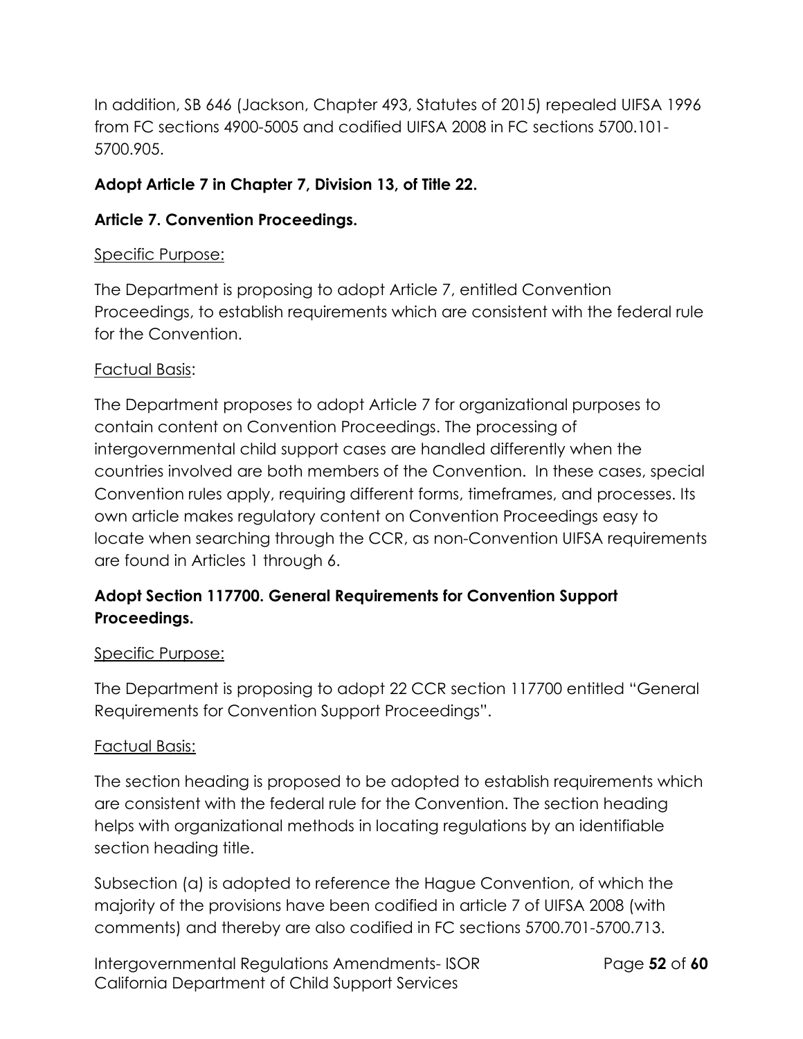In addition, SB 646 (Jackson, Chapter 493, Statutes of 2015) repealed UIFSA 1996 from FC sections 4900-5005 and codified UIFSA 2008 in FC sections 5700.101-5700.905.

**Adopt Article 7 in Chapter 7, Division 13, of Title 22.**

**Article 7. Convention Proceedings.**

<u>Specific Purpose:</u>

The Department is proposing to adopt Article 7, entitled Convention Proceedings, to establish requirements which are consistent with the federal rule for the Convention.

<u>Factual Basis</u>:

The Department proposes to adopt Article 7 for organizational purposes to contain content on Convention Proceedings. The processing of intergovernmental child support cases are handled differently when the countries involved are both members of the Convention. In these cases, special Convention rules apply, requiring different forms, timeframes, and processes. Its own article makes regulatory content on Convention Proceedings easy to locate when searching through the CCR, as non-Convention UIFSA requirements are found in Articles 1 through 6.

**Adopt Section 117700. General Requirements for Convention Support Proceedings.**

<u>Specific Purpose:</u>

The Department is proposing to adopt 22 CCR section 117700 entitled "General Requirements for Convention Support Proceedings".

<u>Factual Basis:</u>

The section heading is proposed to be adopted to establish requirements which are consistent with the federal rule for the Convention. The section heading helps with organizational methods in locating regulations by an identifiable section heading title.

Subsection (a) is adopted to reference the Hague Convention, of which the majority of the provisions have been codified in article 7 of UIFSA 2008 (with comments) and thereby are also codified in FC sections 5700.701-5700.713.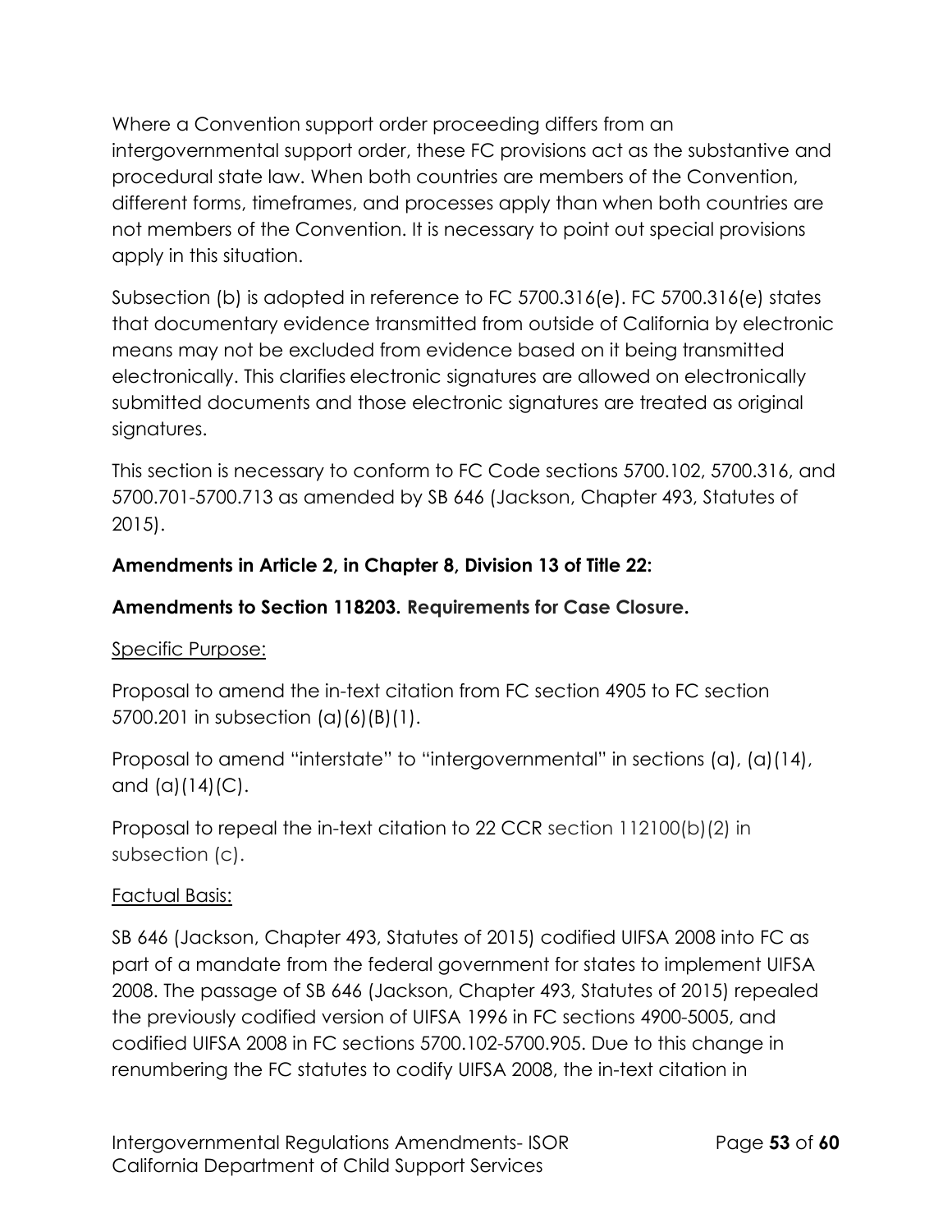Where a Convention support order proceeding differs from an intergovernmental support order, these FC provisions act as the substantive and procedural state law. When both countries are members of the Convention, different forms, timeframes, and processes apply than when both countries are not members of the Convention. It is necessary to point out special provisions apply in this situation.

Subsection (b) is adopted in reference to FC 5700.316(e). FC 5700.316(e) states that documentary evidence transmitted from outside of California by electronic means may not be excluded from evidence based on it being transmitted electronically. This clarifies electronic signatures are allowed on electronically submitted documents and those electronic signatures are treated as original signatures.

This section is necessary to conform to FC Code sections 5700.102, 5700.316, and 5700.701-5700.713 as amended by SB 646 (Jackson, Chapter 493, Statutes of 2015).

**Amendments in Article 2, in Chapter 8, Division 13 of Title 22:**

**Amendments to Section 118203. Requirements for Case Closure.**

<u>Specific Purpose:</u>

Proposal to amend the in-text citation from FC section 4905 to FC section 5700.201 in subsection (a)(6)(B)(1).

Proposal to amend "interstate" to "intergovernmental" in sections (a), (a)(14), and (a)(14)(C).

Proposal to repeal the in-text citation to 22 CCR section 112100(b)(2) in subsection (c).

<u>Factual Basis:</u>

SB 646 (Jackson, Chapter 493, Statutes of 2015) codified UIFSA 2008 into FC as part of a mandate from the federal government for states to implement UIFSA 2008. The passage of SB 646 (Jackson, Chapter 493, Statutes of 2015) repealed the previously codified version of UIFSA 1996 in FC sections 4900-5005, and codified UIFSA 2008 in FC sections 5700.102-5700.905. Due to this change in renumbering the FC statutes to codify UIFSA 2008, the in-text citation in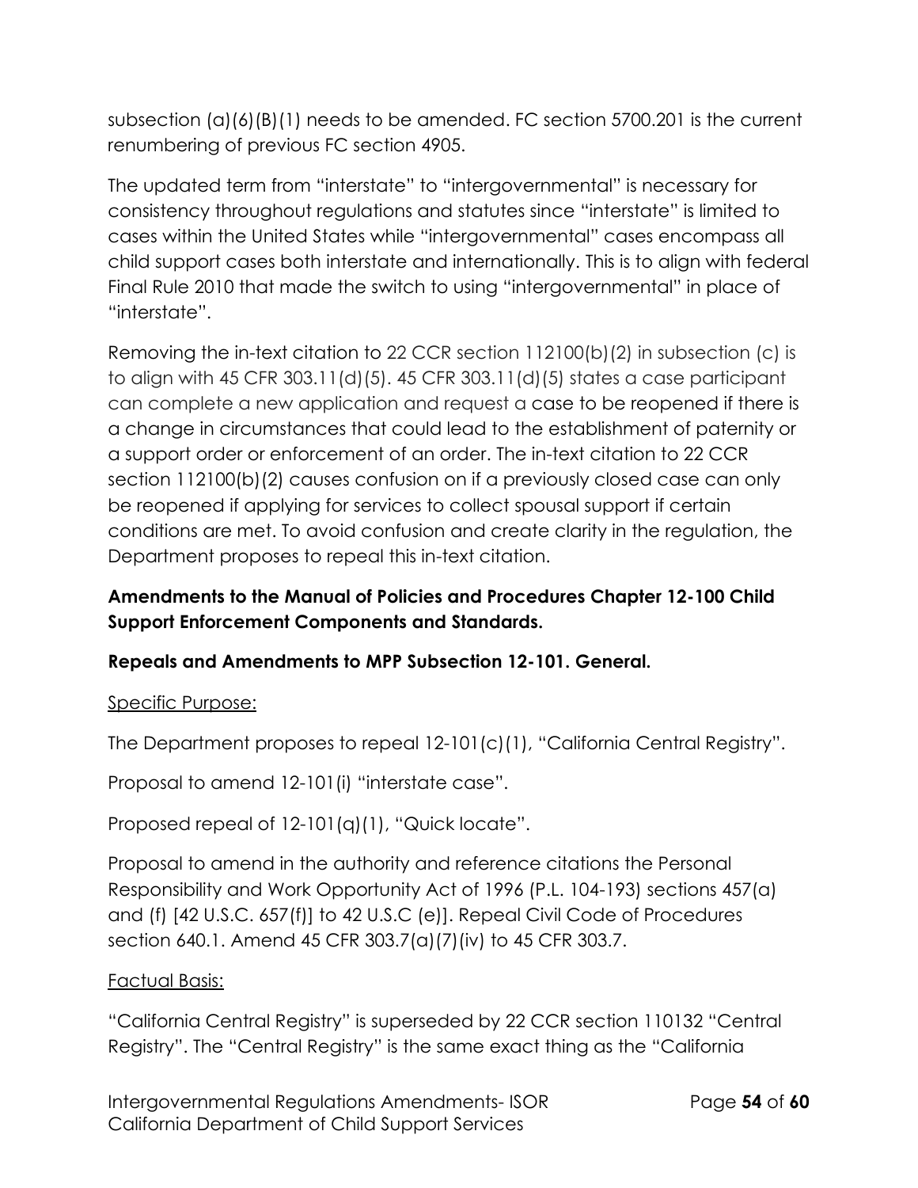subsection (a)(6)(B)(1) needs to be amended. FC section 5700.201 is the current renumbering of previous FC section 4905.

The updated term from "interstate" to "intergovernmental" is necessary for consistency throughout regulations and statutes since "interstate" is limited to cases within the United States while "intergovernmental" cases encompass all child support cases both interstate and internationally. This is to align with federal Final Rule 2010 that made the switch to using "intergovernmental" in place of "interstate".

Removing the in-text citation to 22 CCR section 112100(b)(2) in subsection (c) is to align with 45 CFR 303.11(d)(5). 45 CFR 303.11(d)(5) states a case participant can complete a new application and request a case to be reopened if there is a change in circumstances that could lead to the establishment of paternity or a support order or enforcement of an order. The in-text citation to 22 CCR section 112100(b)(2) causes confusion on if a previously closed case can only be reopened if applying for services to collect spousal support if certain conditions are met. To avoid confusion and create clarity in the regulation, the Department proposes to repeal this in-text citation.

**Amendments to the Manual of Policies and Procedures Chapter 12-100 Child Support Enforcement Components and Standards.**

**Repeals and Amendments to MPP Subsection 12-101. General.**

Specific Purpose:

The Department proposes to repeal 12-101(c)(1), "California Central Registry".

Proposal to amend 12-101(i) "interstate case".

Proposed repeal of 12-101(q)(1), "Quick locate".

Proposal to amend in the authority and reference citations the Personal Responsibility and Work Opportunity Act of 1996 (P.L. 104-193) sections 457(a) and (f) [42 U.S.C. 657(f)] to 42 U.S.C (e)]. Repeal Civil Code of Procedures section 640.1. Amend 45 CFR 303.7(a)(7)(iv) to 45 CFR 303.7.

Factual Basis:

"California Central Registry" is superseded by 22 CCR section 110132 "Central Registry". The "Central Registry" is the same exact thing as the "California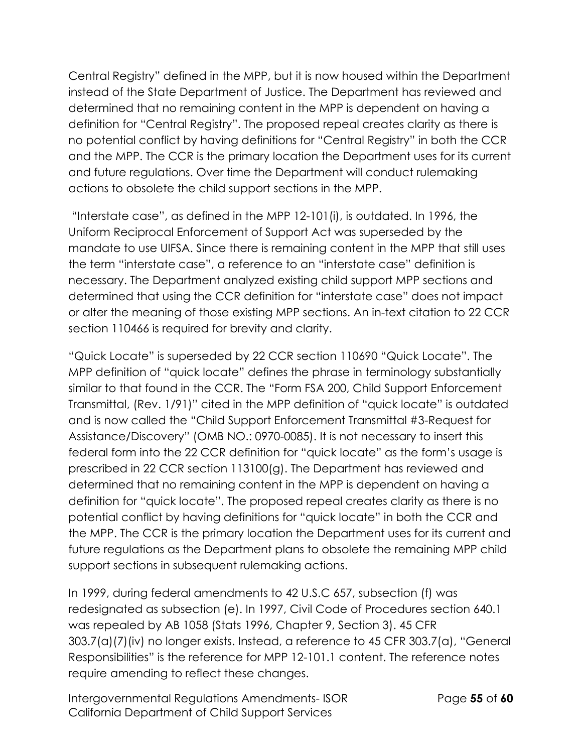Central Registry" defined in the MPP, but it is now housed within the Department instead of the State Department of Justice. The Department has reviewed and determined that no remaining content in the MPP is dependent on having a definition for "Central Registry". The proposed repeal creates clarity as there is no potential conflict by having definitions for "Central Registry" in both the CCR and the MPP. The CCR is the primary location the Department uses for its current and future regulations. Over time the Department will conduct rulemaking actions to obsolete the child support sections in the MPP.

"Interstate case", as defined in the MPP 12-101(i), is outdated. In 1996, the Uniform Reciprocal Enforcement of Support Act was superseded by the mandate to use UIFSA. Since there is remaining content in the MPP that still uses the term "interstate case", a reference to an "interstate case" definition is necessary. The Department analyzed existing child support MPP sections and determined that using the CCR definition for "interstate case" does not impact or alter the meaning of those existing MPP sections. An in-text citation to 22 CCR section 110466 is required for brevity and clarity.

"Quick Locate" is superseded by 22 CCR section 110690 "Quick Locate". The MPP definition of "quick locate" defines the phrase in terminology substantially similar to that found in the CCR. The "Form FSA 200, Child Support Enforcement Transmittal, (Rev. 1/91)" cited in the MPP definition of "quick locate" is outdated and is now called the "Child Support Enforcement Transmittal #3-Request for Assistance/Discovery" (OMB NO.: 0970-0085). It is not necessary to insert this federal form into the 22 CCR definition for "quick locate" as the form's usage is prescribed in 22 CCR section 113100(g). The Department has reviewed and determined that no remaining content in the MPP is dependent on having a definition for "quick locate". The proposed repeal creates clarity as there is no potential conflict by having definitions for "quick locate" in both the CCR and the MPP. The CCR is the primary location the Department uses for its current and future regulations as the Department plans to obsolete the remaining MPP child support sections in subsequent rulemaking actions.

In 1999, during federal amendments to 42 U.S.C 657, subsection (f) was redesignated as subsection (e). In 1997, Civil Code of Procedures section 640.1 was repealed by AB 1058 (Stats 1996, Chapter 9, Section 3). 45 CFR 303.7(a)(7)(iv) no longer exists. Instead, a reference to 45 CFR 303.7(a), "General Responsibilities" is the reference for MPP 12-101.1 content. The reference notes require amending to reflect these changes.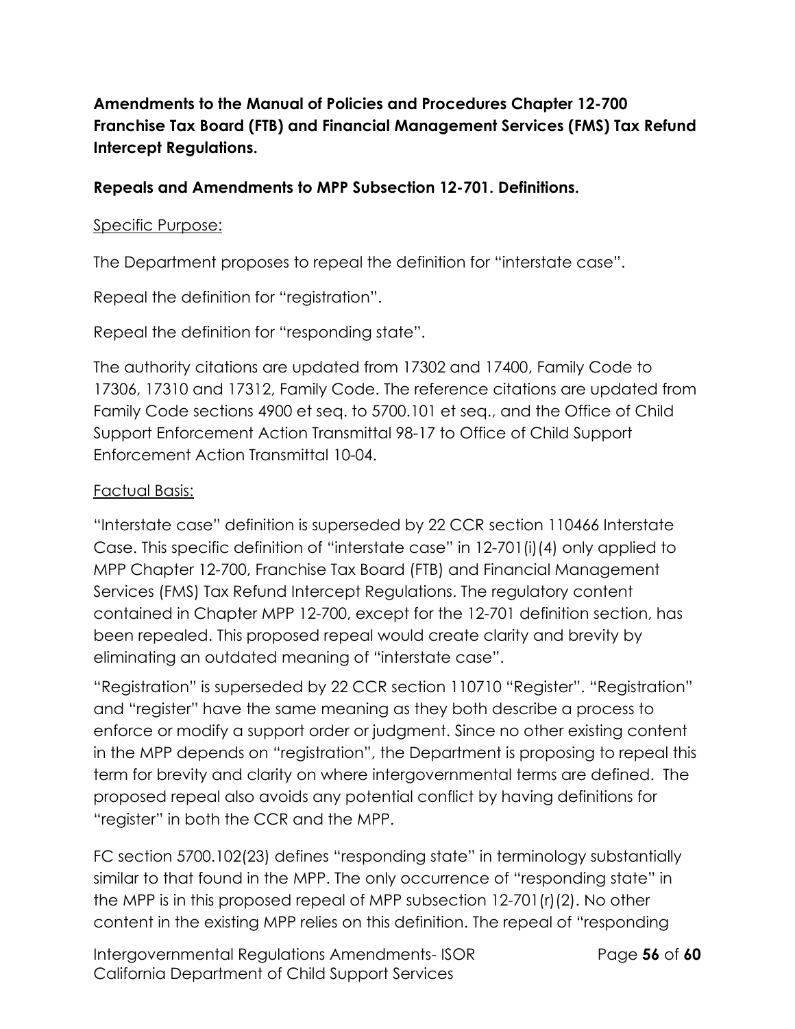**Amendments to the Manual of Policies and Procedures Chapter 12-700 Franchise Tax Board (FTB) and Financial Management Services (FMS) Tax Refund Intercept Regulations.**

**Repeals and Amendments to MPP Subsection 12-701. Definitions.**

Specific Purpose:

The Department proposes to repeal the definition for "interstate case".

Repeal the definition for "registration".

Repeal the definition for "responding state".

The authority citations are updated from 17302 and 17400, Family Code to 17306, 17310 and 17312, Family Code. The reference citations are updated from Family Code sections 4900 et seq. to 5700.101 et seq., and the Office of Child Support Enforcement Action Transmittal 98-17 to Office of Child Support Enforcement Action Transmittal 10-04.

Factual Basis:

"Interstate case" definition is superseded by 22 CCR section 110466 Interstate Case. This specific definition of "interstate case" in 12-701(i)(4) only applied to MPP Chapter 12-700, Franchise Tax Board (FTB) and Financial Management Services (FMS) Tax Refund Intercept Regulations. The regulatory content contained in Chapter MPP 12-700, except for the 12-701 definition section, has been repealed. This proposed repeal would create clarity and brevity by eliminating an outdated meaning of "interstate case".

"Registration" is superseded by 22 CCR section 110710 "Register". "Registration" and "register" have the same meaning as they both describe a process to enforce or modify a support order or judgment. Since no other existing content in the MPP depends on "registration", the Department is proposing to repeal this term for brevity and clarity on where intergovernmental terms are defined. The proposed repeal also avoids any potential conflict by having definitions for "register" in both the CCR and the MPP.

FC section 5700.102(23) defines "responding state" in terminology substantially similar to that found in the MPP. The only occurrence of "responding state" in the MPP is in this proposed repeal of MPP subsection 12-701(r)(2). No other content in the existing MPP relies on this definition. The repeal of "responding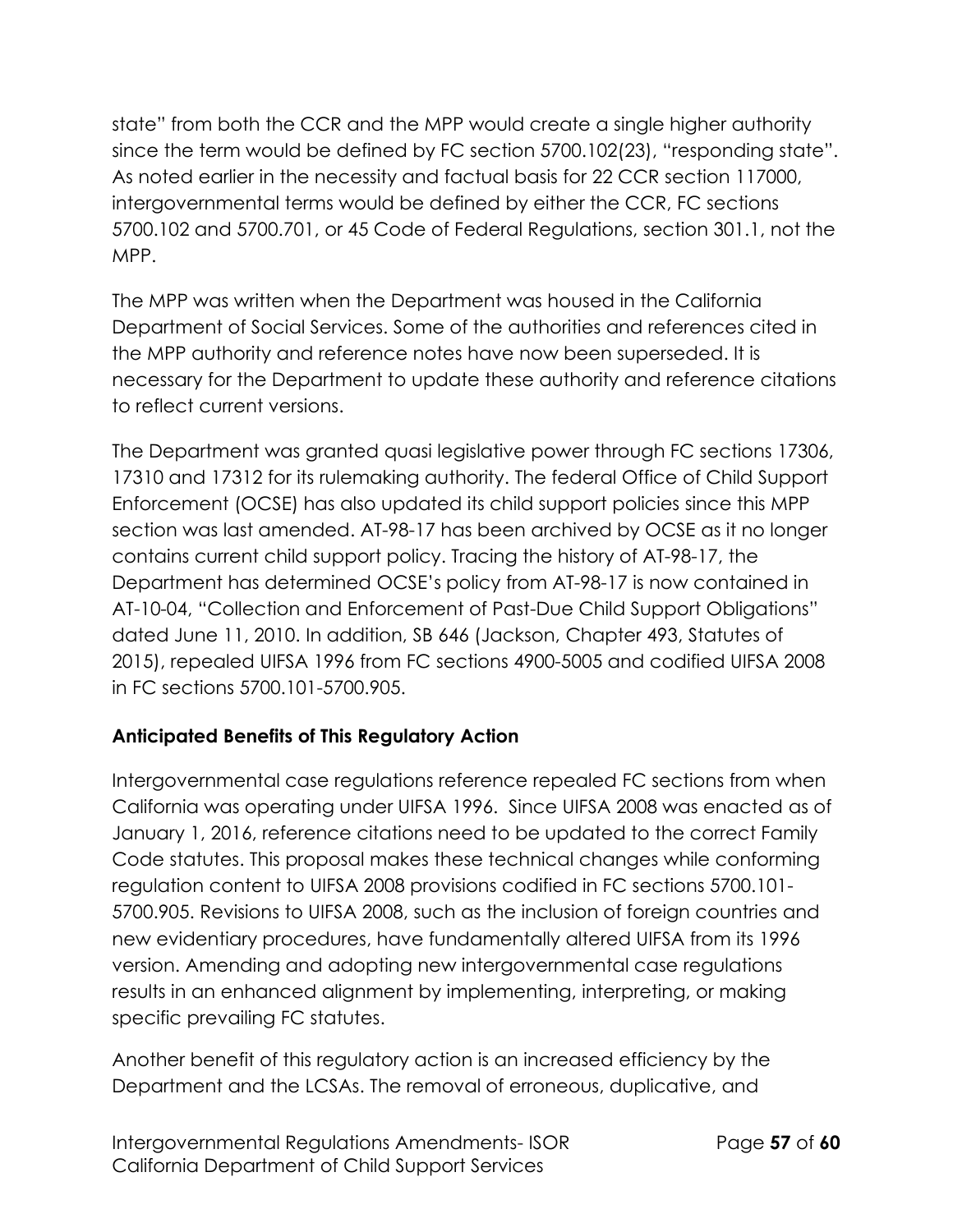state" from both the CCR and the MPP would create a single higher authority since the term would be defined by FC section 5700.102(23), "responding state". As noted earlier in the necessity and factual basis for 22 CCR section 117000, intergovernmental terms would be defined by either the CCR, FC sections 5700.102 and 5700.701, or 45 Code of Federal Regulations, section 301.1, not the MPP.

The MPP was written when the Department was housed in the California Department of Social Services. Some of the authorities and references cited in the MPP authority and reference notes have now been superseded. It is necessary for the Department to update these authority and reference citations to reflect current versions.

The Department was granted quasi legislative power through FC sections 17306, 17310 and 17312 for its rulemaking authority. The federal Office of Child Support Enforcement (OCSE) has also updated its child support policies since this MPP section was last amended. AT-98-17 has been archived by OCSE as it no longer contains current child support policy. Tracing the history of AT-98-17, the Department has determined OCSE's policy from AT-98-17 is now contained in AT-10-04, "Collection and Enforcement of Past-Due Child Support Obligations" dated June 11, 2010. In addition, SB 646 (Jackson, Chapter 493, Statutes of 2015), repealed UIFSA 1996 from FC sections 4900-5005 and codified UIFSA 2008 in FC sections 5700.101-5700.905.

**Anticipated Benefits of This Regulatory Action**

Intergovernmental case regulations reference repealed FC sections from when California was operating under UIFSA 1996. Since UIFSA 2008 was enacted as of January 1, 2016, reference citations need to be updated to the correct Family Code statutes. This proposal makes these technical changes while conforming regulation content to UIFSA 2008 provisions codified in FC sections 5700.101-5700.905. Revisions to UIFSA 2008, such as the inclusion of foreign countries and new evidentiary procedures, have fundamentally altered UIFSA from its 1996 version. Amending and adopting new intergovernmental case regulations results in an enhanced alignment by implementing, interpreting, or making specific prevailing FC statutes.

Another benefit of this regulatory action is an increased efficiency by the Department and the LCSAs. The removal of erroneous, duplicative, and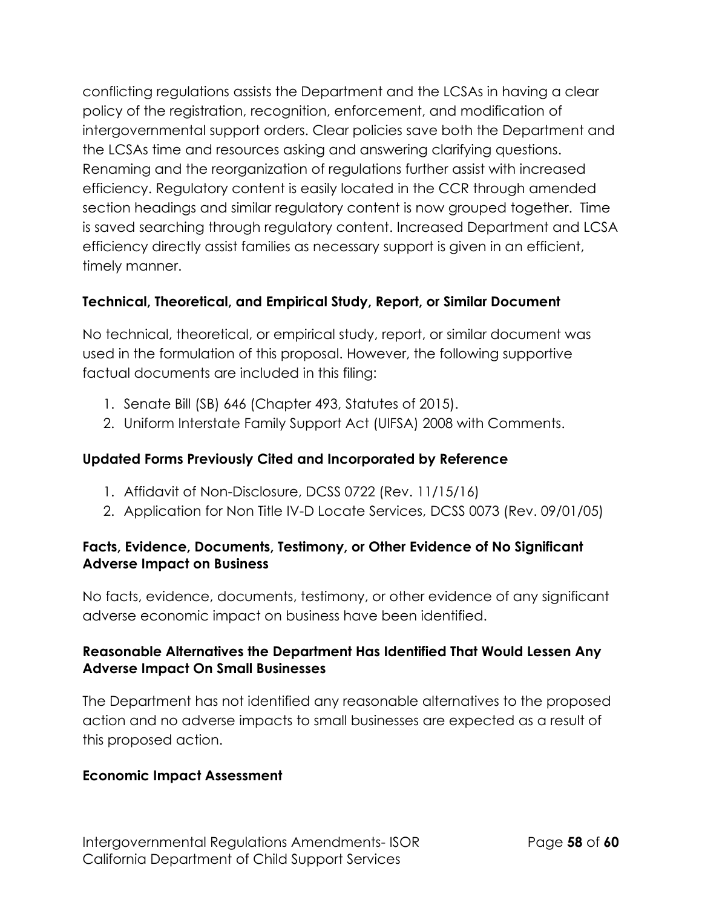conflicting regulations assists the Department and the LCSAs in having a clear policy of the registration, recognition, enforcement, and modification of intergovernmental support orders. Clear policies save both the Department and the LCSAs time and resources asking and answering clarifying questions. Renaming and the reorganization of regulations further assist with increased efficiency. Regulatory content is easily located in the CCR through amended section headings and similar regulatory content is now grouped together. Time is saved searching through regulatory content. Increased Department and LCSA efficiency directly assist families as necessary support is given in an efficient, timely manner.

### Technical, Theoretical, and Empirical Study, Report, or Similar Document

No technical, theoretical, or empirical study, report, or similar document was used in the formulation of this proposal. However, the following supportive factual documents are included in this filing:

1. Senate Bill (SB) 646 (Chapter 493, Statutes of 2015).
2. Uniform Interstate Family Support Act (UIFSA) 2008 with Comments.

### Updated Forms Previously Cited and Incorporated by Reference

1. Affidavit of Non-Disclosure, DCSS 0722 (Rev. 11/15/16)
2. Application for Non Title IV-D Locate Services, DCSS 0073 (Rev. 09/01/05)

### Facts, Evidence, Documents, Testimony, or Other Evidence of No Significant Adverse Impact on Business

No facts, evidence, documents, testimony, or other evidence of any significant adverse economic impact on business have been identified.

### Reasonable Alternatives the Department Has Identified That Would Lessen Any Adverse Impact On Small Businesses

The Department has not identified any reasonable alternatives to the proposed action and no adverse impacts to small businesses are expected as a result of this proposed action.

### Economic Impact Assessment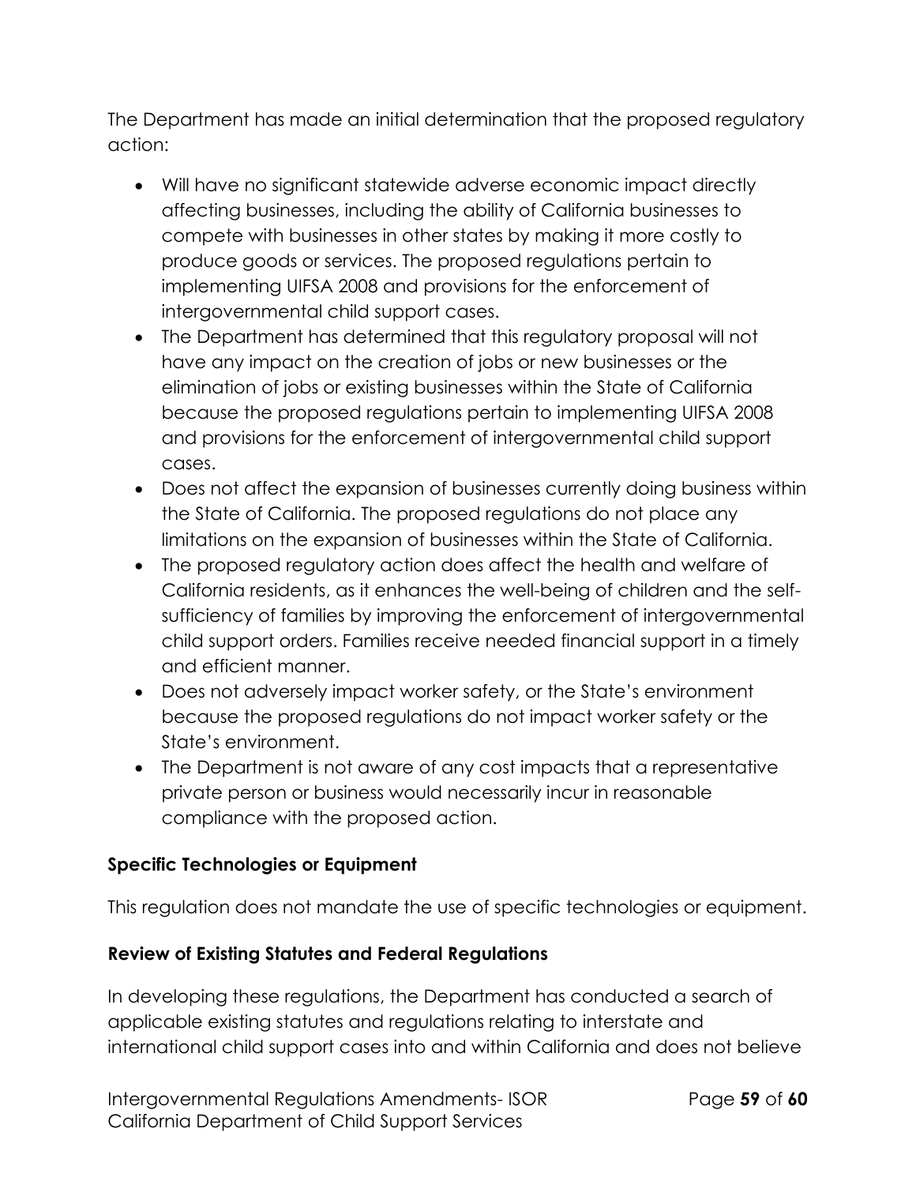The Department has made an initial determination that the proposed regulatory action:

- Will have no significant statewide adverse economic impact directly affecting businesses, including the ability of California businesses to compete with businesses in other states by making it more costly to produce goods or services. The proposed regulations pertain to implementing UIFSA 2008 and provisions for the enforcement of intergovernmental child support cases.
- The Department has determined that this regulatory proposal will not have any impact on the creation of jobs or new businesses or the elimination of jobs or existing businesses within the State of California because the proposed regulations pertain to implementing UIFSA 2008 and provisions for the enforcement of intergovernmental child support cases.
- Does not affect the expansion of businesses currently doing business within the State of California. The proposed regulations do not place any limitations on the expansion of businesses within the State of California.
- The proposed regulatory action does affect the health and welfare of California residents, as it enhances the well-being of children and the self-sufficiency of families by improving the enforcement of intergovernmental child support orders. Families receive needed financial support in a timely and efficient manner.
- Does not adversely impact worker safety, or the State's environment because the proposed regulations do not impact worker safety or the State's environment.
- The Department is not aware of any cost impacts that a representative private person or business would necessarily incur in reasonable compliance with the proposed action.

**Specific Technologies or Equipment**

This regulation does not mandate the use of specific technologies or equipment.

**Review of Existing Statutes and Federal Regulations**

In developing these regulations, the Department has conducted a search of applicable existing statutes and regulations relating to interstate and international child support cases into and within California and does not believe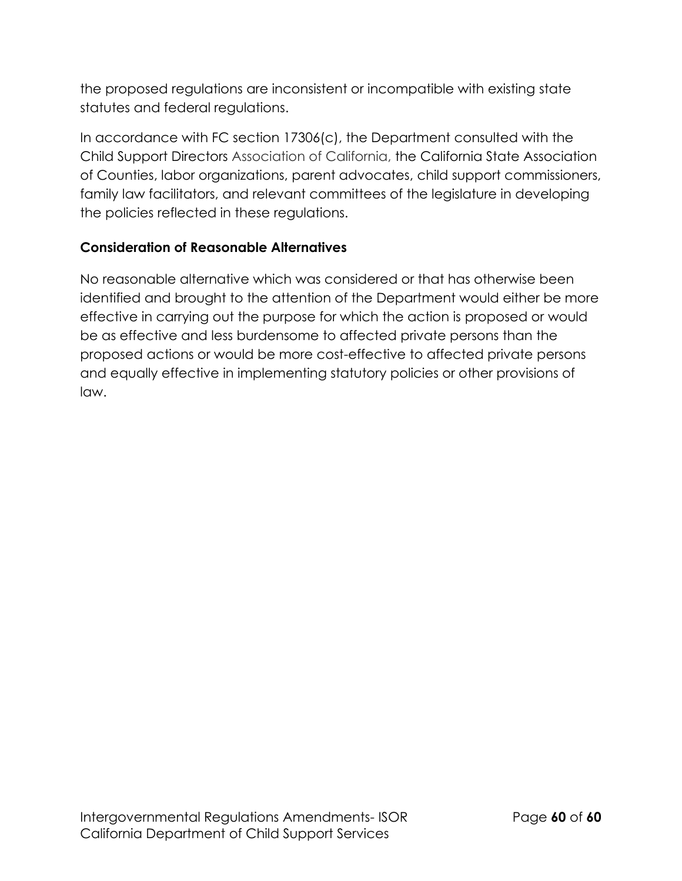the proposed regulations are inconsistent or incompatible with existing state statutes and federal regulations.

In accordance with FC section 17306(c), the Department consulted with the Child Support Directors Association of California, the California State Association of Counties, labor organizations, parent advocates, child support commissioners, family law facilitators, and relevant committees of the legislature in developing the policies reflected in these regulations.

**Consideration of Reasonable Alternatives**

No reasonable alternative which was considered or that has otherwise been identified and brought to the attention of the Department would either be more effective in carrying out the purpose for which the action is proposed or would be as effective and less burdensome to affected private persons than the proposed actions or would be more cost-effective to affected private persons and equally effective in implementing statutory policies or other provisions of law.